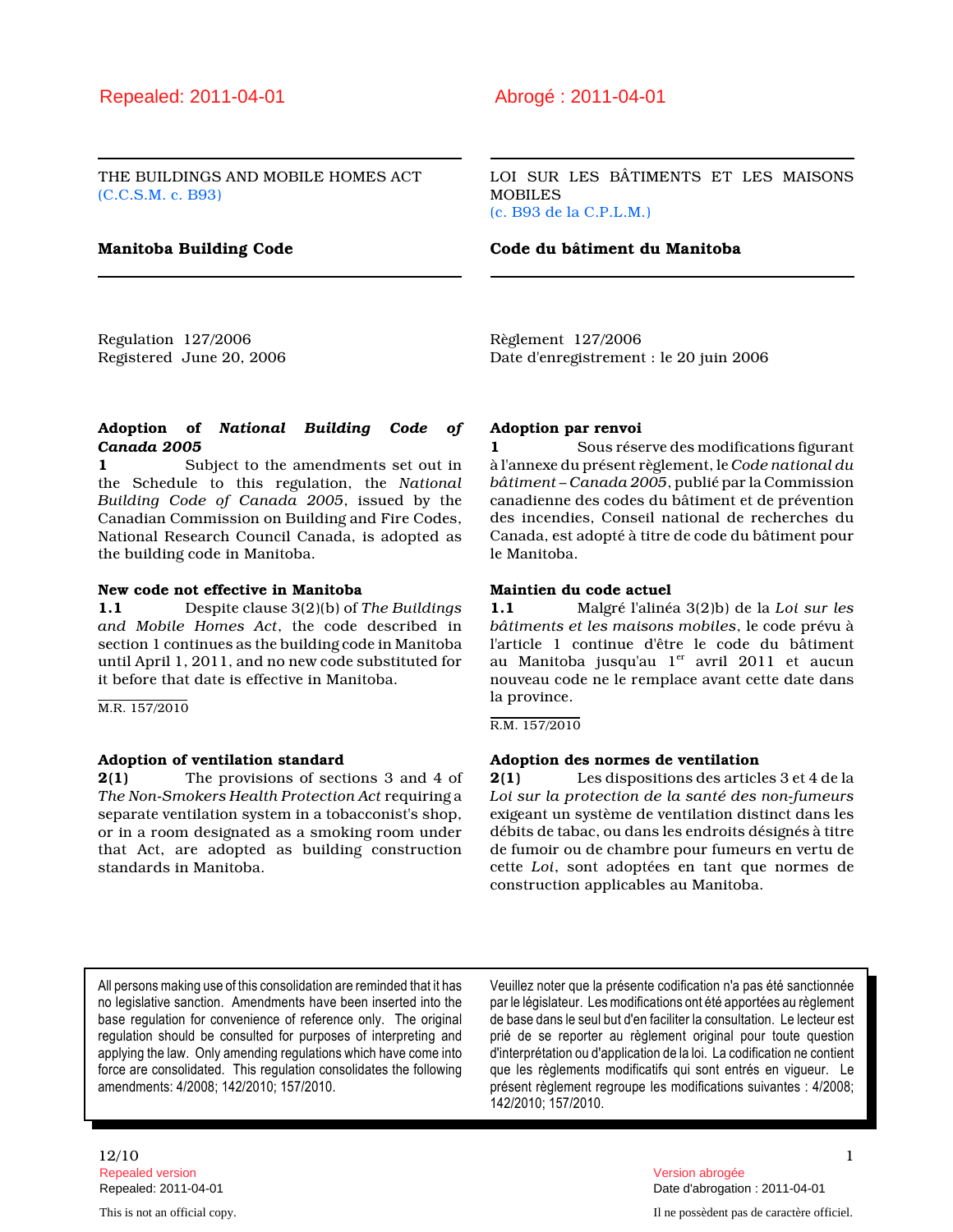Repealed: 2011-04-01

THE BUILDINGS AND MOBILE HOMES ACT
(C.C.S.M. c. B93)

# Manitoba Building Code

Regulation 127/2006
Registered June 20, 2006

**Adoption of *National Building Code of Canada 2005***

**1** Subject to the amendments set out in the Schedule to this regulation, the *National Building Code of Canada 2005*, issued by the Canadian Commission on Building and Fire Codes, National Research Council Canada, is adopted as the building code in Manitoba.

**New code not effective in Manitoba**

**1.1** Despite clause 3(2)(b) of *The Buildings and Mobile Homes Act*, the code described in section 1 continues as the building code in Manitoba until April 1, 2011, and no new code substituted for it before that date is effective in Manitoba.

M.R. 157/2010

**Adoption of ventilation standard**

**2(1)** The provisions of sections 3 and 4 of *The Non-Smokers Health Protection Act* requiring a separate ventilation system in a tobacconist's shop, or in a room designated as a smoking room under that Act, are adopted as building construction standards in Manitoba.

All persons making use of this consolidation are reminded that it has no legislative sanction. Amendments have been inserted into the base regulation for convenience of reference only. The original regulation should be consulted for purposes of interpreting and applying the law. Only amending regulations which have come into force are consolidated. This regulation consolidates the following amendments: 4/2008; 142/2010; 157/2010.

---

Abrogé : 2011-04-01

LOI SUR LES BÂTIMENTS ET LES MAISONS MOBILES
(c. B93 de la C.P.L.M.)

# Code du bâtiment du Manitoba

Règlement 127/2006
Date d'enregistrement : le 20 juin 2006

**Adoption par renvoi**

**1** Sous réserve des modifications figurant à l'annexe du présent règlement, le *Code national du bâtiment – Canada 2005*, publié par la Commission canadienne des codes du bâtiment et de prévention des incendies, Conseil national de recherches du Canada, est adopté à titre de code du bâtiment pour le Manitoba.

**Maintien du code actuel**

**1.1** Malgré l'alinéa 3(2)b) de la *Loi sur les bâtiments et les maisons mobiles*, le code prévu à l'article 1 continue d'être le code du bâtiment au Manitoba jusqu'au 1er avril 2011 et aucun nouveau code ne le remplace avant cette date dans la province.

R.M. 157/2010

**Adoption des normes de ventilation**

**2(1)** Les dispositions des articles 3 et 4 de la *Loi sur la protection de la santé des non-fumeurs* exigeant un système de ventilation distinct dans les débits de tabac, ou dans les endroits désignés à titre de fumoir ou de chambre pour fumeurs en vertu de cette *Loi*, sont adoptées en tant que normes de construction applicables au Manitoba.

Veuillez noter que la présente codification n'a pas été sanctionnée par le législateur. Les modifications ont été apportées au règlement de base dans le seul but d'en faciliter la consultation. Le lecteur est prié de se reporter au règlement original pour toute question d'interprétation ou d'application de la loi. La codification ne contient que les règlements modificatifs qui sont entrés en vigueur. Le présent règlement regroupe les modifications suivantes : 4/2008; 142/2010; 157/2010.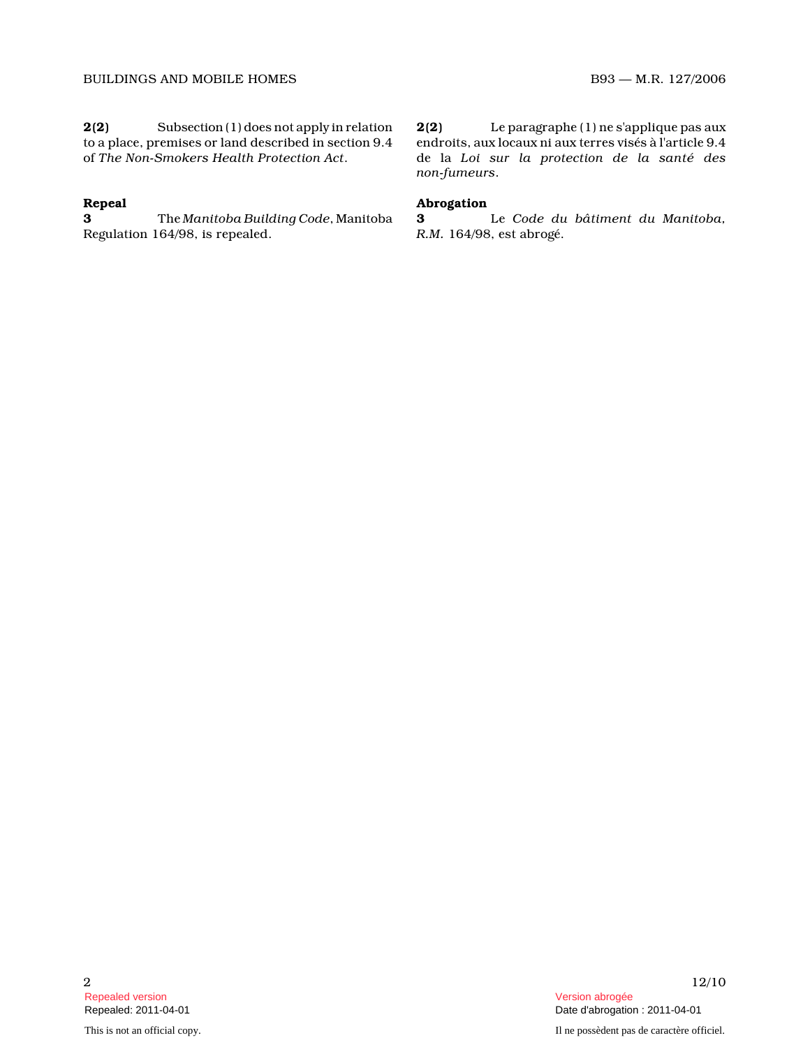**2(2)** Subsection (1) does not apply in relation to a place, premises or land described in section 9.4 of *The Non-Smokers Health Protection Act*.

**Repeal**

**3** The *Manitoba Building Code*, Manitoba Regulation 164/98, is repealed.

**2(2)** Le paragraphe (1) ne s'applique pas aux endroits, aux locaux ni aux terres visés à l'article 9.4 de la *Loi sur la protection de la santé des non-fumeurs*.

**Abrogation**

**3** Le *Code du bâtiment du Manitoba*, *R.M.* 164/98, est abrogé.

Repealed version
Repealed: 2011-04-01

Version abrogée
Date d'abrogation : 2011-04-01

This is not an official copy.

Il ne possèdent pas de caractère officiel.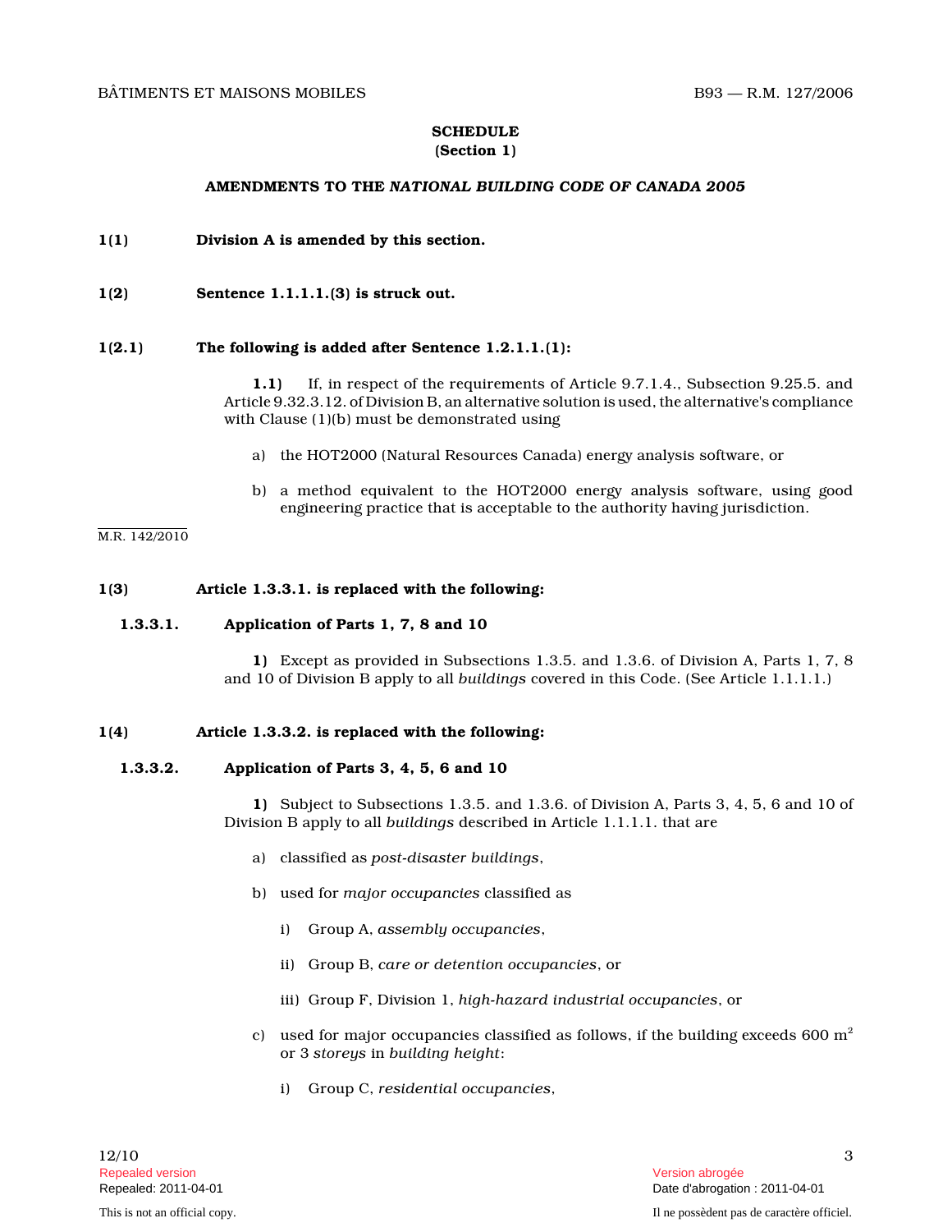**SCHEDULE**
**(Section 1)**

**AMENDMENTS TO THE *NATIONAL BUILDING CODE OF CANADA 2005***

**1(1) Division A is amended by this section.**

**1(2) Sentence 1.1.1.1.(3) is struck out.**

**1(2.1) The following is added after Sentence 1.2.1.1.(1):**

**1.1)** If, in respect of the requirements of Article 9.7.1.4., Subsection 9.25.5. and Article 9.32.3.12. of Division B, an alternative solution is used, the alternative's compliance with Clause (1)(b) must be demonstrated using

a) the HOT2000 (Natural Resources Canada) energy analysis software, or

b) a method equivalent to the HOT2000 energy analysis software, using good engineering practice that is acceptable to the authority having jurisdiction.

M.R. 142/2010

**1(3) Article 1.3.3.1. is replaced with the following:**

**1.3.3.1. Application of Parts 1, 7, 8 and 10**

**1)** Except as provided in Subsections 1.3.5. and 1.3.6. of Division A, Parts 1, 7, 8 and 10 of Division B apply to all *buildings* covered in this Code. (See Article 1.1.1.1.)

**1(4) Article 1.3.3.2. is replaced with the following:**

**1.3.3.2. Application of Parts 3, 4, 5, 6 and 10**

**1)** Subject to Subsections 1.3.5. and 1.3.6. of Division A, Parts 3, 4, 5, 6 and 10 of Division B apply to all *buildings* described in Article 1.1.1.1. that are

a) classified as *post-disaster buildings*,

b) used for *major occupancies* classified as

i) Group A, *assembly occupancies*,

ii) Group B, *care or detention occupancies*, or

iii) Group F, Division 1, *high-hazard industrial occupancies*, or

c) used for major occupancies classified as follows, if the building exceeds 600 $m^2$ or 3 *storeys* in *building height*:

i) Group C, *residential occupancies*,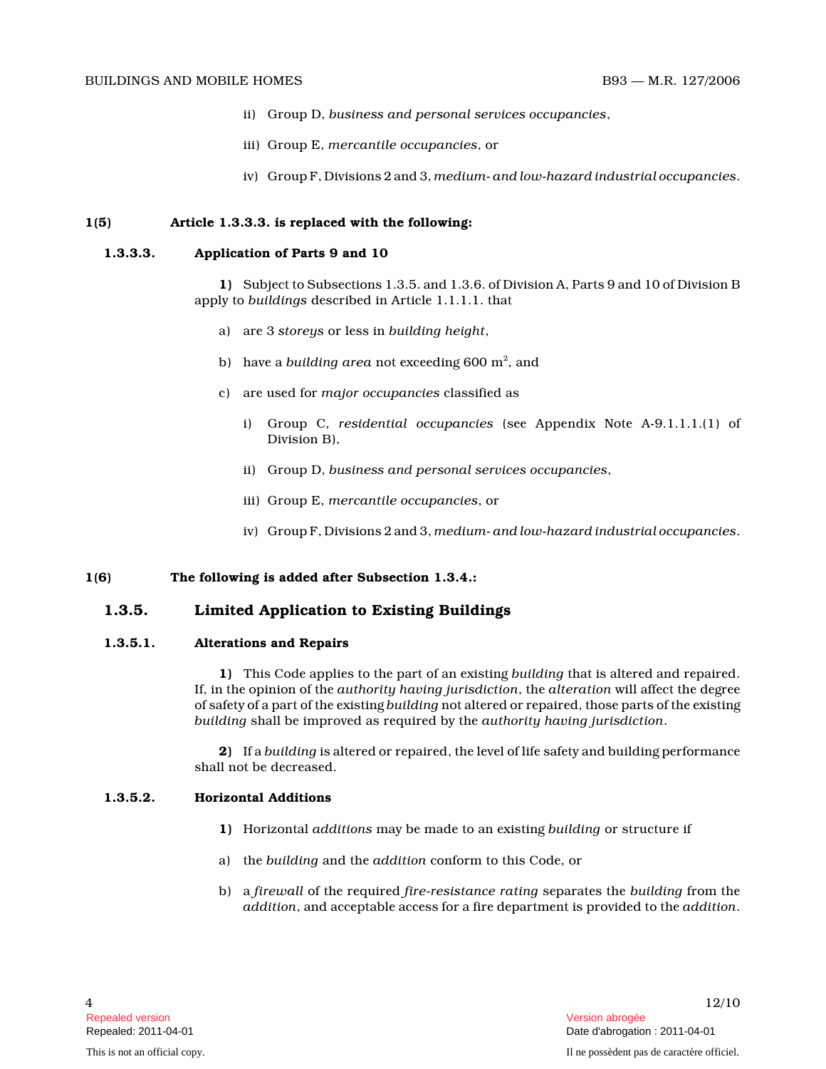ii) Group D, *business and personal services occupancies*,

iii) Group E, *mercantile occupancies*, or

iv) Group F, Divisions 2 and 3, *medium- and low-hazard industrial occupancies*.

**1(5) Article 1.3.3.3. is replaced with the following:**

**1.3.3.3. Application of Parts 9 and 10**

**1)** Subject to Subsections 1.3.5. and 1.3.6. of Division A, Parts 9 and 10 of Division B apply to *buildings* described in Article 1.1.1.1. that

a) are 3 *storeys* or less in *building height*,

b) have a *building area* not exceeding 600 $m^2$, and

c) are used for *major occupancies* classified as

i) Group C, *residential occupancies* (see Appendix Note A-9.1.1.1.(1) of Division B),

ii) Group D, *business and personal services occupancies*,

iii) Group E, *mercantile occupancies*, or

iv) Group F, Divisions 2 and 3, *medium- and low-hazard industrial occupancies*.

**1(6) The following is added after Subsection 1.3.4.:**

## 1.3.5. Limited Application to Existing Buildings

### 1.3.5.1. Alterations and Repairs

**1)** This Code applies to the part of an existing *building* that is altered and repaired. If, in the opinion of the *authority having jurisdiction*, the *alteration* will affect the degree of safety of a part of the existing *building* not altered or repaired, those parts of the existing *building* shall be improved as required by the *authority having jurisdiction*.

**2)** If a *building* is altered or repaired, the level of life safety and building performance shall not be decreased.

### 1.3.5.2. Horizontal Additions

**1)** Horizontal *additions* may be made to an existing *building* or structure if

a) the *building* and the *addition* conform to this Code, or

b) a *firewall* of the required *fire-resistance rating* separates the *building* from the *addition*, and acceptable access for a fire department is provided to the *addition*.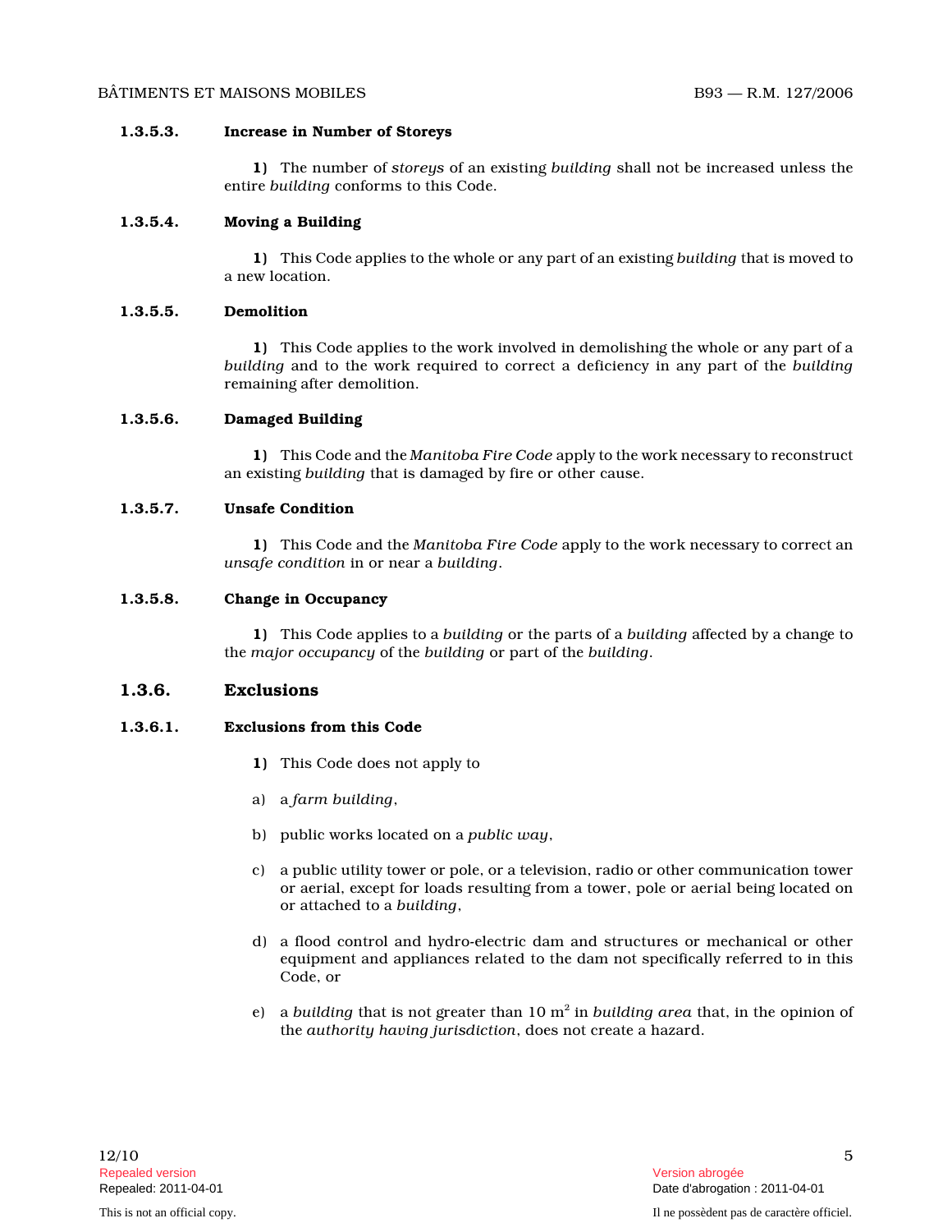#### 1.3.5.3. Increase in Number of Storeys

**1)** The number of *storeys* of an existing *building* shall not be increased unless the entire *building* conforms to this Code.

#### 1.3.5.4. Moving a Building

**1)** This Code applies to the whole or any part of an existing *building* that is moved to a new location.

#### 1.3.5.5. Demolition

**1)** This Code applies to the work involved in demolishing the whole or any part of a *building* and to the work required to correct a deficiency in any part of the *building* remaining after demolition.

#### 1.3.5.6. Damaged Building

**1)** This Code and the *Manitoba Fire Code* apply to the work necessary to reconstruct an existing *building* that is damaged by fire or other cause.

#### 1.3.5.7. Unsafe Condition

**1)** This Code and the *Manitoba Fire Code* apply to the work necessary to correct an *unsafe condition* in or near a *building*.

#### 1.3.5.8. Change in Occupancy

**1)** This Code applies to a *building* or the parts of a *building* affected by a change to the *major occupancy* of the *building* or part of the *building*.

### 1.3.6. Exclusions

#### 1.3.6.1. Exclusions from this Code

**1)** This Code does not apply to

a) a *farm building*,

b) public works located on a *public way*,

c) a public utility tower or pole, or a television, radio or other communication tower or aerial, except for loads resulting from a tower, pole or aerial being located on or attached to a *building*,

d) a flood control and hydro-electric dam and structures or mechanical or other equipment and appliances related to the dam not specifically referred to in this Code, or

e) a *building* that is not greater than 10 $m^2$ in *building area* that, in the opinion of the *authority having jurisdiction*, does not create a hazard.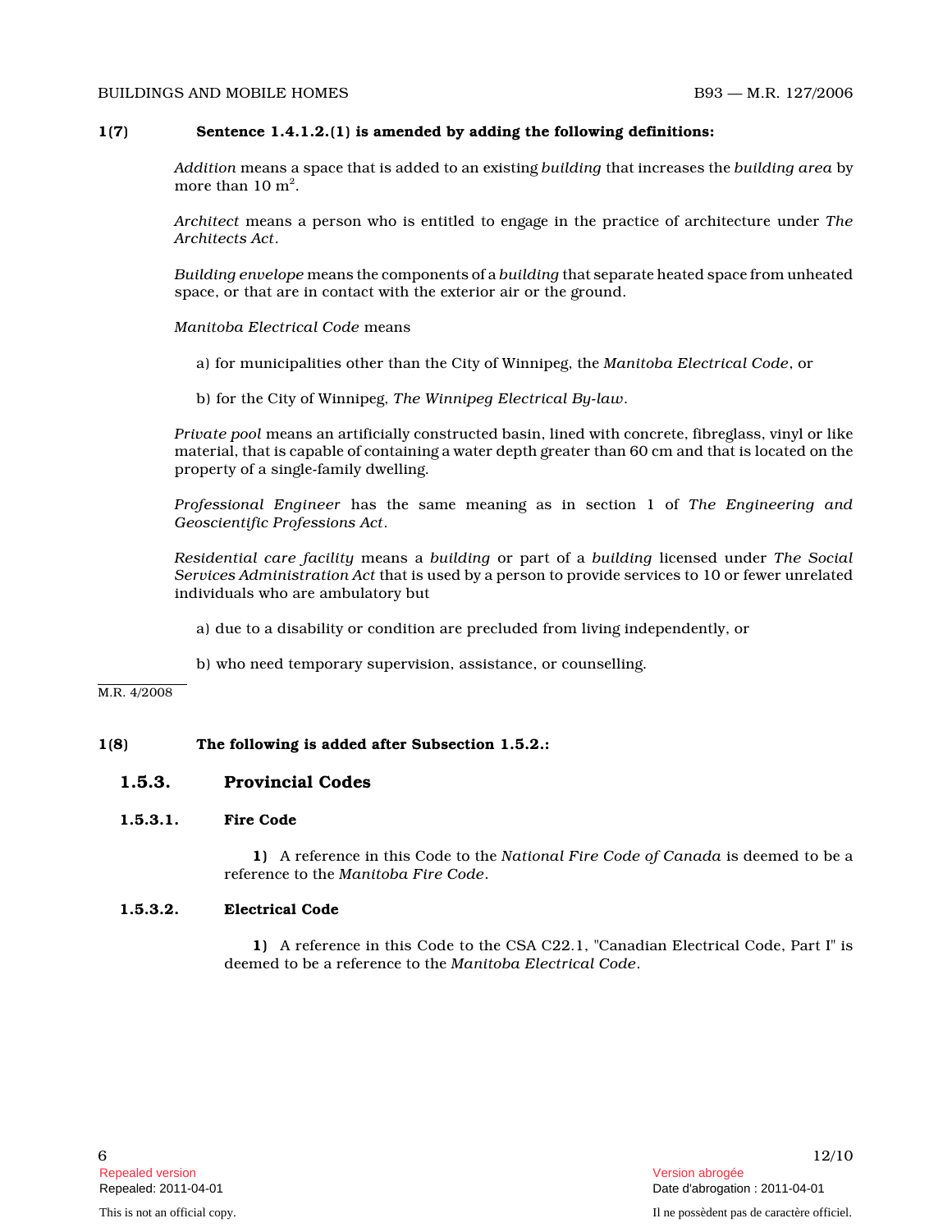**1(7) Sentence 1.4.1.2.(1) is amended by adding the following definitions:**

*Addition* means a space that is added to an existing *building* that increases the *building area* by more than 10 $m^2$.

*Architect* means a person who is entitled to engage in the practice of architecture under *The Architects Act*.

*Building envelope* means the components of a *building* that separate heated space from unheated space, or that are in contact with the exterior air or the ground.

*Manitoba Electrical Code* means

a) for municipalities other than the City of Winnipeg, the *Manitoba Electrical Code*, or

b) for the City of Winnipeg, *The Winnipeg Electrical By-law*.

*Private pool* means an artificially constructed basin, lined with concrete, fibreglass, vinyl or like material, that is capable of containing a water depth greater than 60 cm and that is located on the property of a single-family dwelling.

*Professional Engineer* has the same meaning as in section 1 of *The Engineering and Geoscientific Professions Act*.

*Residential care facility* means a *building* or part of a *building* licensed under *The Social Services Administration Act* that is used by a person to provide services to 10 or fewer unrelated individuals who are ambulatory but

a) due to a disability or condition are precluded from living independently, or

b) who need temporary supervision, assistance, or counselling.

M.R. 4/2008

**1(8) The following is added after Subsection 1.5.2.:**

## 1.5.3. Provincial Codes

### 1.5.3.1. Fire Code

**1)** A reference in this Code to the *National Fire Code of Canada* is deemed to be a reference to the *Manitoba Fire Code*.

### 1.5.3.2. Electrical Code

**1)** A reference in this Code to the CSA C22.1, "Canadian Electrical Code, Part I" is deemed to be a reference to the *Manitoba Electrical Code*.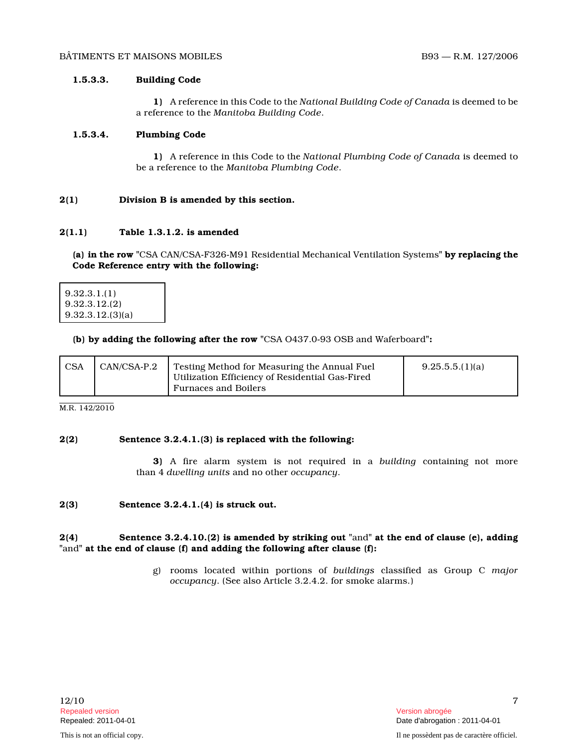**1.5.3.3. Building Code**

**1)** A reference in this Code to the *National Building Code of Canada* is deemed to be a reference to the *Manitoba Building Code*.

**1.5.3.4. Plumbing Code**

**1)** A reference in this Code to the *National Plumbing Code of Canada* is deemed to be a reference to the *Manitoba Plumbing Code*.

**2(1) Division B is amended by this section.**

**2(1.1) Table 1.3.1.2. is amended**

**(a) in the row** "CSA CAN/CSA-F326-M91 Residential Mechanical Ventilation Systems" **by replacing the Code Reference entry with the following:**

| |
|---|
| 9.32.3.1.(1)<br>9.32.3.12.(2)<br>9.32.3.12.(3)(a) |

**(b) by adding the following after the row** "CSA O437.0-93 OSB and Waferboard"**:**

| | | | |
|---|---|---|---|
| CSA | CAN/CSA-P.2 | Testing Method for Measuring the Annual Fuel Utilization Efficiency of Residential Gas-Fired Furnaces and Boilers | 9.25.5.5.(1)(a) |

M.R. 142/2010

**2(2) Sentence 3.2.4.1.(3) is replaced with the following:**

**3)** A fire alarm system is not required in a *building* containing not more than 4 *dwelling units* and no other *occupancy*.

**2(3) Sentence 3.2.4.1.(4) is struck out.**

**2(4) Sentence 3.2.4.10.(2) is amended by striking out** "and" **at the end of clause (e), adding** "and" **at the end of clause (f) and adding the following after clause (f):**

g) rooms located within portions of *buildings* classified as Group C *major occupancy*. (See also Article 3.2.4.2. for smoke alarms.)

12/10

Repealed version
Repealed: 2011-04-01

Version abrogée
Date d'abrogation : 2011-04-01

This is not an official copy.

Il ne possèdent pas de caractère officiel.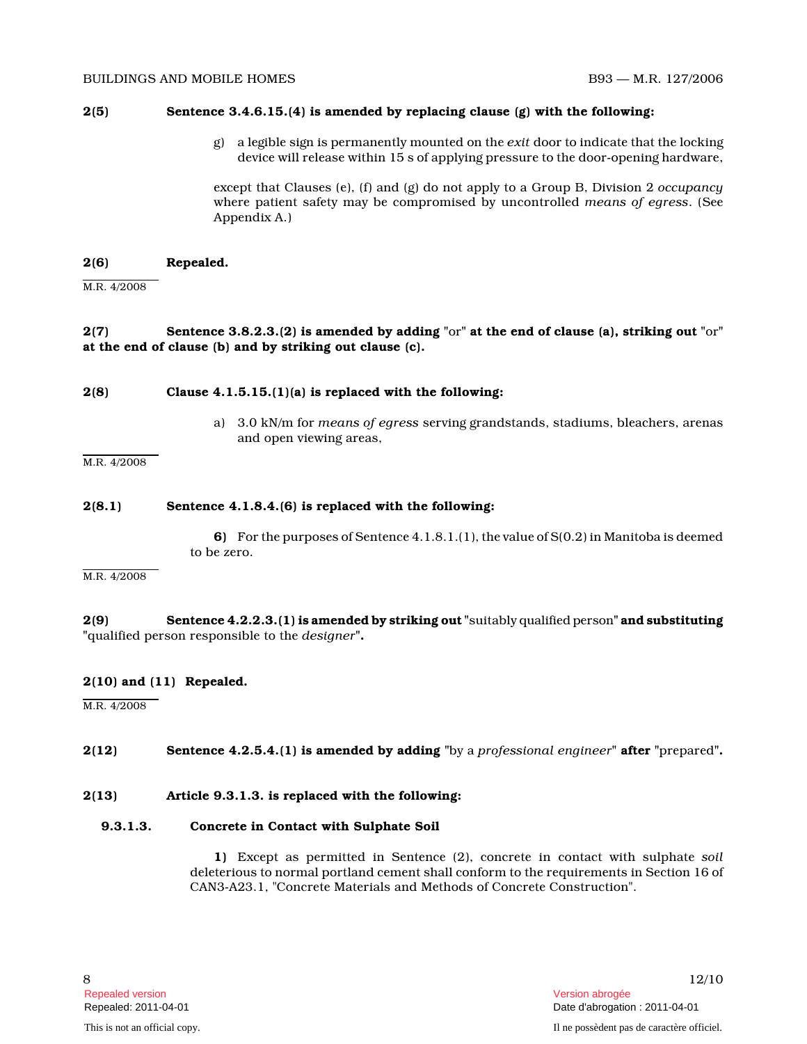**2(5) Sentence 3.4.6.15.(4) is amended by replacing clause (g) with the following:**

g) a legible sign is permanently mounted on the *exit* door to indicate that the locking device will release within 15 s of applying pressure to the door-opening hardware,

except that Clauses (e), (f) and (g) do not apply to a Group B, Division 2 *occupancy* where patient safety may be compromised by uncontrolled *means of egress*. (See Appendix A.)

**2(6) Repealed.**

M.R. 4/2008

**2(7) Sentence 3.8.2.3.(2) is amended by adding** "or" **at the end of clause (a), striking out** "or" **at the end of clause (b) and by striking out clause (c).**

**2(8) Clause 4.1.5.15.(1)(a) is replaced with the following:**

a) 3.0 kN/m for *means of egress* serving grandstands, stadiums, bleachers, arenas and open viewing areas,

M.R. 4/2008

**2(8.1) Sentence 4.1.8.4.(6) is replaced with the following:**

**6)** For the purposes of Sentence 4.1.8.1.(1), the value of S(0.2) in Manitoba is deemed to be zero.

M.R. 4/2008

**2(9) Sentence 4.2.2.3.(1) is amended by striking out** "suitably qualified person" **and substituting** "qualified person responsible to the *designer*"**.**

**2(10) and (11) Repealed.**

M.R. 4/2008

**2(12) Sentence 4.2.5.4.(1) is amended by adding** "by a *professional engineer*" **after** "prepared"**.**

**2(13) Article 9.3.1.3. is replaced with the following:**

**9.3.1.3. Concrete in Contact with Sulphate Soil**

**1)** Except as permitted in Sentence (2), concrete in contact with sulphate *soil* deleterious to normal portland cement shall conform to the requirements in Section 16 of CAN3-A23.1, "Concrete Materials and Methods of Concrete Construction".

Repealed version
Repealed: 2011-04-01

Version abrogée
Date d'abrogation : 2011-04-01

This is not an official copy.

Il ne possèdent pas de caractère officiel.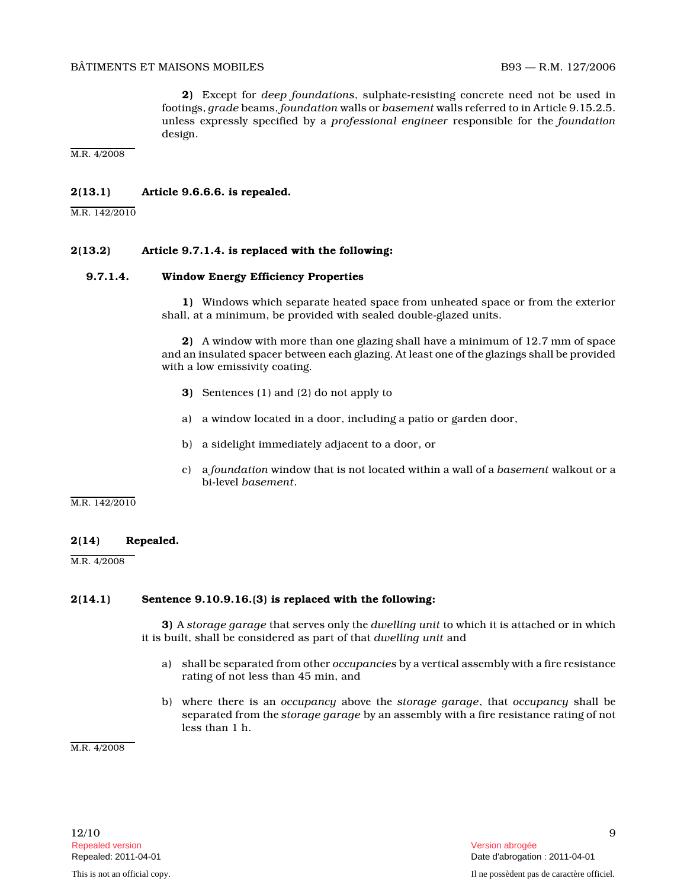**2)** Except for *deep foundations*, sulphate-resisting concrete need not be used in footings, *grade* beams, *foundation* walls or *basement* walls referred to in Article 9.15.2.5. unless expressly specified by a *professional engineer* responsible for the *foundation* design.

M.R. 4/2008

**2(13.1) Article 9.6.6.6. is repealed.**

M.R. 142/2010

**2(13.2) Article 9.7.1.4. is replaced with the following:**

**9.7.1.4. Window Energy Efficiency Properties**

**1)** Windows which separate heated space from unheated space or from the exterior shall, at a minimum, be provided with sealed double-glazed units.

**2)** A window with more than one glazing shall have a minimum of 12.7 mm of space and an insulated spacer between each glazing. At least one of the glazings shall be provided with a low emissivity coating.

**3)** Sentences (1) and (2) do not apply to

a) a window located in a door, including a patio or garden door,

b) a sidelight immediately adjacent to a door, or

c) a *foundation* window that is not located within a wall of a *basement* walkout or a bi-level *basement*.

M.R. 142/2010

**2(14) Repealed.**

M.R. 4/2008

**2(14.1) Sentence 9.10.9.16.(3) is replaced with the following:**

**3)** A *storage garage* that serves only the *dwelling unit* to which it is attached or in which it is built, shall be considered as part of that *dwelling unit* and

a) shall be separated from other *occupancies* by a vertical assembly with a fire resistance rating of not less than 45 min, and

b) where there is an *occupancy* above the *storage garage*, that *occupancy* shall be separated from the *storage garage* by an assembly with a fire resistance rating of not less than 1 h.

M.R. 4/2008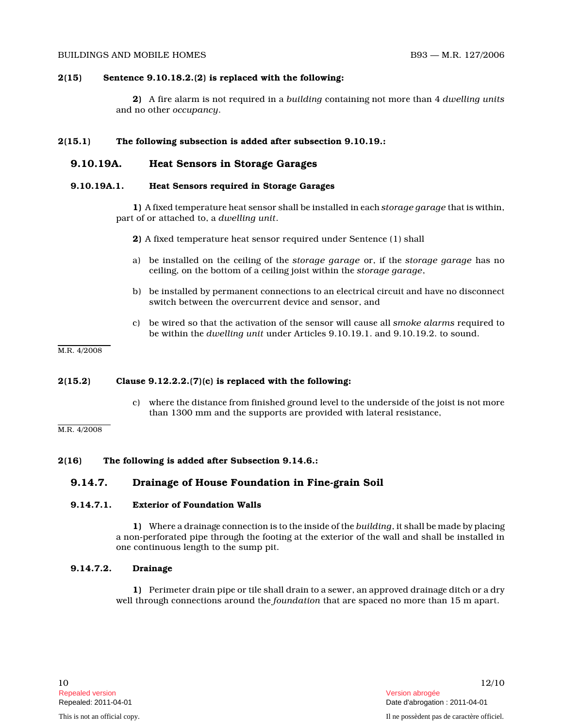**2(15) Sentence 9.10.18.2.(2) is replaced with the following:**

**2)** A fire alarm is not required in a *building* containing not more than 4 *dwelling units* and no other *occupancy*.

**2(15.1) The following subsection is added after subsection 9.10.19.:**

## 9.10.19A. Heat Sensors in Storage Garages

### 9.10.19A.1. Heat Sensors required in Storage Garages

**1)** A fixed temperature heat sensor shall be installed in each *storage garage* that is within, part of or attached to, a *dwelling unit*.

**2)** A fixed temperature heat sensor required under Sentence (1) shall

a) be installed on the ceiling of the *storage garage* or, if the *storage garage* has no ceiling, on the bottom of a ceiling joist within the *storage garage*,

b) be installed by permanent connections to an electrical circuit and have no disconnect switch between the overcurrent device and sensor, and

c) be wired so that the activation of the sensor will cause all *smoke alarms* required to be within the *dwelling unit* under Articles 9.10.19.1. and 9.10.19.2. to sound.

M.R. 4/2008

**2(15.2) Clause 9.12.2.2.(7)(c) is replaced with the following:**

c) where the distance from finished ground level to the underside of the joist is not more than 1300 mm and the supports are provided with lateral resistance,

M.R. 4/2008

**2(16) The following is added after Subsection 9.14.6.:**

## 9.14.7. Drainage of House Foundation in Fine-grain Soil

### 9.14.7.1. Exterior of Foundation Walls

**1)** Where a drainage connection is to the inside of the *building*, it shall be made by placing a non-perforated pipe through the footing at the exterior of the wall and shall be installed in one continuous length to the sump pit.

### 9.14.7.2. Drainage

**1)** Perimeter drain pipe or tile shall drain to a sewer, an approved drainage ditch or a dry well through connections around the *foundation* that are spaced no more than 15 m apart.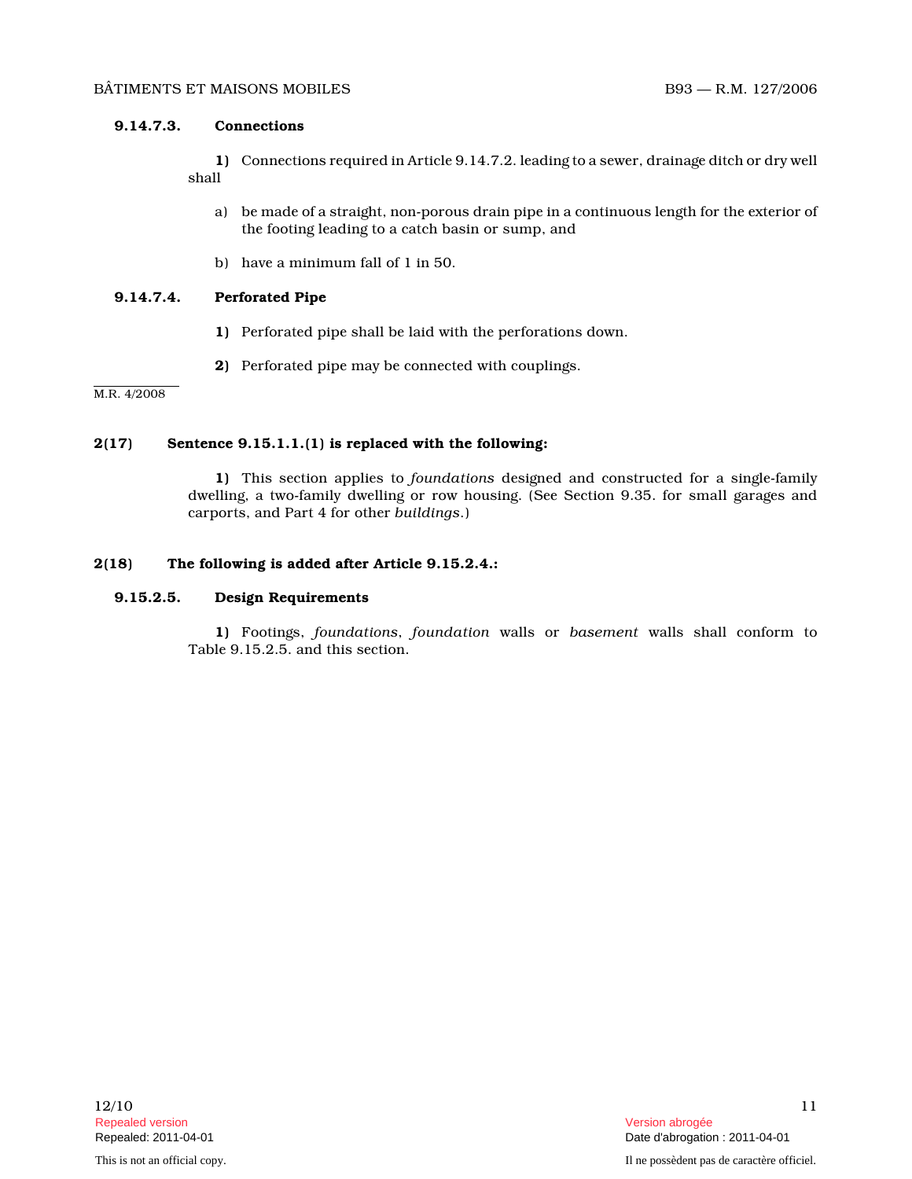### 9.14.7.3. Connections

**1)** Connections required in Article 9.14.7.2. leading to a sewer, drainage ditch or dry well shall

a) be made of a straight, non-porous drain pipe in a continuous length for the exterior of the footing leading to a catch basin or sump, and

b) have a minimum fall of 1 in 50.

### 9.14.7.4. Perforated Pipe

**1)** Perforated pipe shall be laid with the perforations down.

**2)** Perforated pipe may be connected with couplings.

M.R. 4/2008

**2(17) Sentence 9.15.1.1.(1) is replaced with the following:**

**1)** This section applies to *foundations* designed and constructed for a single-family dwelling, a two-family dwelling or row housing. (See Section 9.35. for small garages and carports, and Part 4 for other *buildings*.)

**2(18) The following is added after Article 9.15.2.4.:**

### 9.15.2.5. Design Requirements

**1)** Footings, *foundations*, *foundation* walls or *basement* walls shall conform to Table 9.15.2.5. and this section.

12/10

Repealed version
Repealed: 2011-04-01

Version abrogée
Date d'abrogation : 2011-04-01

This is not an official copy.

Il ne possèdent pas de caractère officiel.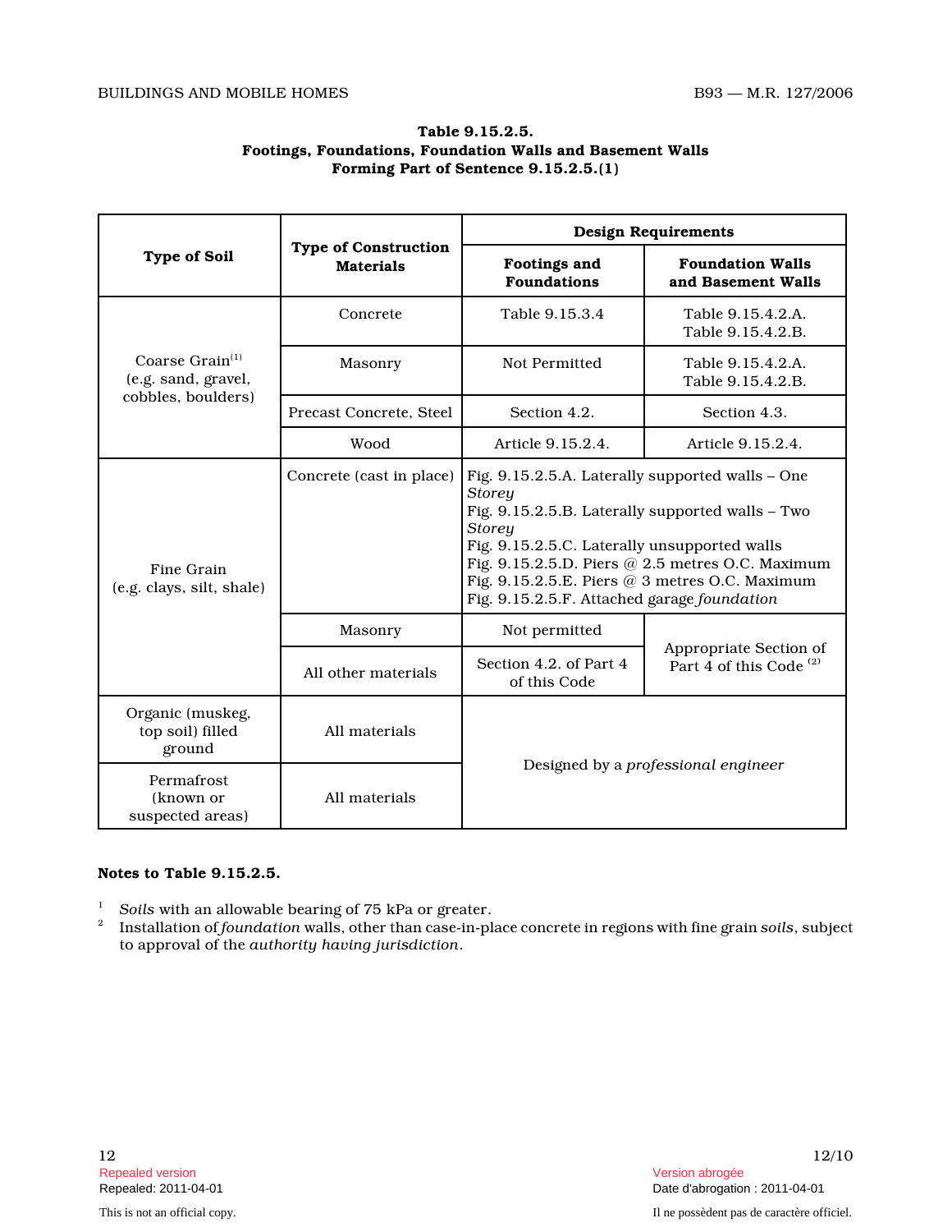**Table 9.15.2.5.**
**Footings, Foundations, Foundation Walls and Basement Walls**
**Forming Part of Sentence 9.15.2.5.(1)**

| Type of Soil | Type of Construction Materials | Design Requirements | |
|---|---|---|---|
| | | Footings and Foundations | Foundation Walls and Basement Walls |
| Coarse Grain[1] (e.g. sand, gravel, cobbles, boulders) | Concrete | Table 9.15.3.4 | Table 9.15.4.2.A. Table 9.15.4.2.B. |
| | Masonry | Not Permitted | Table 9.15.4.2.A. Table 9.15.4.2.B. |
| | Precast Concrete, Steel | Section 4.2. | Section 4.3. |
| | Wood | Article 9.15.2.4. | Article 9.15.2.4. |
| Fine Grain (e.g. clays, silt, shale) | Concrete (cast in place) | Fig. 9.15.2.5.A. Laterally supported walls – One *Storey* Fig. 9.15.2.5.B. Laterally supported walls – Two *Storey* Fig. 9.15.2.5.C. Laterally unsupported walls Fig. 9.15.2.5.D. Piers @ 2.5 metres O.C. Maximum Fig. 9.15.2.5.E. Piers @ 3 metres O.C. Maximum Fig. 9.15.2.5.F. Attached garage *foundation* | |
| | Masonry | Not permitted | Appropriate Section of Part 4 of this Code [2] |
| | All other materials | Section 4.2. of Part 4 of this Code | |
| Organic (muskeg, top soil) filled ground | All materials | Designed by a *professional engineer* | |
| Permafrost (known or suspected areas) | All materials | | |

**Notes to Table 9.15.2.5.**

1. *Soils* with an allowable bearing of 75 kPa or greater.
2. Installation of *foundation* walls, other than case-in-place concrete in regions with fine grain *soils*, subject to approval of the *authority having jurisdiction*.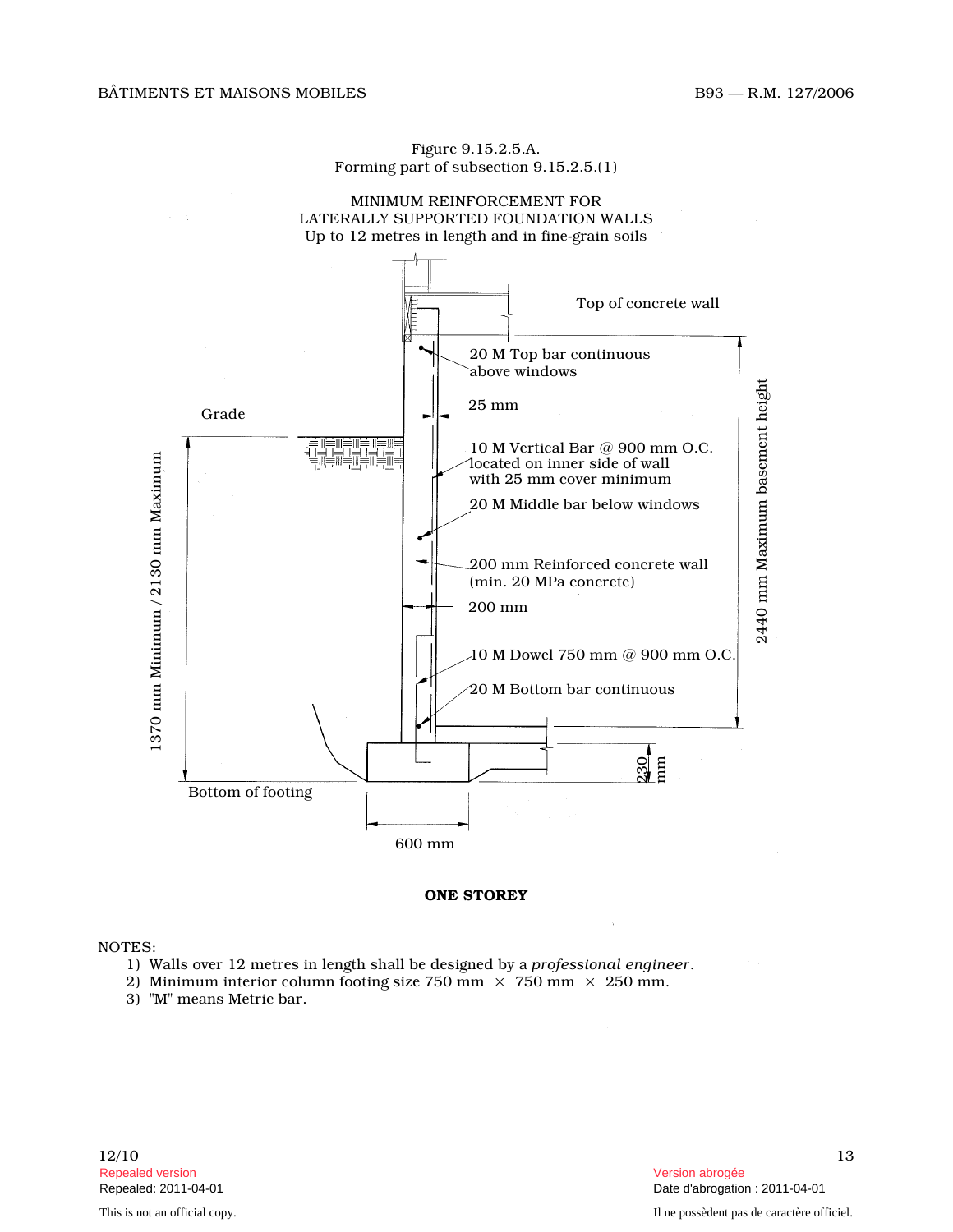Figure 9.15.2.5.A.
Forming part of subsection 9.15.2.5.(1)

MINIMUM REINFORCEMENT FOR
LATERALLY SUPPORTED FOUNDATION WALLS
Up to 12 metres in length and in fine-grain soils

Top of concrete wall

20 M Top bar continuous above windows

25 mm

Grade

10 M Vertical Bar @ 900 mm O.C. located on inner side of wall with 25 mm cover minimum

20 M Middle bar below windows

200 mm Reinforced concrete wall (min. 20 MPa concrete)

200 mm

1370 mm Minimum / 2130 mm Maximum

2440 mm Maximum basement height

10 M Dowel 750 mm @ 900 mm O.C.

20 M Bottom bar continuous

230 mm

Bottom of footing

600 mm

**ONE STOREY**

NOTES:

1) Walls over 12 metres in length shall be designed by a *professional engineer*.
2) Minimum interior column footing size 750 mm × 750 mm × 250 mm.
3) "M" means Metric bar.

12/10

Repealed version
Repealed: 2011-04-01

Version abrogée
Date d'abrogation : 2011-04-01

This is not an official copy.

Il ne possèdent pas de caractère officiel.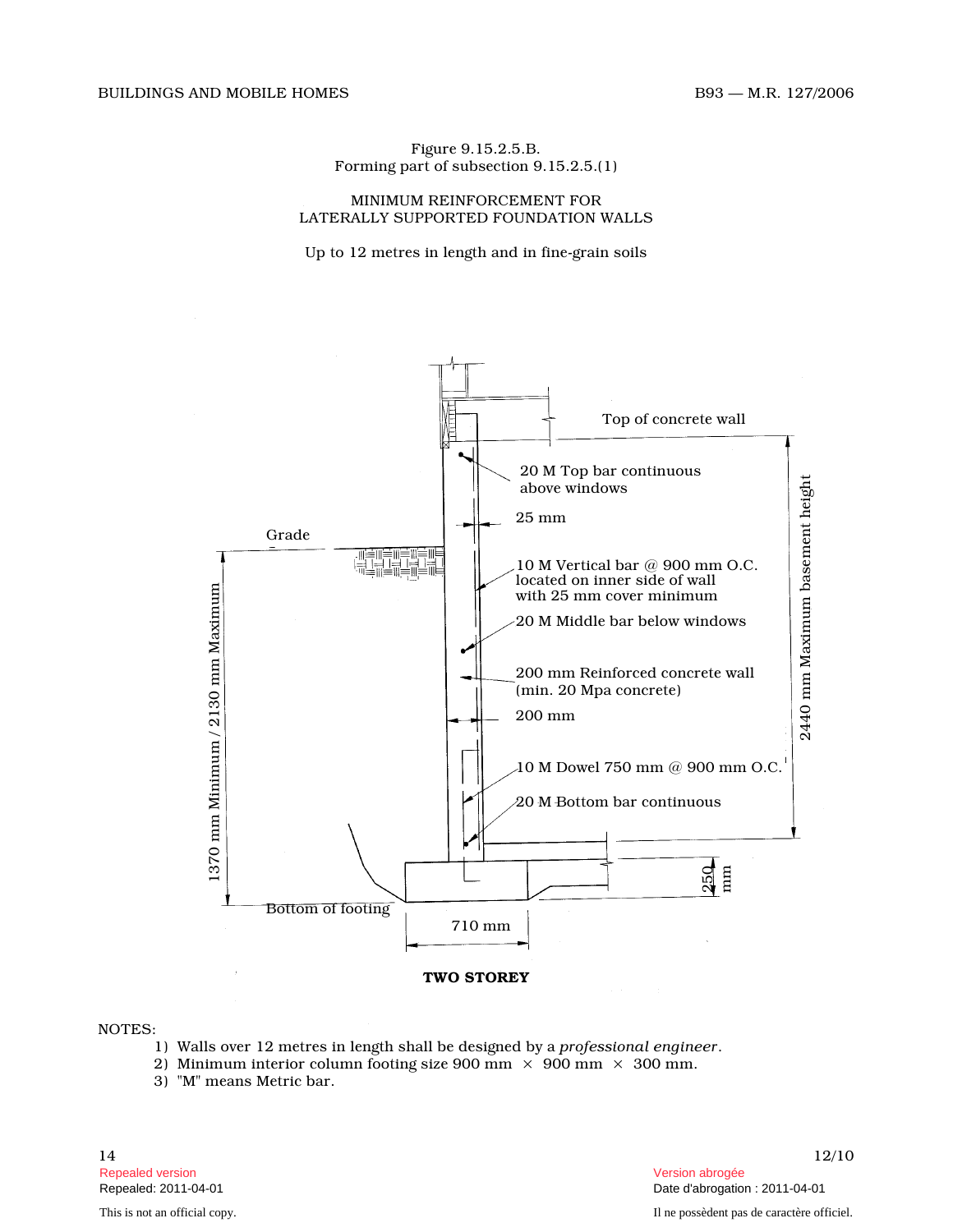Figure 9.15.2.5.B.
Forming part of subsection 9.15.2.5.(1)

MINIMUM REINFORCEMENT FOR
LATERALLY SUPPORTED FOUNDATION WALLS

Up to 12 metres in length and in fine-grain soils

Top of concrete wall

20 M Top bar continuous
above windows

25 mm

Grade

10 M Vertical bar @ 900 mm O.C.
located on inner side of wall
with 25 mm cover minimum

20 M Middle bar below windows

200 mm Reinforced concrete wall
(min. 20 Mpa concrete)

200 mm

10 M Dowel 750 mm @ 900 mm O.C.

20 M Bottom bar continuous

1370 mm Minimum / 2130 mm Maximum

2440 mm Maximum basement height

250
mm

Bottom of footing

710 mm

**TWO STOREY**

NOTES:

1) Walls over 12 metres in length shall be designed by a *professional engineer*.
2) Minimum interior column footing size 900 mm × 900 mm × 300 mm.
3) "M" means Metric bar.

Repealed version
Repealed: 2011-04-01

Version abrogée
Date d'abrogation : 2011-04-01

This is not an official copy.

Il ne possèdent pas de caractère officiel.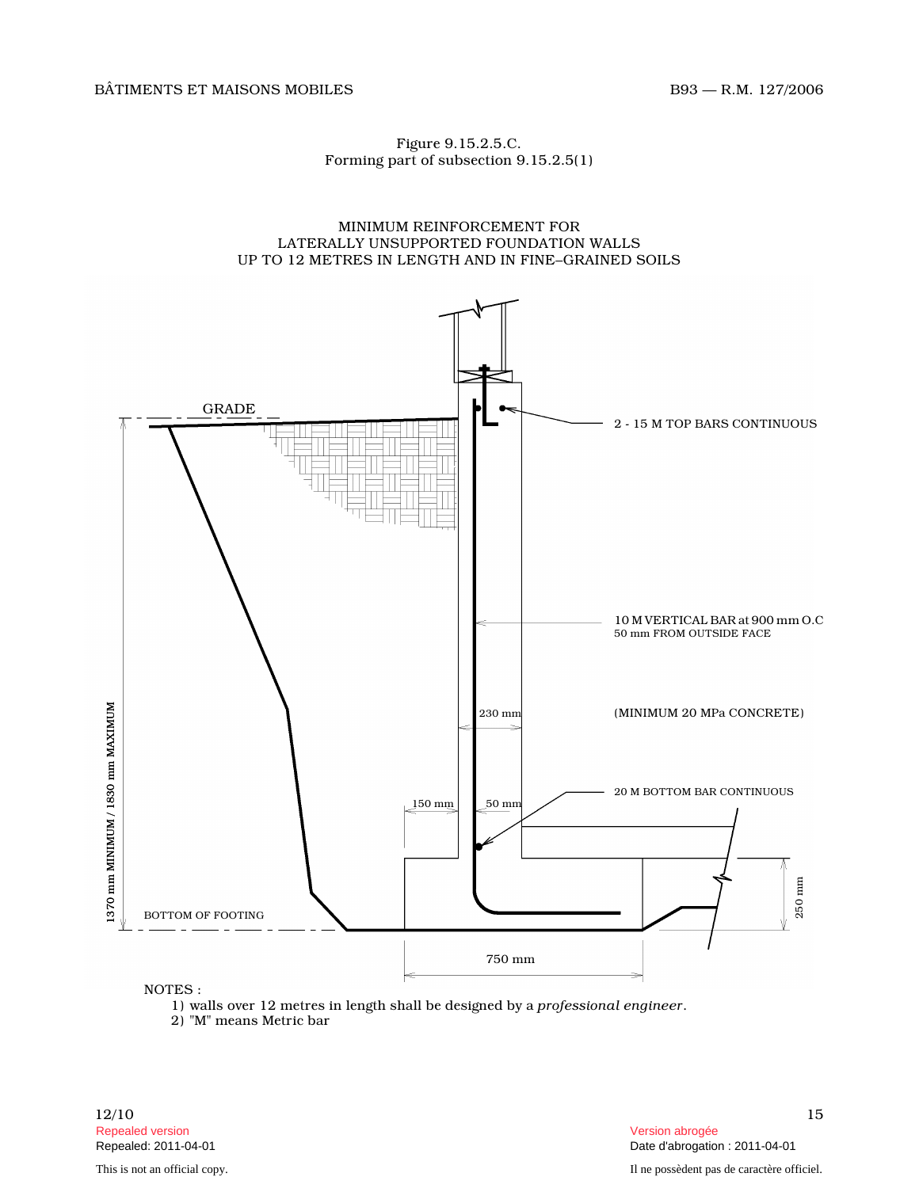Figure 9.15.2.5.C.
Forming part of subsection 9.15.2.5(1)

MINIMUM REINFORCEMENT FOR
LATERALLY UNSUPPORTED FOUNDATION WALLS
UP TO 12 METRES IN LENGTH AND IN FINE–GRAINED SOILS

GRADE

2 - 15 M TOP BARS CONTINUOUS

10 M VERTICAL BAR at 900 mm O.C
50 mm FROM OUTSIDE FACE

230 mm

(MINIMUM 20 MPa CONCRETE)

1370 mm MINIMUM / 1830 mm MAXIMUM

20 M BOTTOM BAR CONTINUOUS

150 mm

50 mm

250 mm

BOTTOM OF FOOTING

750 mm

NOTES :

1) walls over 12 metres in length shall be designed by a *professional engineer*.
2) "M" means Metric bar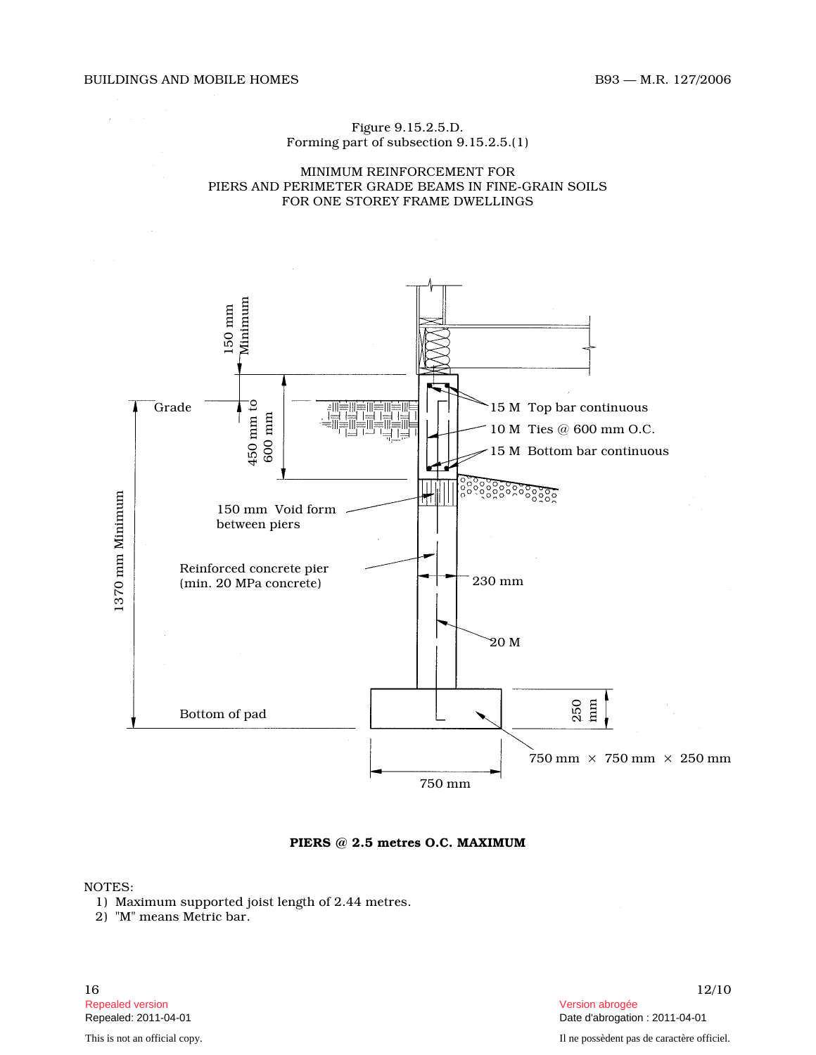Figure 9.15.2.5.D.
Forming part of subsection 9.15.2.5.(1)

MINIMUM REINFORCEMENT FOR
PIERS AND PERIMETER GRADE BEAMS IN FINE-GRAIN SOILS
FOR ONE STOREY FRAME DWELLINGS

150 mm Minimum

Grade

450 mm to 600 mm

1370 mm Minimum

15 M Top bar continuous

10 M Ties @ 600 mm O.C.

15 M Bottom bar continuous

150 mm Void form between piers

Reinforced concrete pier (min. 20 MPa concrete)

230 mm

20 M

Bottom of pad

250 mm

750 mm × 750 mm × 250 mm

750 mm

**PIERS @ 2.5 metres O.C. MAXIMUM**

NOTES:

1) Maximum supported joist length of 2.44 metres.
2) "M" means Metric bar.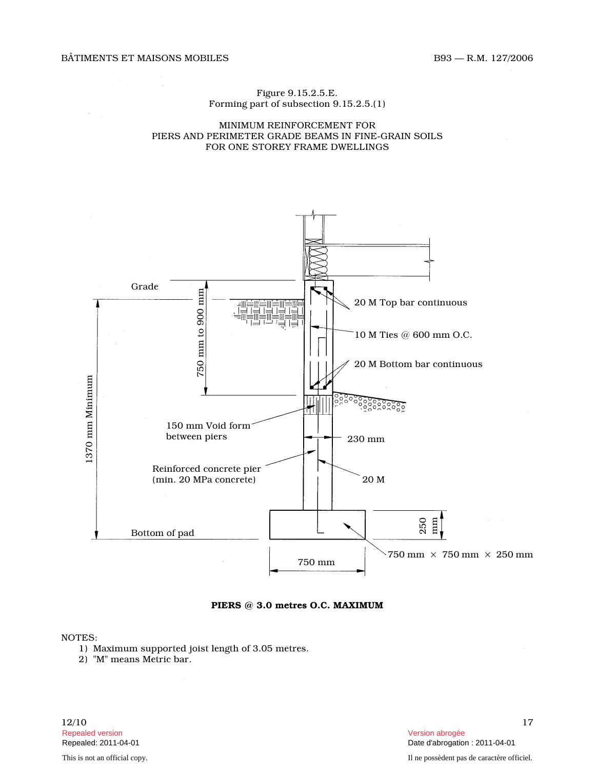Figure 9.15.2.5.E.
Forming part of subsection 9.15.2.5.(1)

MINIMUM REINFORCEMENT FOR
PIERS AND PERIMETER GRADE BEAMS IN FINE-GRAIN SOILS
FOR ONE STOREY FRAME DWELLINGS

Grade

750 mm to 900 mm

20 M Top bar continuous

10 M Ties @ 600 mm O.C.

20 M Bottom bar continuous

1370 mm Minimum

150 mm Void form
between piers

230 mm

Reinforced concrete pier
(min. 20 MPa concrete)

20 M

Bottom of pad

250 mm

750 mm × 750 mm × 250 mm

750 mm

**PIERS @ 3.0 metres O.C. MAXIMUM**

NOTES:

1) Maximum supported joist length of 3.05 metres.
2) "M" means Metric bar.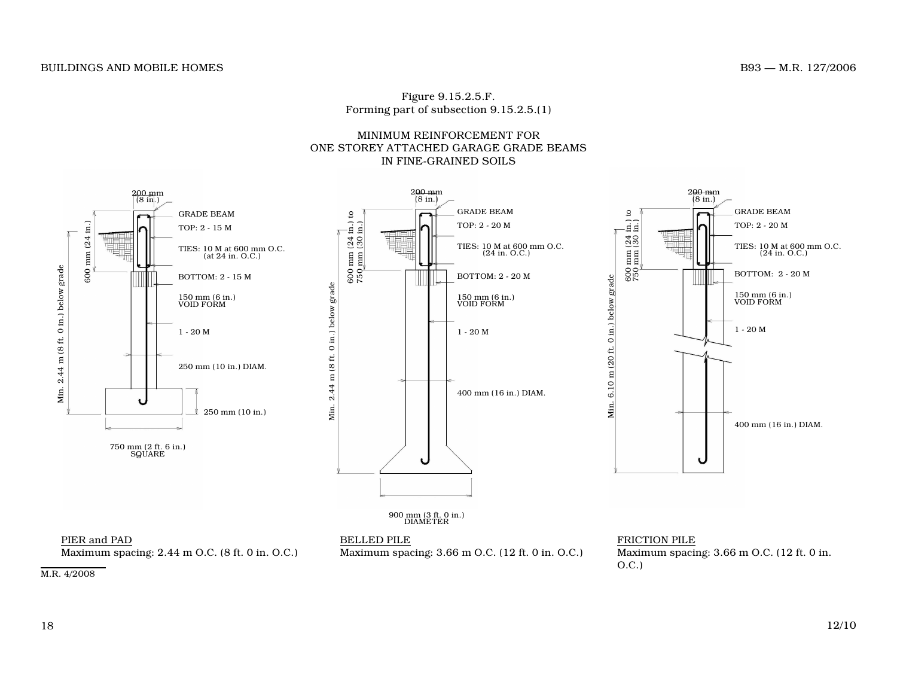Figure 9.15.2.5.F.
Forming part of subsection 9.15.2.5.(1)

MINIMUM REINFORCEMENT FOR
ONE STOREY ATTACHED GARAGE GRADE BEAMS
IN FINE-GRAINED SOILS

200 mm
(8 in.)
GRADE BEAM
TOP: 2 - 15 M
TIES: 10 M at 600 mm O.C.
(at 24 in. O.C.)
600 mm (24 in.)
BOTTOM: 2 - 15 M
150 mm (6 in.)
VOID FORM
1 - 20 M
Min. 2.44 m (8 ft. 0 in.) below grade
250 mm (10 in.) DIAM.
250 mm (10 in.)
750 mm (2 ft. 6 in.)
SQUARE

PIER and PAD
Maximum spacing: 2.44 m O.C. (8 ft. 0 in. O.C.)

200 mm
(8 in.)
GRADE BEAM
TOP: 2 - 20 M
TIES: 10 M at 600 mm O.C.
(24 in. O.C.)
600 mm (24 in.) to
750 mm (30 in.)
BOTTOM: 2 - 20 M
150 mm (6 in.)
VOID FORM
1 - 20 M
Min. 2.44 m (8 ft. 0 in.) below grade
400 mm (16 in.) DIAM.
900 mm (3 ft. 0 in.)
DIAMETER

BELLED PILE
Maximum spacing: 3.66 m O.C. (12 ft. 0 in. O.C.)

200 mm
(8 in.)
GRADE BEAM
TOP: 2 - 20 M
TIES: 10 M at 600 mm O.C.
(24 in. O.C.)
600 mm (24 in.) to
750 mm (30 in.)
BOTTOM: 2 - 20 M
150 mm (6 in.)
VOID FORM
1 - 20 M
Min. 6.10 m (20 ft. 0 in.) below grade
400 mm (16 in.) DIAM.

FRICTION PILE
Maximum spacing: 3.66 m O.C. (12 ft. 0 in. O.C.)

M.R. 4/2008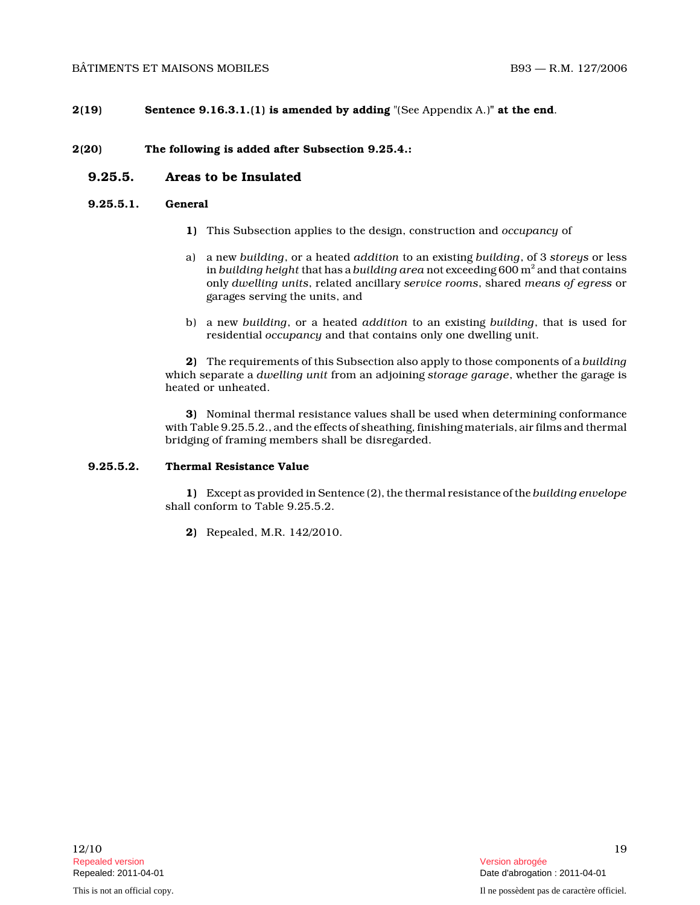**2(19)** **Sentence 9.16.3.1.(1) is amended by adding** "(See Appendix A.)" **at the end**.

**2(20)** **The following is added after Subsection 9.25.4.:**

## 9.25.5. Areas to be Insulated

### 9.25.5.1. General

**1)** This Subsection applies to the design, construction and *occupancy* of

a) a new *building*, or a heated *addition* to an existing *building*, of 3 *storeys* or less in *building height* that has a *building area* not exceeding 600 $m^2$ and that contains only *dwelling units*, related ancillary *service rooms*, shared *means of egress* or garages serving the units, and

b) a new *building*, or a heated *addition* to an existing *building*, that is used for residential *occupancy* and that contains only one dwelling unit.

**2)** The requirements of this Subsection also apply to those components of a *building* which separate a *dwelling unit* from an adjoining *storage garage*, whether the garage is heated or unheated.

**3)** Nominal thermal resistance values shall be used when determining conformance with Table 9.25.5.2., and the effects of sheathing, finishing materials, air films and thermal bridging of framing members shall be disregarded.

### 9.25.5.2. Thermal Resistance Value

**1)** Except as provided in Sentence (2), the thermal resistance of the *building envelope* shall conform to Table 9.25.5.2.

**2)** Repealed, M.R. 142/2010.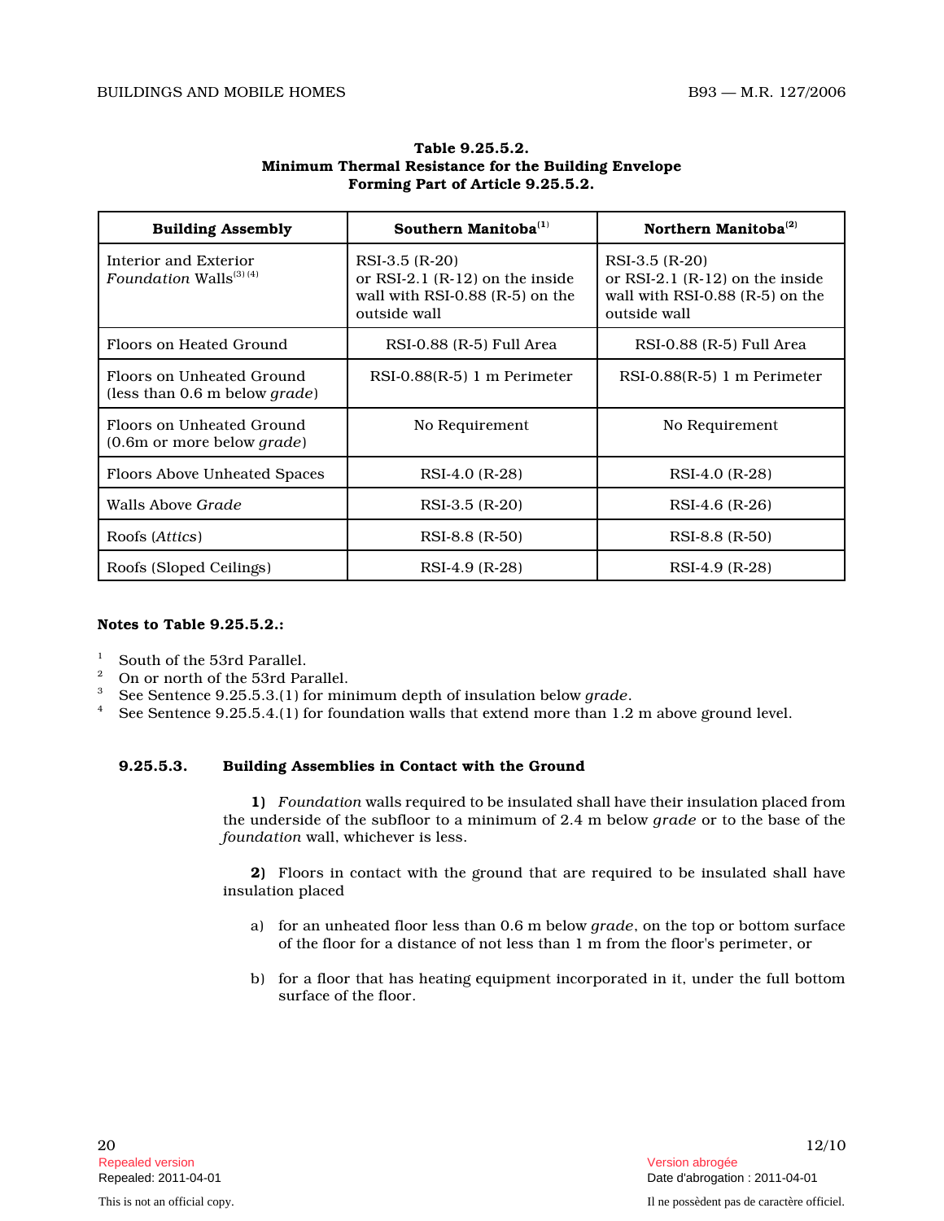**Table 9.25.5.2.**
**Minimum Thermal Resistance for the Building Envelope**
**Forming Part of Article 9.25.5.2.**

| Building Assembly | Southern Manitoba[1] | Northern Manitoba[2] |
|---|---|---|
| Interior and Exterior *Foundation* Walls[3][4] | RSI-3.5 (R-20) or RSI-2.1 (R-12) on the inside wall with RSI-0.88 (R-5) on the outside wall | RSI-3.5 (R-20) or RSI-2.1 (R-12) on the inside wall with RSI-0.88 (R-5) on the outside wall |
| Floors on Heated Ground | RSI-0.88 (R-5) Full Area | RSI-0.88 (R-5) Full Area |
| Floors on Unheated Ground (less than 0.6 m below *grade*) | RSI-0.88(R-5) 1 m Perimeter | RSI-0.88(R-5) 1 m Perimeter |
| Floors on Unheated Ground (0.6m or more below *grade*) | No Requirement | No Requirement |
| Floors Above Unheated Spaces | RSI-4.0 (R-28) | RSI-4.0 (R-28) |
| Walls Above *Grade* | RSI-3.5 (R-20) | RSI-4.6 (R-26) |
| Roofs (*Attics*) | RSI-8.8 (R-50) | RSI-8.8 (R-50) |
| Roofs (Sloped Ceilings) | RSI-4.9 (R-28) | RSI-4.9 (R-28) |

**Notes to Table 9.25.5.2.:**

1 South of the 53rd Parallel.
2 On or north of the 53rd Parallel.
3 See Sentence 9.25.5.3.(1) for minimum depth of insulation below *grade*.
4 See Sentence 9.25.5.4.(1) for foundation walls that extend more than 1.2 m above ground level.

**9.25.5.3. Building Assemblies in Contact with the Ground**

**1)** *Foundation* walls required to be insulated shall have their insulation placed from the underside of the subfloor to a minimum of 2.4 m below *grade* or to the base of the *foundation* wall, whichever is less.

**2)** Floors in contact with the ground that are required to be insulated shall have insulation placed

a) for an unheated floor less than 0.6 m below *grade*, on the top or bottom surface of the floor for a distance of not less than 1 m from the floor's perimeter, or

b) for a floor that has heating equipment incorporated in it, under the full bottom surface of the floor.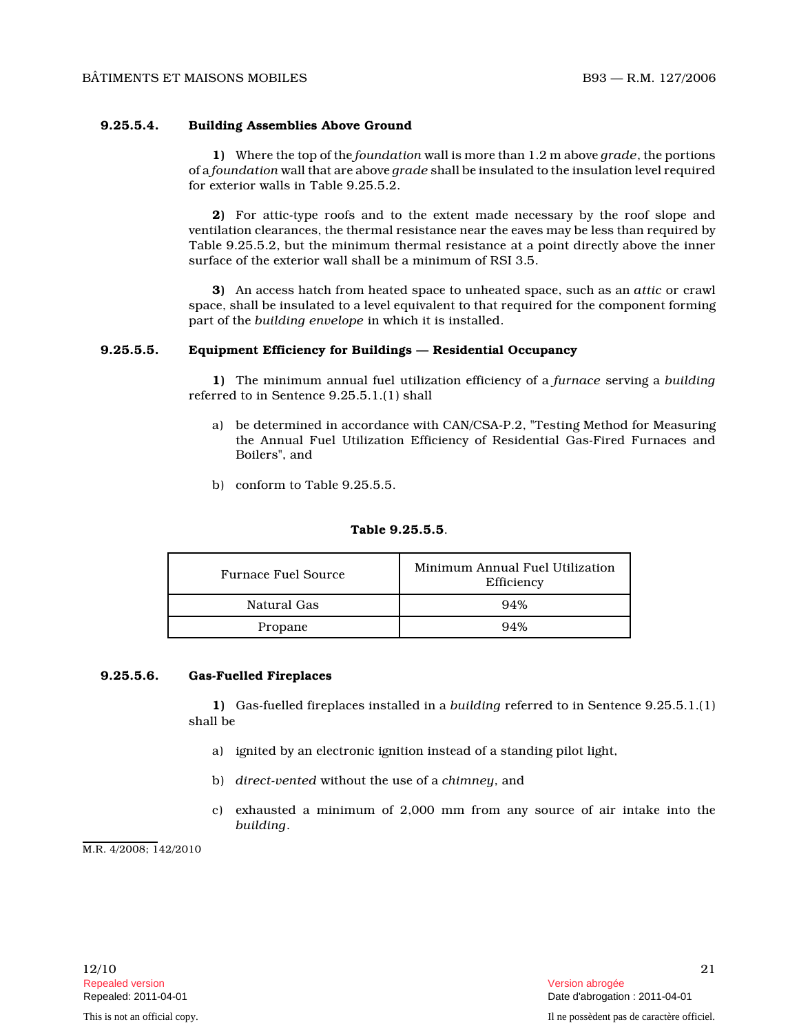### 9.25.5.4. Building Assemblies Above Ground

**1)** Where the top of the *foundation* wall is more than 1.2 m above *grade*, the portions of a *foundation* wall that are above *grade* shall be insulated to the insulation level required for exterior walls in Table 9.25.5.2.

**2)** For attic-type roofs and to the extent made necessary by the roof slope and ventilation clearances, the thermal resistance near the eaves may be less than required by Table 9.25.5.2, but the minimum thermal resistance at a point directly above the inner surface of the exterior wall shall be a minimum of RSI 3.5.

**3)** An access hatch from heated space to unheated space, such as an *attic* or crawl space, shall be insulated to a level equivalent to that required for the component forming part of the *building envelope* in which it is installed.

### 9.25.5.5. Equipment Efficiency for Buildings — Residential Occupancy

**1)** The minimum annual fuel utilization efficiency of a *furnace* serving a *building* referred to in Sentence 9.25.5.1.(1) shall

a) be determined in accordance with CAN/CSA-P.2, "Testing Method for Measuring the Annual Fuel Utilization Efficiency of Residential Gas-Fired Furnaces and Boilers", and

b) conform to Table 9.25.5.5.

**Table 9.25.5.5**.

| Furnace Fuel Source | Minimum Annual Fuel Utilization Efficiency |
|---|---|
| Natural Gas | 94% |
| Propane | 94% |

### 9.25.5.6. Gas-Fuelled Fireplaces

**1)** Gas-fuelled fireplaces installed in a *building* referred to in Sentence 9.25.5.1.(1) shall be

a) ignited by an electronic ignition instead of a standing pilot light,

b) *direct-vented* without the use of a *chimney*, and

c) exhausted a minimum of 2,000 mm from any source of air intake into the *building*.

M.R. 4/2008; 142/2010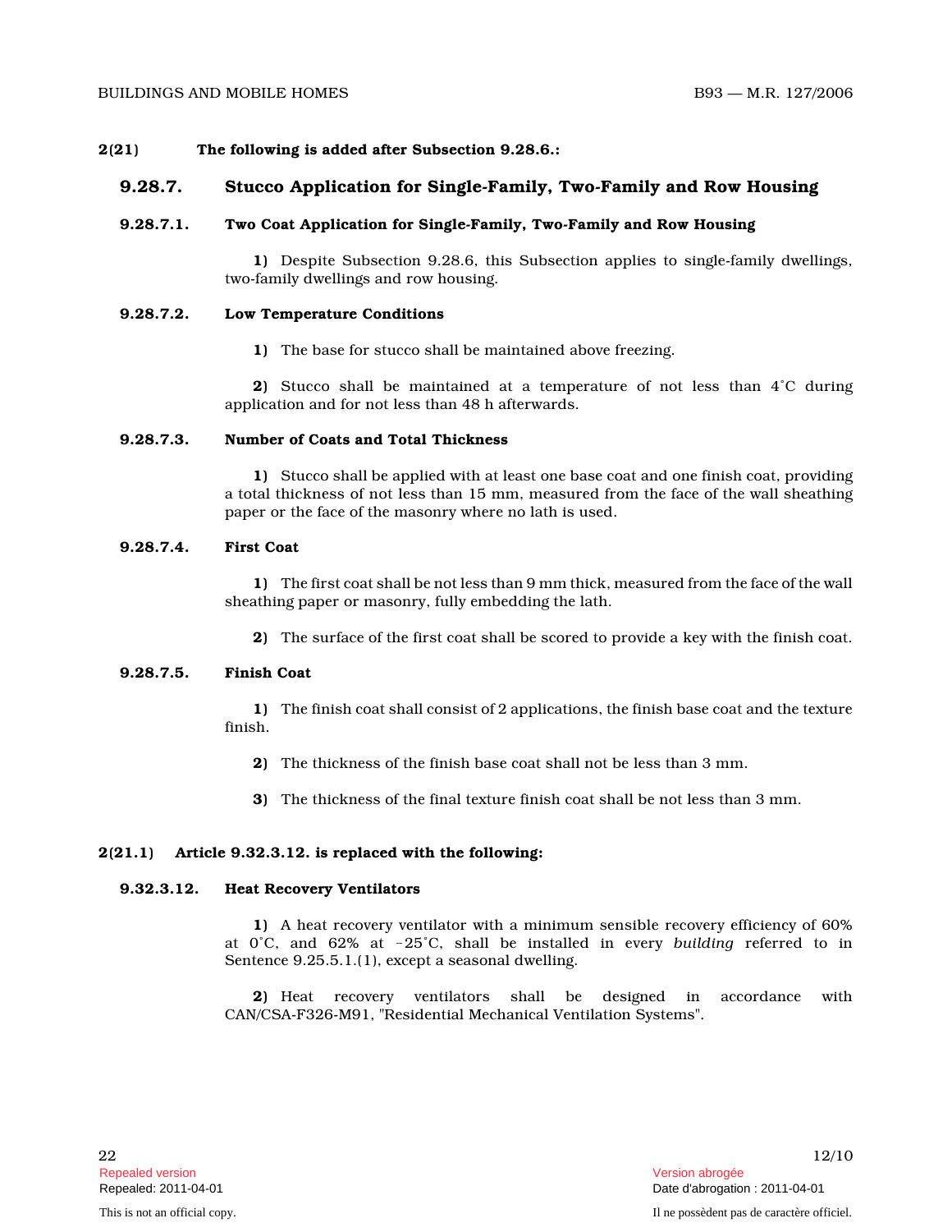**2(21)** **The following is added after Subsection 9.28.6.:**

## 9.28.7. Stucco Application for Single-Family, Two-Family and Row Housing

### 9.28.7.1. Two Coat Application for Single-Family, Two-Family and Row Housing

**1)** Despite Subsection 9.28.6, this Subsection applies to single-family dwellings, two-family dwellings and row housing.

### 9.28.7.2. Low Temperature Conditions

**1)** The base for stucco shall be maintained above freezing.

**2)** Stucco shall be maintained at a temperature of not less than 4˚C during application and for not less than 48 h afterwards.

### 9.28.7.3. Number of Coats and Total Thickness

**1)** Stucco shall be applied with at least one base coat and one finish coat, providing a total thickness of not less than 15 mm, measured from the face of the wall sheathing paper or the face of the masonry where no lath is used.

### 9.28.7.4. First Coat

**1)** The first coat shall be not less than 9 mm thick, measured from the face of the wall sheathing paper or masonry, fully embedding the lath.

**2)** The surface of the first coat shall be scored to provide a key with the finish coat.

### 9.28.7.5. Finish Coat

**1)** The finish coat shall consist of 2 applications, the finish base coat and the texture finish.

**2)** The thickness of the finish base coat shall not be less than 3 mm.

**3)** The thickness of the final texture finish coat shall be not less than 3 mm.

**2(21.1)** **Article 9.32.3.12. is replaced with the following:**

### 9.32.3.12. Heat Recovery Ventilators

**1)** A heat recovery ventilator with a minimum sensible recovery efficiency of 60% at 0˚C, and 62% at –25˚C, shall be installed in every *building* referred to in Sentence 9.25.5.1.(1), except a seasonal dwelling.

**2)** Heat recovery ventilators shall be designed in accordance with CAN/CSA-F326-M91, "Residential Mechanical Ventilation Systems".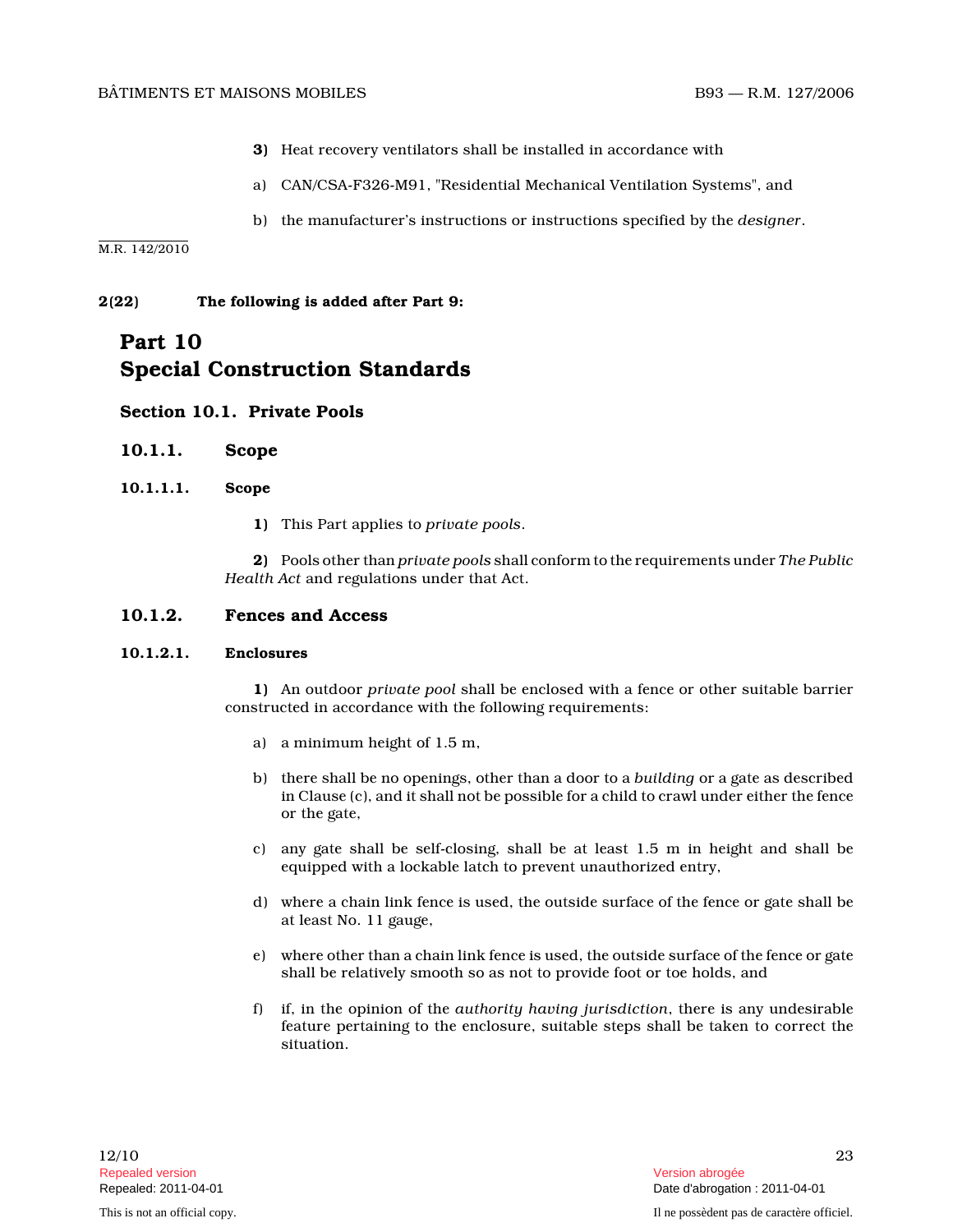**3)** Heat recovery ventilators shall be installed in accordance with

a) CAN/CSA-F326-M91, "Residential Mechanical Ventilation Systems", and

b) the manufacturer's instructions or instructions specified by the *designer*.

M.R. 142/2010

**2(22)** **The following is added after Part 9:**

# Part 10
# Special Construction Standards

## Section 10.1. Private Pools

### 10.1.1. Scope

#### 10.1.1.1. Scope

**1)** This Part applies to *private pools*.

**2)** Pools other than *private pools* shall conform to the requirements under *The Public Health Act* and regulations under that Act.

### 10.1.2. Fences and Access

#### 10.1.2.1. Enclosures

**1)** An outdoor *private pool* shall be enclosed with a fence or other suitable barrier constructed in accordance with the following requirements:

a) a minimum height of 1.5 m,

b) there shall be no openings, other than a door to a *building* or a gate as described in Clause (c), and it shall not be possible for a child to crawl under either the fence or the gate,

c) any gate shall be self-closing, shall be at least 1.5 m in height and shall be equipped with a lockable latch to prevent unauthorized entry,

d) where a chain link fence is used, the outside surface of the fence or gate shall be at least No. 11 gauge,

e) where other than a chain link fence is used, the outside surface of the fence or gate shall be relatively smooth so as not to provide foot or toe holds, and

f) if, in the opinion of the *authority having jurisdiction*, there is any undesirable feature pertaining to the enclosure, suitable steps shall be taken to correct the situation.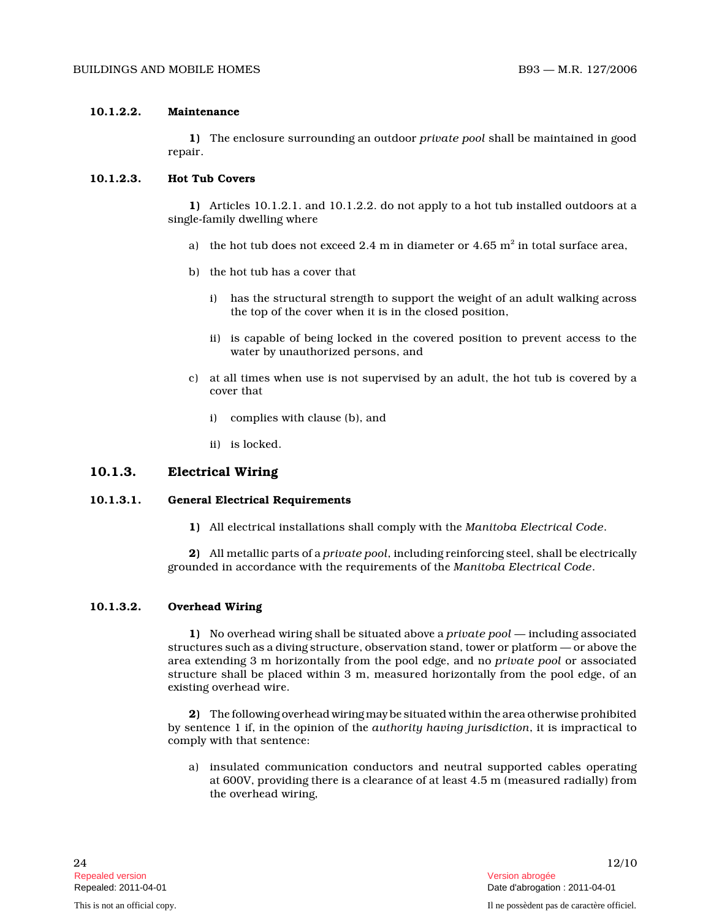**10.1.2.2. Maintenance**

**1)** The enclosure surrounding an outdoor *private pool* shall be maintained in good repair.

**10.1.2.3. Hot Tub Covers**

**1)** Articles 10.1.2.1. and 10.1.2.2. do not apply to a hot tub installed outdoors at a single-family dwelling where

a) the hot tub does not exceed 2.4 m in diameter or 4.65 $m^2$ in total surface area,

b) the hot tub has a cover that

i) has the structural strength to support the weight of an adult walking across the top of the cover when it is in the closed position,

ii) is capable of being locked in the covered position to prevent access to the water by unauthorized persons, and

c) at all times when use is not supervised by an adult, the hot tub is covered by a cover that

i) complies with clause (b), and

ii) is locked.

## 10.1.3. Electrical Wiring

**10.1.3.1. General Electrical Requirements**

**1)** All electrical installations shall comply with the *Manitoba Electrical Code*.

**2)** All metallic parts of a *private pool*, including reinforcing steel, shall be electrically grounded in accordance with the requirements of the *Manitoba Electrical Code*.

**10.1.3.2. Overhead Wiring**

**1)** No overhead wiring shall be situated above a *private pool* — including associated structures such as a diving structure, observation stand, tower or platform — or above the area extending 3 m horizontally from the pool edge, and no *private pool* or associated structure shall be placed within 3 m, measured horizontally from the pool edge, of an existing overhead wire.

**2)** The following overhead wiring may be situated within the area otherwise prohibited by sentence 1 if, in the opinion of the *authority having jurisdiction*, it is impractical to comply with that sentence:

a) insulated communication conductors and neutral supported cables operating at 600V, providing there is a clearance of at least 4.5 m (measured radially) from the overhead wiring,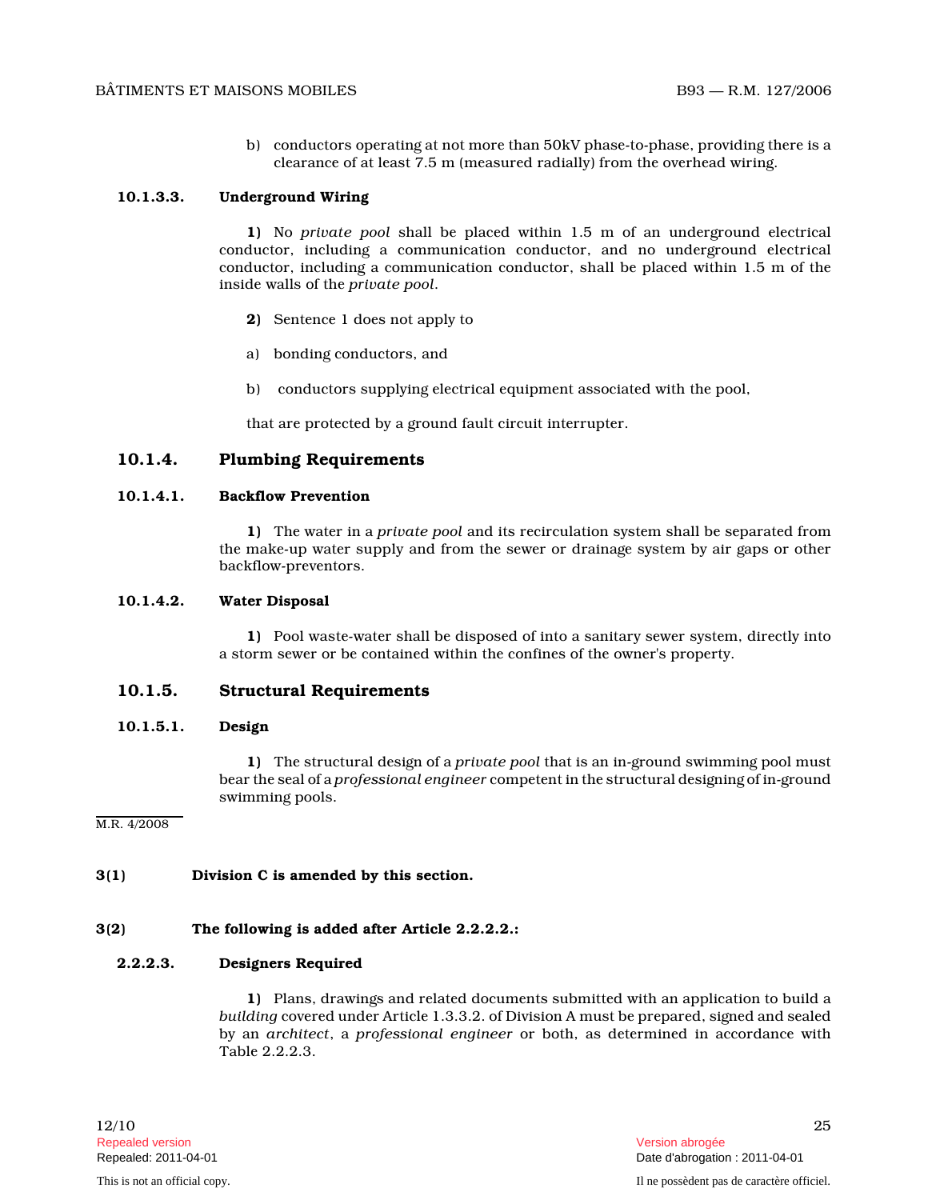b) conductors operating at not more than 50kV phase-to-phase, providing there is a clearance of at least 7.5 m (measured radially) from the overhead wiring.

**10.1.3.3. Underground Wiring**

**1)** No *private pool* shall be placed within 1.5 m of an underground electrical conductor, including a communication conductor, and no underground electrical conductor, including a communication conductor, shall be placed within 1.5 m of the inside walls of the *private pool*.

**2)** Sentence 1 does not apply to

a) bonding conductors, and

b) conductors supplying electrical equipment associated with the pool,

that are protected by a ground fault circuit interrupter.

## 10.1.4. Plumbing Requirements

**10.1.4.1. Backflow Prevention**

**1)** The water in a *private pool* and its recirculation system shall be separated from the make-up water supply and from the sewer or drainage system by air gaps or other backflow-preventors.

**10.1.4.2. Water Disposal**

**1)** Pool waste-water shall be disposed of into a sanitary sewer system, directly into a storm sewer or be contained within the confines of the owner's property.

## 10.1.5. Structural Requirements

**10.1.5.1. Design**

**1)** The structural design of a *private pool* that is an in-ground swimming pool must bear the seal of a *professional engineer* competent in the structural designing of in-ground swimming pools.

M.R. 4/2008

**3(1) Division C is amended by this section.**

**3(2) The following is added after Article 2.2.2.2.:**

**2.2.2.3. Designers Required**

**1)** Plans, drawings and related documents submitted with an application to build a *building* covered under Article 1.3.3.2. of Division A must be prepared, signed and sealed by an *architect*, a *professional engineer* or both, as determined in accordance with Table 2.2.2.3.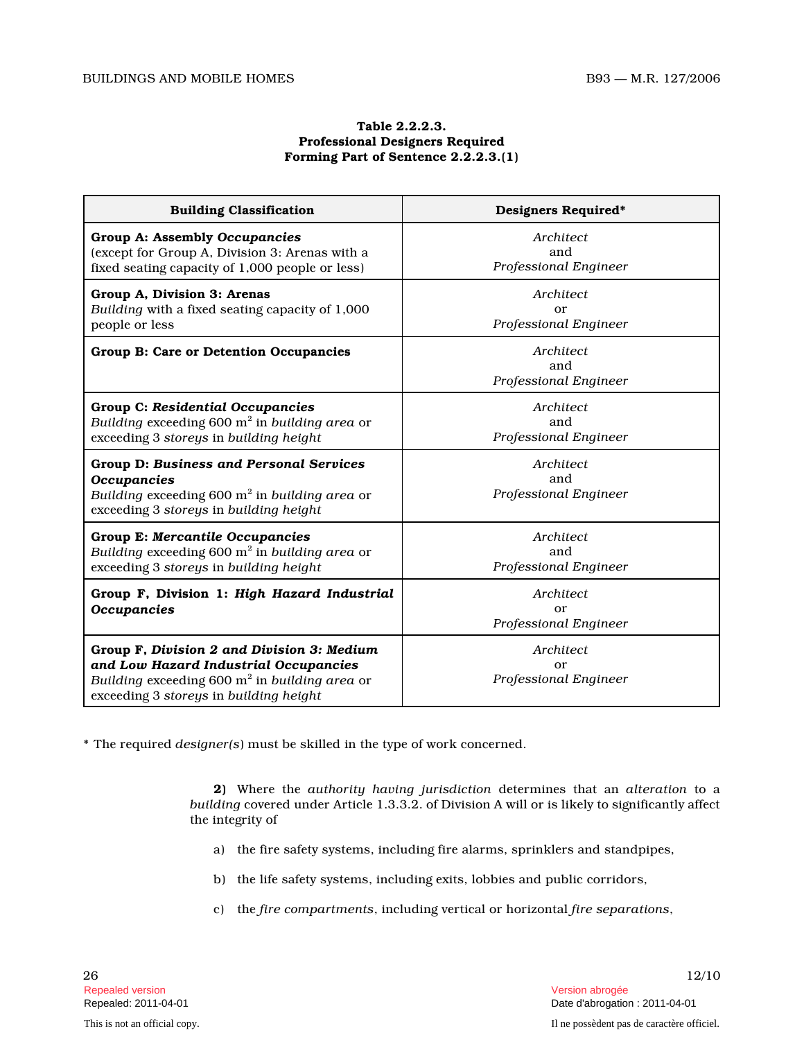**Table 2.2.2.3.**
**Professional Designers Required**
**Forming Part of Sentence 2.2.2.3.(1)**

| Building Classification | Designers Required* |
|---|---|
| **Group A: Assembly *Occupancies*** (except for Group A, Division 3: Arenas with a fixed seating capacity of 1,000 people or less) | *Architect* and *Professional Engineer* |
| **Group A, Division 3: Arenas** *Building* with a fixed seating capacity of 1,000 people or less | *Architect* or *Professional Engineer* |
| **Group B: Care or Detention Occupancies** | *Architect* and *Professional Engineer* |
| **Group C: *Residential Occupancies*** *Building* exceeding 600 m$^2$ in *building area* or exceeding 3 *storeys* in *building height* | *Architect* and *Professional Engineer* |
| **Group D: *Business and Personal Services Occupancies*** *Building* exceeding 600 m$^2$ in *building area* or exceeding 3 *storeys* in *building height* | *Architect* and *Professional Engineer* |
| **Group E: *Mercantile Occupancies*** *Building* exceeding 600 m$^2$ in *building area* or exceeding 3 *storeys* in *building height* | *Architect* and *Professional Engineer* |
| **Group F, Division 1: *High Hazard Industrial Occupancies*** | *Architect* or *Professional Engineer* |
| **Group F, *Division 2 and Division 3: Medium and Low Hazard Industrial Occupancies*** *Building* exceeding 600 m$^2$ in *building area* or exceeding 3 *storeys* in *building height* | *Architect* or *Professional Engineer* |

\* The required *designer(s)* must be skilled in the type of work concerned.

**2)** Where the *authority having jurisdiction* determines that an *alteration* to a *building* covered under Article 1.3.3.2. of Division A will or is likely to significantly affect the integrity of

a) the fire safety systems, including fire alarms, sprinklers and standpipes,

b) the life safety systems, including exits, lobbies and public corridors,

c) the *fire compartments*, including vertical or horizontal *fire separations*,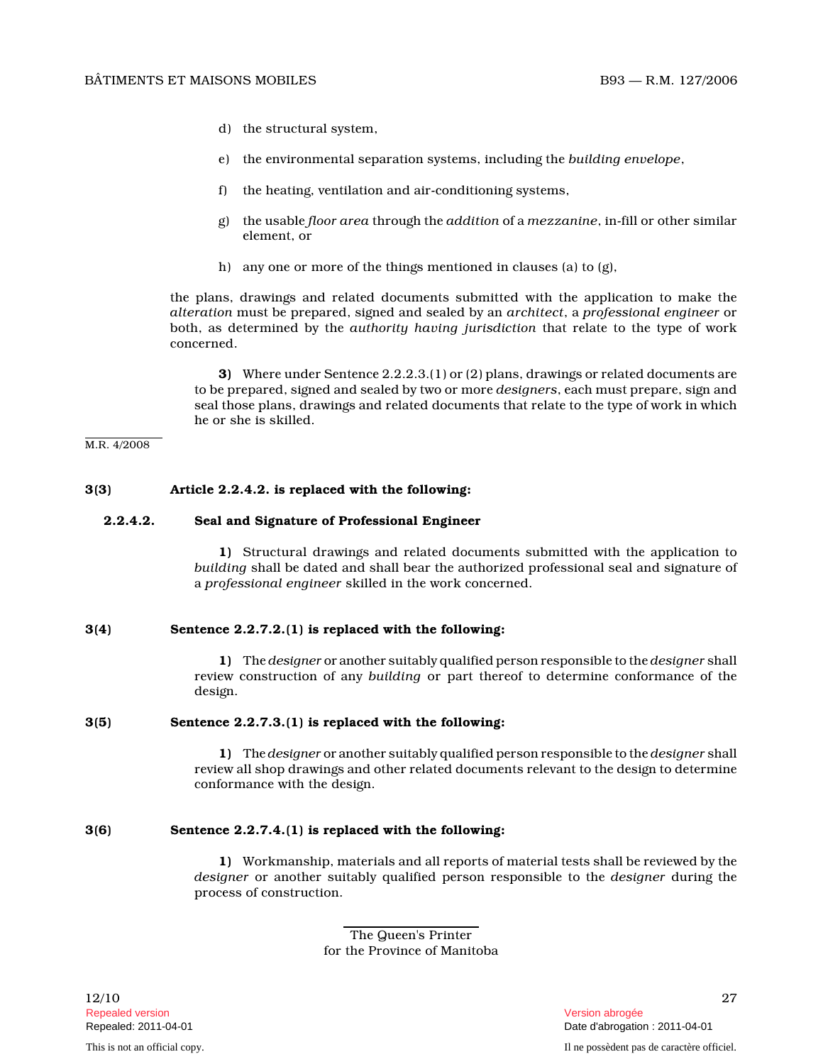d) the structural system,

e) the environmental separation systems, including the *building envelope*,

f) the heating, ventilation and air-conditioning systems,

g) the usable *floor area* through the *addition* of a *mezzanine*, in-fill or other similar element, or

h) any one or more of the things mentioned in clauses (a) to (g),

the plans, drawings and related documents submitted with the application to make the *alteration* must be prepared, signed and sealed by an *architect*, a *professional engineer* or both, as determined by the *authority having jurisdiction* that relate to the type of work concerned.

**3)** Where under Sentence 2.2.2.3.(1) or (2) plans, drawings or related documents are to be prepared, signed and sealed by two or more *designers*, each must prepare, sign and seal those plans, drawings and related documents that relate to the type of work in which he or she is skilled.

M.R. 4/2008

**3(3) Article 2.2.4.2. is replaced with the following:**

**2.2.4.2. Seal and Signature of Professional Engineer**

**1)** Structural drawings and related documents submitted with the application to *building* shall be dated and shall bear the authorized professional seal and signature of a *professional engineer* skilled in the work concerned.

**3(4) Sentence 2.2.7.2.(1) is replaced with the following:**

**1)** The *designer* or another suitably qualified person responsible to the *designer* shall review construction of any *building* or part thereof to determine conformance of the design.

**3(5) Sentence 2.2.7.3.(1) is replaced with the following:**

**1)** The *designer* or another suitably qualified person responsible to the *designer* shall review all shop drawings and other related documents relevant to the design to determine conformance with the design.

**3(6) Sentence 2.2.7.4.(1) is replaced with the following:**

**1)** Workmanship, materials and all reports of material tests shall be reviewed by the *designer* or another suitably qualified person responsible to the *designer* during the process of construction.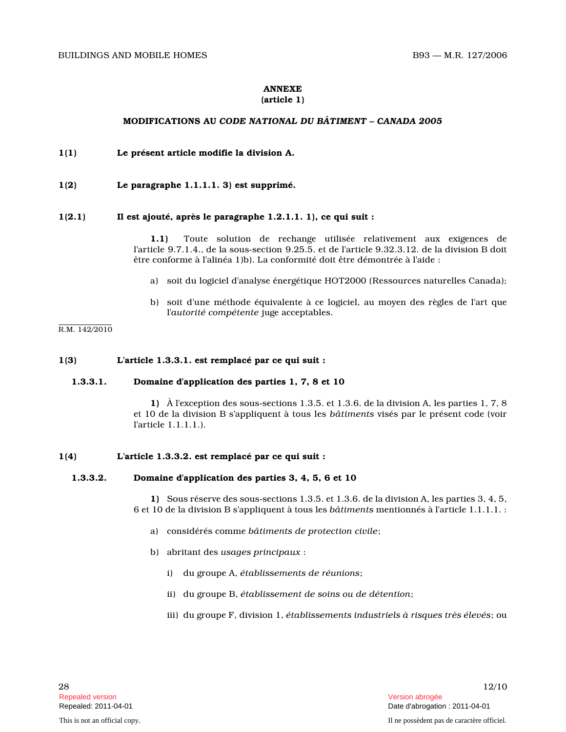**ANNEXE**
**(article 1)**

**MODIFICATIONS AU *CODE NATIONAL DU BÂTIMENT – CANADA 2005***

**1(1)** **Le présent article modifie la division A.**

**1(2)** **Le paragraphe 1.1.1.1. 3) est supprimé.**

**1(2.1)** **Il est ajouté, après le paragraphe 1.2.1.1. 1), ce qui suit :**

**1.1)** Toute solution de rechange utilisée relativement aux exigences de l'article 9.7.1.4., de la sous-section 9.25.5. et de l'article 9.32.3.12. de la division B doit être conforme à l'alinéa 1)b). La conformité doit être démontrée à l'aide :

a) soit du logiciel d'analyse énergétique HOT2000 (Ressources naturelles Canada);

b) soit d'une méthode équivalente à ce logiciel, au moyen des règles de l'art que l'*autorité compétente* juge acceptables.

R.M. 142/2010

**1(3)** **L'article 1.3.3.1. est remplacé par ce qui suit :**

**1.3.3.1.** **Domaine d'application des parties 1, 7, 8 et 10**

**1)** À l'exception des sous-sections 1.3.5. et 1.3.6. de la division A, les parties 1, 7, 8 et 10 de la division B s'appliquent à tous les *bâtiments* visés par le présent code (voir l'article 1.1.1.1.).

**1(4)** **L'article 1.3.3.2. est remplacé par ce qui suit :**

**1.3.3.2.** **Domaine d'application des parties 3, 4, 5, 6 et 10**

**1)** Sous réserve des sous-sections 1.3.5. et 1.3.6. de la division A, les parties 3, 4, 5, 6 et 10 de la division B s'appliquent à tous les *bâtiments* mentionnés à l'article 1.1.1.1. :

a) considérés comme *bâtiments de protection civile*;

b) abritant des *usages principaux* :

i) du groupe A, *établissements de réunions*;

ii) du groupe B, *établissement de soins ou de détention*;

iii) du groupe F, division 1, *établissements industriels à risques très élevés*; ou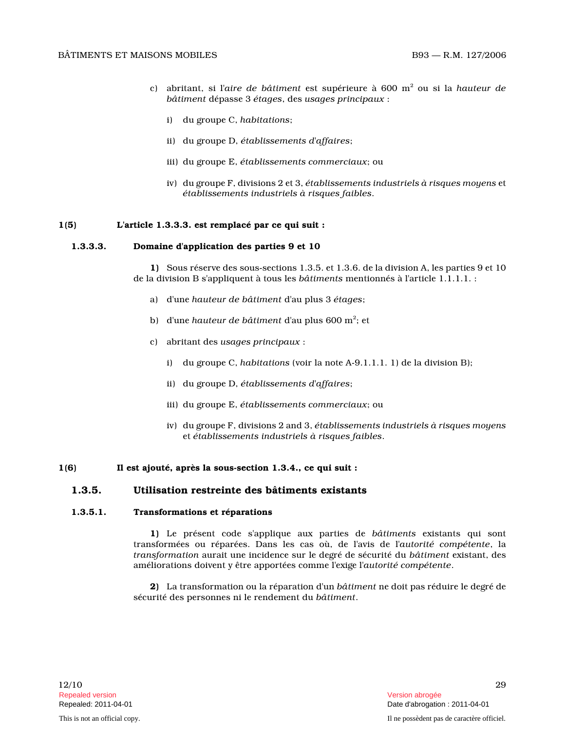c) abritant, si l'*aire de bâtiment* est supérieure à 600 $m^2$ ou si la *hauteur de bâtiment* dépasse 3 *étages*, des *usages principaux* :

   i) du groupe C, *habitations*;

   ii) du groupe D, *établissements d'affaires*;

   iii) du groupe E, *établissements commerciaux*; ou

   iv) du groupe F, divisions 2 et 3, *établissements industriels à risques moyens* et *établissements industriels à risques faibles*.

**1(5) L'article 1.3.3.3. est remplacé par ce qui suit :**

**1.3.3.3. Domaine d'application des parties 9 et 10**

**1)** Sous réserve des sous-sections 1.3.5. et 1.3.6. de la division A, les parties 9 et 10 de la division B s'appliquent à tous les *bâtiments* mentionnés à l'article 1.1.1.1. :

a) d'une *hauteur de bâtiment* d'au plus 3 *étages*;

b) d'une *hauteur de bâtiment* d'au plus 600 $m^2$; et

c) abritant des *usages principaux* :

   i) du groupe C, *habitations* (voir la note A-9.1.1.1. 1) de la division B);

   ii) du groupe D, *établissements d'affaires*;

   iii) du groupe E, *établissements commerciaux*; ou

   iv) du groupe F, divisions 2 and 3, *établissements industriels à risques moyens* et *établissements industriels à risques faibles*.

**1(6) Il est ajouté, après la sous-section 1.3.4., ce qui suit :**

## 1.3.5. Utilisation restreinte des bâtiments existants

**1.3.5.1. Transformations et réparations**

**1)** Le présent code s'applique aux parties de *bâtiments* existants qui sont transformées ou réparées. Dans les cas où, de l'avis de l'*autorité compétente*, la *transformation* aurait une incidence sur le degré de sécurité du *bâtiment* existant, des améliorations doivent y être apportées comme l'exige l'*autorité compétente*.

**2)** La transformation ou la réparation d'un *bâtiment* ne doit pas réduire le degré de sécurité des personnes ni le rendement du *bâtiment*.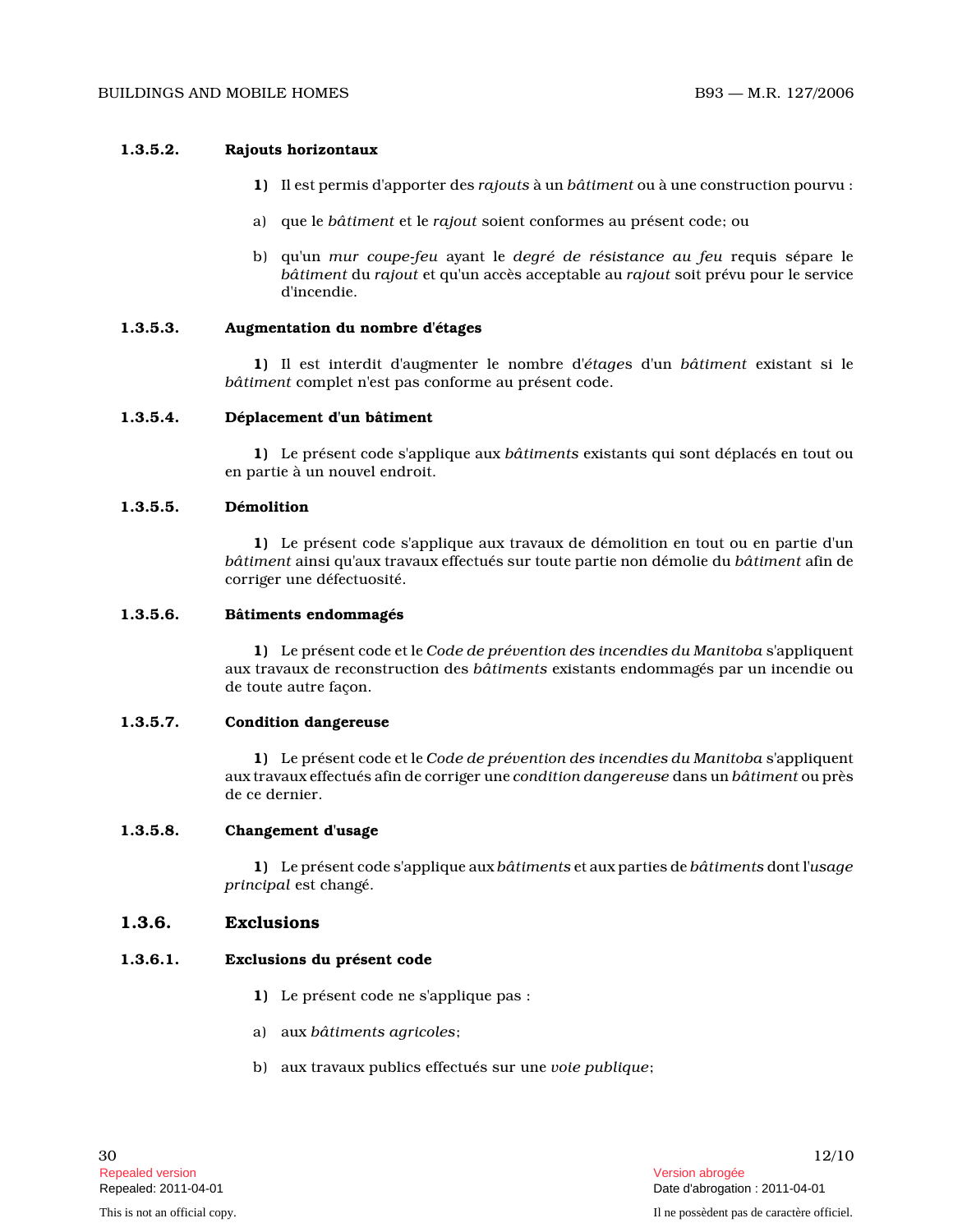#### 1.3.5.2. Rajouts horizontaux

**1)** Il est permis d'apporter des *rajouts* à un *bâtiment* ou à une construction pourvu :

a) que le *bâtiment* et le *rajout* soient conformes au présent code; ou

b) qu'un *mur coupe-feu* ayant le *degré de résistance au feu* requis sépare le *bâtiment* du *rajout* et qu'un accès acceptable au *rajout* soit prévu pour le service d'incendie.

#### 1.3.5.3. Augmentation du nombre d'étages

**1)** Il est interdit d'augmenter le nombre d'*étage*s d'un *bâtiment* existant si le *bâtiment* complet n'est pas conforme au présent code.

#### 1.3.5.4. Déplacement d'un bâtiment

**1)** Le présent code s'applique aux *bâtiments* existants qui sont déplacés en tout ou en partie à un nouvel endroit.

#### 1.3.5.5. Démolition

**1)** Le présent code s'applique aux travaux de démolition en tout ou en partie d'un *bâtiment* ainsi qu'aux travaux effectués sur toute partie non démolie du *bâtiment* afin de corriger une défectuosité.

#### 1.3.5.6. Bâtiments endommagés

**1)** Le présent code et le *Code de prévention des incendies du Manitoba* s'appliquent aux travaux de reconstruction des *bâtiments* existants endommagés par un incendie ou de toute autre façon.

#### 1.3.5.7. Condition dangereuse

**1)** Le présent code et le *Code de prévention des incendies du Manitoba* s'appliquent aux travaux effectués afin de corriger une *condition dangereuse* dans un *bâtiment* ou près de ce dernier.

#### 1.3.5.8. Changement d'usage

**1)** Le présent code s'applique aux *bâtiments* et aux parties de *bâtiments* dont l'*usage principal* est changé.

### 1.3.6. Exclusions

#### 1.3.6.1. Exclusions du présent code

**1)** Le présent code ne s'applique pas :

a) aux *bâtiments agricoles*;

b) aux travaux publics effectués sur une *voie publique*;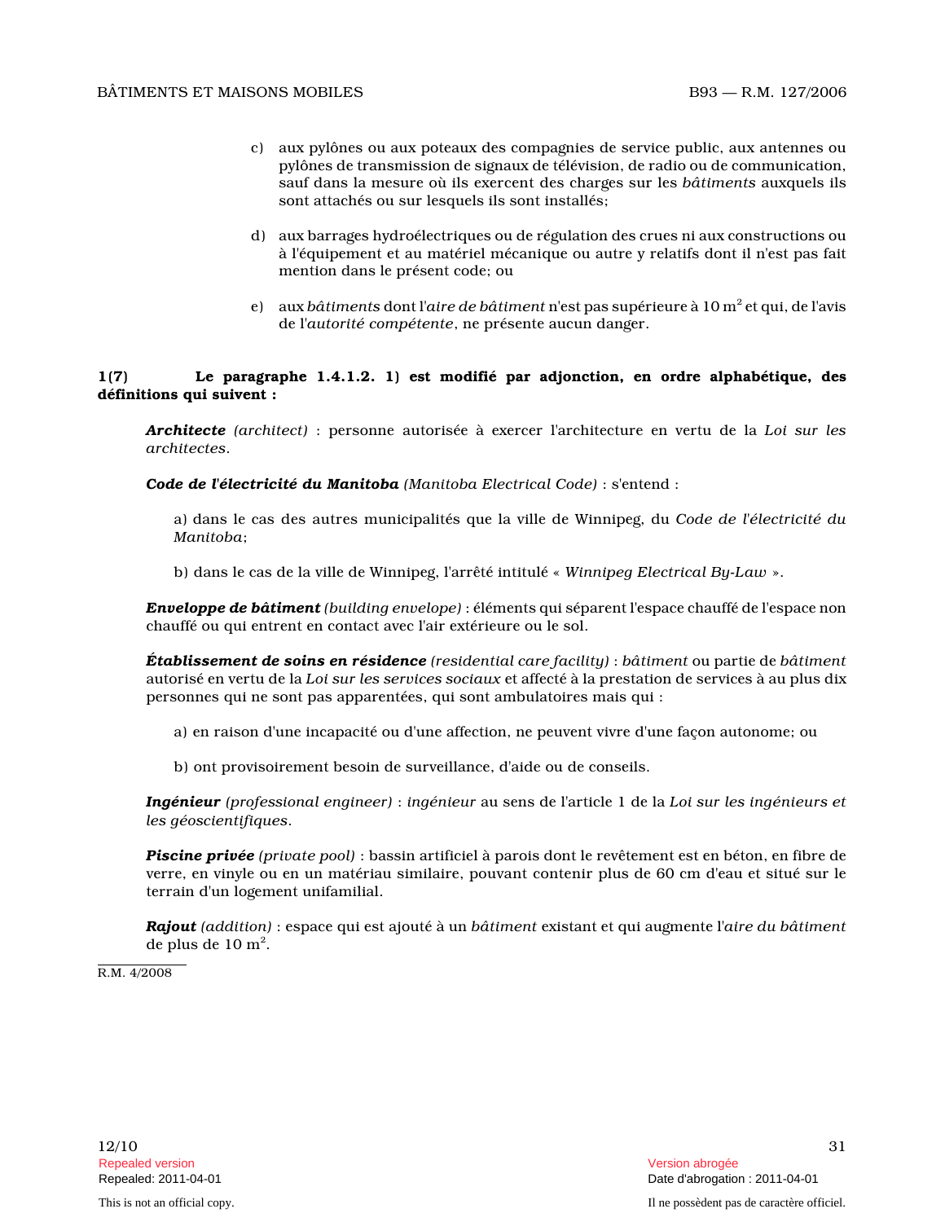c) aux pylônes ou aux poteaux des compagnies de service public, aux antennes ou pylônes de transmission de signaux de télévision, de radio ou de communication, sauf dans la mesure où ils exercent des charges sur les *bâtiments* auxquels ils sont attachés ou sur lesquels ils sont installés;

d) aux barrages hydroélectriques ou de régulation des crues ni aux constructions ou à l'équipement et au matériel mécanique ou autre y relatifs dont il n'est pas fait mention dans le présent code; ou

e) aux *bâtiments* dont l'*aire de bâtiment* n'est pas supérieure à 10 $m^2$ et qui, de l'avis de l'*autorité compétente*, ne présente aucun danger.

**1(7) Le paragraphe 1.4.1.2. 1) est modifié par adjonction, en ordre alphabétique, des définitions qui suivent :**

***Architecte*** *(architect)* : personne autorisée à exercer l'architecture en vertu de la *Loi sur les architectes*.

***Code de l'électricité du Manitoba*** *(Manitoba Electrical Code)* : s'entend :

a) dans le cas des autres municipalités que la ville de Winnipeg, du *Code de l'électricité du Manitoba*;

b) dans le cas de la ville de Winnipeg, l'arrêté intitulé « *Winnipeg Electrical By-Law* ».

***Enveloppe de bâtiment*** *(building envelope)* : éléments qui séparent l'espace chauffé de l'espace non chauffé ou qui entrent en contact avec l'air extérieure ou le sol.

***Établissement de soins en résidence*** *(residential care facility)* : *bâtiment* ou partie de *bâtiment* autorisé en vertu de la *Loi sur les services sociaux* et affecté à la prestation de services à au plus dix personnes qui ne sont pas apparentées, qui sont ambulatoires mais qui :

a) en raison d'une incapacité ou d'une affection, ne peuvent vivre d'une façon autonome; ou

b) ont provisoirement besoin de surveillance, d'aide ou de conseils.

***Ingénieur*** *(professional engineer)* : *ingénieur* au sens de l'article 1 de la *Loi sur les ingénieurs et les géoscientifiques*.

***Piscine privée*** *(private pool)* : bassin artificiel à parois dont le revêtement est en béton, en fibre de verre, en vinyle ou en un matériau similaire, pouvant contenir plus de 60 cm d'eau et situé sur le terrain d'un logement unifamilial.

***Rajout*** *(addition)* : espace qui est ajouté à un *bâtiment* existant et qui augmente l'*aire du bâtiment* de plus de 10 $m^2$.

R.M. 4/2008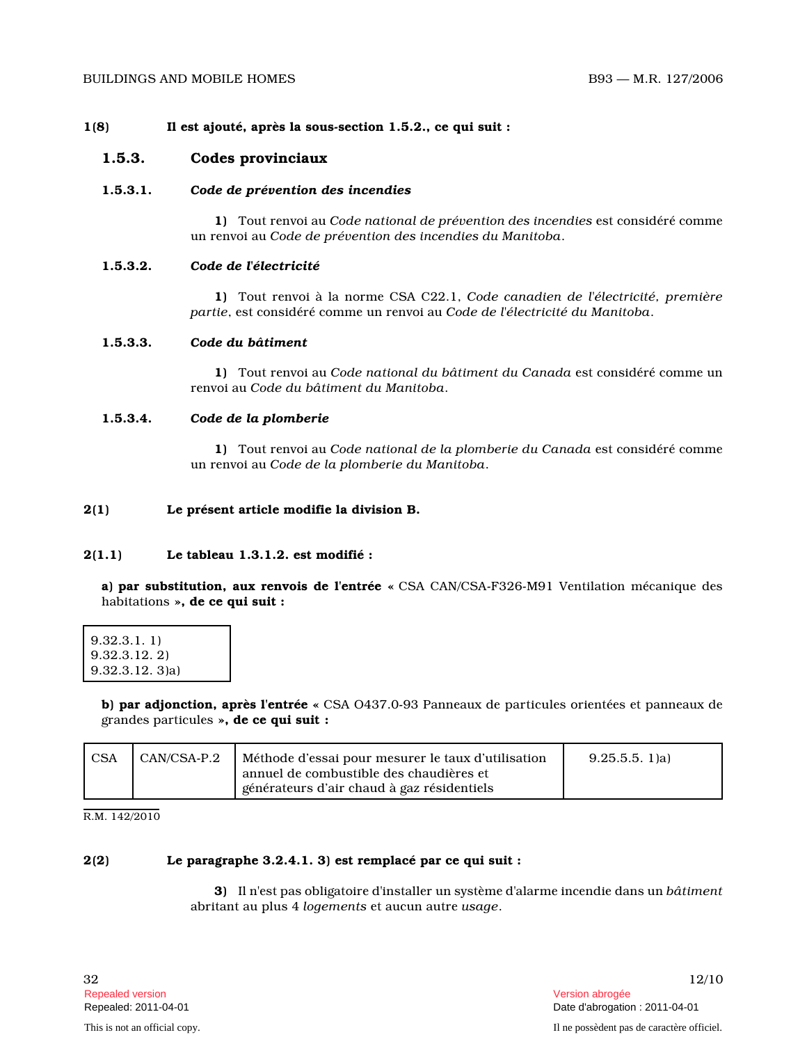**1(8)** **Il est ajouté, après la sous-section 1.5.2., ce qui suit :**

## 1.5.3. Codes provinciaux

### 1.5.3.1. *Code de prévention des incendies*

**1)** Tout renvoi au *Code national de prévention des incendies* est considéré comme un renvoi au *Code de prévention des incendies du Manitoba*.

### 1.5.3.2. *Code de l'électricité*

**1)** Tout renvoi à la norme CSA C22.1, *Code canadien de l'électricité, première partie*, est considéré comme un renvoi au *Code de l'électricité du Manitoba*.

### 1.5.3.3. *Code du bâtiment*

**1)** Tout renvoi au *Code national du bâtiment du Canada* est considéré comme un renvoi au *Code du bâtiment du Manitoba*.

### 1.5.3.4. *Code de la plomberie*

**1)** Tout renvoi au *Code national de la plomberie du Canada* est considéré comme un renvoi au *Code de la plomberie du Manitoba*.

**2(1)** **Le présent article modifie la division B.**

**2(1.1)** **Le tableau 1.3.1.2. est modifié :**

**a) par substitution, aux renvois de l'entrée** « CSA CAN/CSA-F326-M91 Ventilation mécanique des habitations »**, de ce qui suit :**

| |
|---|
| 9.32.3.1. 1)<br>9.32.3.12. 2)<br>9.32.3.12. 3)a) |

**b) par adjonction, après l'entrée** « CSA O437.0-93 Panneaux de particules orientées et panneaux de grandes particules »**, de ce qui suit :**

| | | | |
|---|---|---|---|
| CSA | CAN/CSA-P.2 | Méthode d'essai pour mesurer le taux d'utilisation annuel de combustible des chaudières et générateurs d'air chaud à gaz résidentiels | 9.25.5.5. 1)a) |

R.M. 142/2010

**2(2)** **Le paragraphe 3.2.4.1. 3) est remplacé par ce qui suit :**

**3)** Il n'est pas obligatoire d'installer un système d'alarme incendie dans un *bâtiment* abritant au plus 4 *logements* et aucun autre *usage*.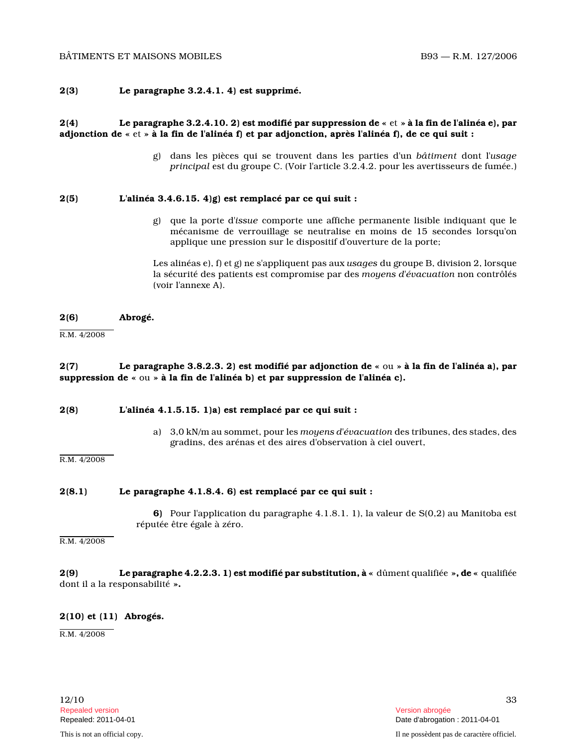**2(3) Le paragraphe 3.2.4.1. 4) est supprimé.**

**2(4) Le paragraphe 3.2.4.10. 2) est modifié par suppression de** « et » **à la fin de l'alinéa e), par adjonction de** « et » **à la fin de l'alinéa f) et par adjonction, après l'alinéa f), de ce qui suit :**

> g) dans les pièces qui se trouvent dans les parties d'un *bâtiment* dont l'*usage principal* est du groupe C. (Voir l'article 3.2.4.2. pour les avertisseurs de fumée.)

**2(5) L'alinéa 3.4.6.15. 4)g) est remplacé par ce qui suit :**

> g) que la porte d'*issue* comporte une affiche permanente lisible indiquant que le mécanisme de verrouillage se neutralise en moins de 15 secondes lorsqu'on applique une pression sur le dispositif d'ouverture de la porte;
>
> Les alinéas e), f) et g) ne s'appliquent pas aux *usages* du groupe B, division 2, lorsque la sécurité des patients est compromise par des *moyens d'évacuation* non contrôlés (voir l'annexe A).

**2(6) Abrogé.**

R.M. 4/2008

**2(7) Le paragraphe 3.8.2.3. 2) est modifié par adjonction de** « ou » **à la fin de l'alinéa a), par suppression de** « ou » **à la fin de l'alinéa b) et par suppression de l'alinéa c).**

**2(8) L'alinéa 4.1.5.15. 1)a) est remplacé par ce qui suit :**

> a) 3,0 kN/m au sommet, pour les *moyens d'évacuation* des tribunes, des stades, des gradins, des arénas et des aires d'observation à ciel ouvert,

R.M. 4/2008

**2(8.1) Le paragraphe 4.1.8.4. 6) est remplacé par ce qui suit :**

> **6)** Pour l'application du paragraphe 4.1.8.1. 1), la valeur de S(0,2) au Manitoba est réputée être égale à zéro.

R.M. 4/2008

**2(9) Le paragraphe 4.2.2.3. 1) est modifié par substitution, à** « dûment qualifiée »**, de** « qualifiée dont il a la responsabilité »**.**

**2(10) et (11) Abrogés.**

R.M. 4/2008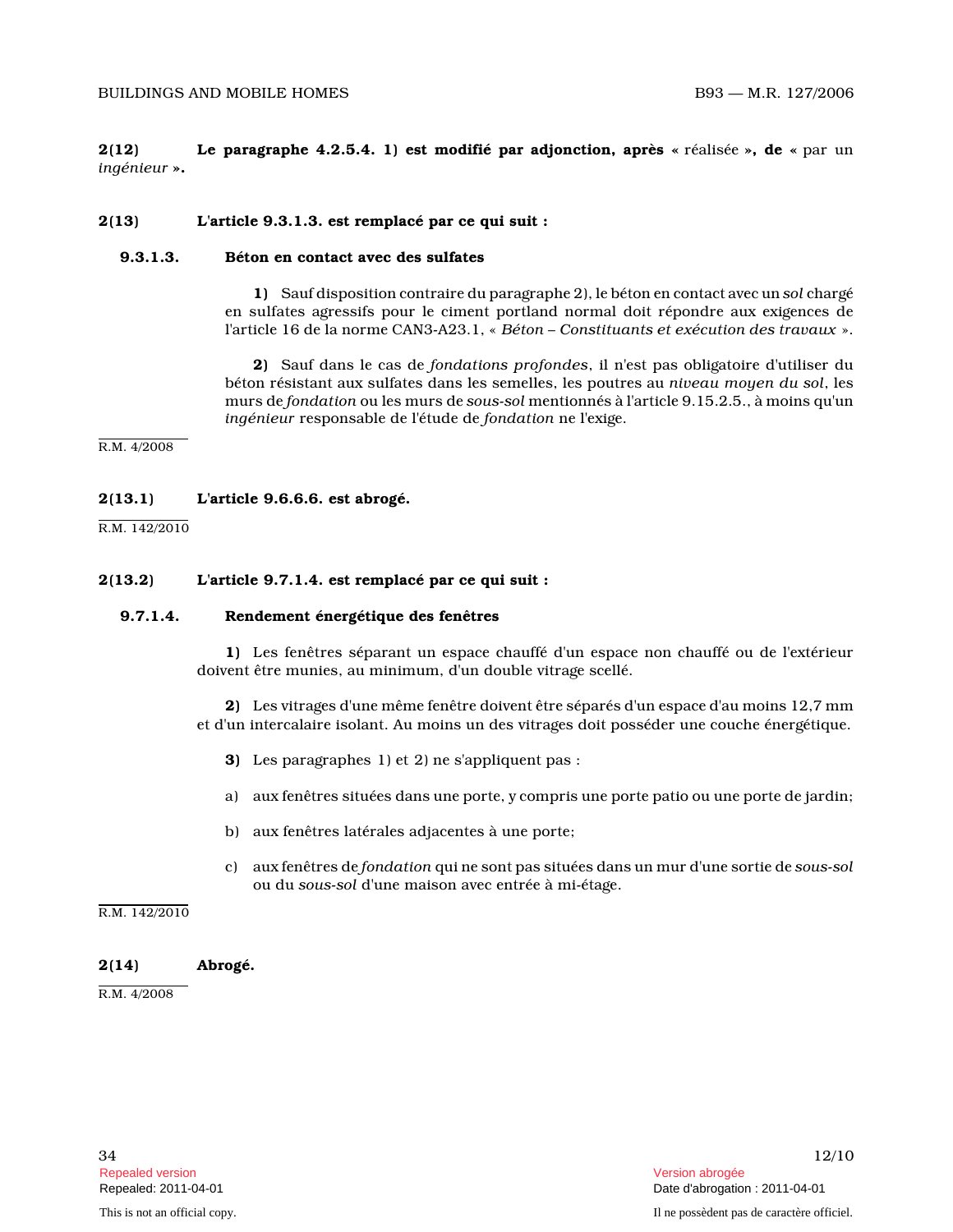**2(12)** **Le paragraphe 4.2.5.4. 1) est modifié par adjonction, après** « réalisée »**, de** « par un *ingénieur* »**.**

**2(13)** **L'article 9.3.1.3. est remplacé par ce qui suit :**

**9.3.1.3.** **Béton en contact avec des sulfates**

**1)** Sauf disposition contraire du paragraphe 2), le béton en contact avec un *sol* chargé en sulfates agressifs pour le ciment portland normal doit répondre aux exigences de l'article 16 de la norme CAN3-A23.1, « *Béton – Constituants et exécution des travaux* ».

**2)** Sauf dans le cas de *fondations profondes*, il n'est pas obligatoire d'utiliser du béton résistant aux sulfates dans les semelles, les poutres au *niveau moyen du sol*, les murs de *fondation* ou les murs de *sous-sol* mentionnés à l'article 9.15.2.5., à moins qu'un *ingénieur* responsable de l'étude de *fondation* ne l'exige.

R.M. 4/2008

**2(13.1)** **L'article 9.6.6.6. est abrogé.**

R.M. 142/2010

**2(13.2)** **L'article 9.7.1.4. est remplacé par ce qui suit :**

**9.7.1.4.** **Rendement énergétique des fenêtres**

**1)** Les fenêtres séparant un espace chauffé d'un espace non chauffé ou de l'extérieur doivent être munies, au minimum, d'un double vitrage scellé.

**2)** Les vitrages d'une même fenêtre doivent être séparés d'un espace d'au moins 12,7 mm et d'un intercalaire isolant. Au moins un des vitrages doit posséder une couche énergétique.

**3)** Les paragraphes 1) et 2) ne s'appliquent pas :

a) aux fenêtres situées dans une porte, y compris une porte patio ou une porte de jardin;

b) aux fenêtres latérales adjacentes à une porte;

c) aux fenêtres de *fondation* qui ne sont pas situées dans un mur d'une sortie de *sous-sol* ou du *sous-sol* d'une maison avec entrée à mi-étage.

R.M. 142/2010

**2(14)** **Abrogé.**

R.M. 4/2008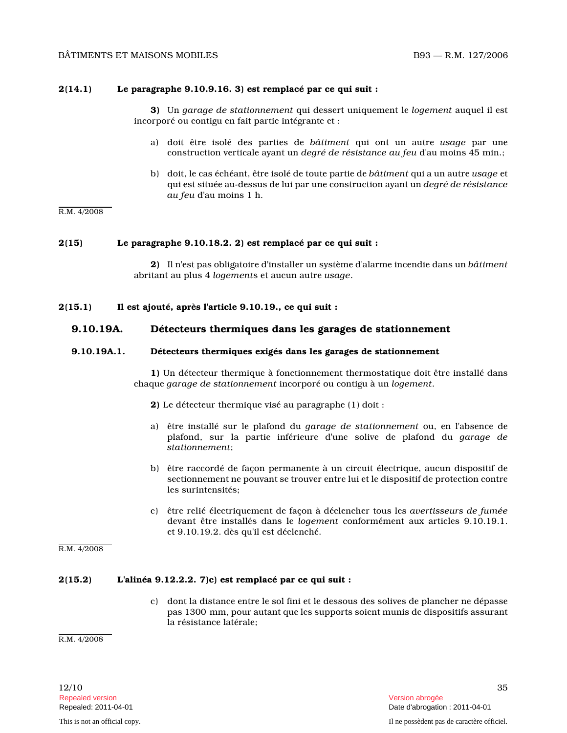**2(14.1)** **Le paragraphe 9.10.9.16. 3) est remplacé par ce qui suit :**

**3)** Un *garage de stationnement* qui dessert uniquement le *logement* auquel il est incorporé ou contigu en fait partie intégrante et :

a) doit être isolé des parties de *bâtiment* qui ont un autre *usage* par une construction verticale ayant un *degré de résistance au feu* d'au moins 45 min.;

b) doit, le cas échéant, être isolé de toute partie de *bâtiment* qui a un autre *usage* et qui est située au-dessus de lui par une construction ayant un *degré de résistance au feu* d'au moins 1 h.

R.M. 4/2008

**2(15)** **Le paragraphe 9.10.18.2. 2) est remplacé par ce qui suit :**

**2)** Il n'est pas obligatoire d'installer un système d'alarme incendie dans un *bâtiment* abritant au plus 4 *logements* et aucun autre *usage*.

**2(15.1)** **Il est ajouté, après l'article 9.10.19., ce qui suit :**

## 9.10.19A. Détecteurs thermiques dans les garages de stationnement

### 9.10.19A.1. Détecteurs thermiques exigés dans les garages de stationnement

**1)** Un détecteur thermique à fonctionnement thermostatique doit être installé dans chaque *garage de stationnement* incorporé ou contigu à un *logement*.

**2)** Le détecteur thermique visé au paragraphe (1) doit :

a) être installé sur le plafond du *garage de stationnement* ou, en l'absence de plafond, sur la partie inférieure d'une solive de plafond du *garage de stationnement*;

b) être raccordé de façon permanente à un circuit électrique, aucun dispositif de sectionnement ne pouvant se trouver entre lui et le dispositif de protection contre les surintensités;

c) être relié électriquement de façon à déclencher tous les *avertisseurs de fumée* devant être installés dans le *logement* conformément aux articles 9.10.19.1. et 9.10.19.2. dès qu'il est déclenché.

R.M. 4/2008

**2(15.2)** **L'alinéa 9.12.2.2. 7)c) est remplacé par ce qui suit :**

c) dont la distance entre le sol fini et le dessous des solives de plancher ne dépasse pas 1300 mm, pour autant que les supports soient munis de dispositifs assurant la résistance latérale;

R.M. 4/2008

12/10

Repealed version — Version abrogée

Repealed: 2011-04-01 — Date d'abrogation : 2011-04-01

This is not an official copy. — Il ne possèdent pas de caractère officiel.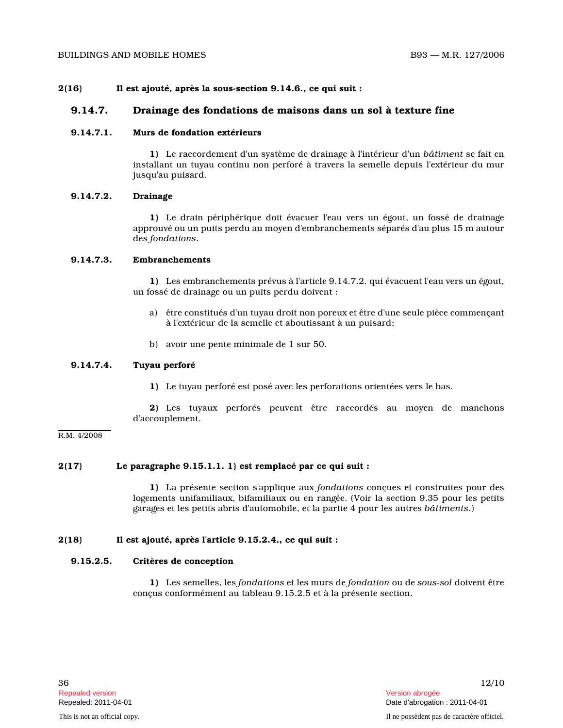**2(16)** **Il est ajouté, après la sous-section 9.14.6., ce qui suit :**

## 9.14.7. Drainage des fondations de maisons dans un sol à texture fine

### 9.14.7.1. Murs de fondation extérieurs

**1)** Le raccordement d'un système de drainage à l'intérieur d'un *bâtiment* se fait en installant un tuyau continu non perforé à travers la semelle depuis l'extérieur du mur jusqu'au puisard.

### 9.14.7.2. Drainage

**1)** Le drain périphérique doit évacuer l'eau vers un égout, un fossé de drainage approuvé ou un puits perdu au moyen d'embranchements séparés d'au plus 15 m autour des *fondations*.

### 9.14.7.3. Embranchements

**1)** Les embranchements prévus à l'article 9.14.7.2. qui évacuent l'eau vers un égout, un fossé de drainage ou un puits perdu doivent :

a) être constitués d'un tuyau droit non poreux et être d'une seule pièce commençant à l'extérieur de la semelle et aboutissant à un puisard;

b) avoir une pente minimale de 1 sur 50.

### 9.14.7.4. Tuyau perforé

**1)** Le tuyau perforé est posé avec les perforations orientées vers le bas.

**2)** Les tuyaux perforés peuvent être raccordés au moyen de manchons d'accouplement.

R.M. 4/2008

**2(17)** **Le paragraphe 9.15.1.1. 1) est remplacé par ce qui suit :**

**1)** La présente section s'applique aux *fondations* conçues et construites pour des logements unifamiliaux, bifamiliaux ou en rangée. (Voir la section 9.35 pour les petits garages et les petits abris d'automobile, et la partie 4 pour les autres *bâtiments*.)

**2(18)** **Il est ajouté, après l'article 9.15.2.4., ce qui suit :**

### 9.15.2.5. Critères de conception

**1)** Les semelles, les *fondations* et les murs de *fondation* ou de *sous-sol* doivent être conçus conformément au tableau 9.15.2.5 et à la présente section.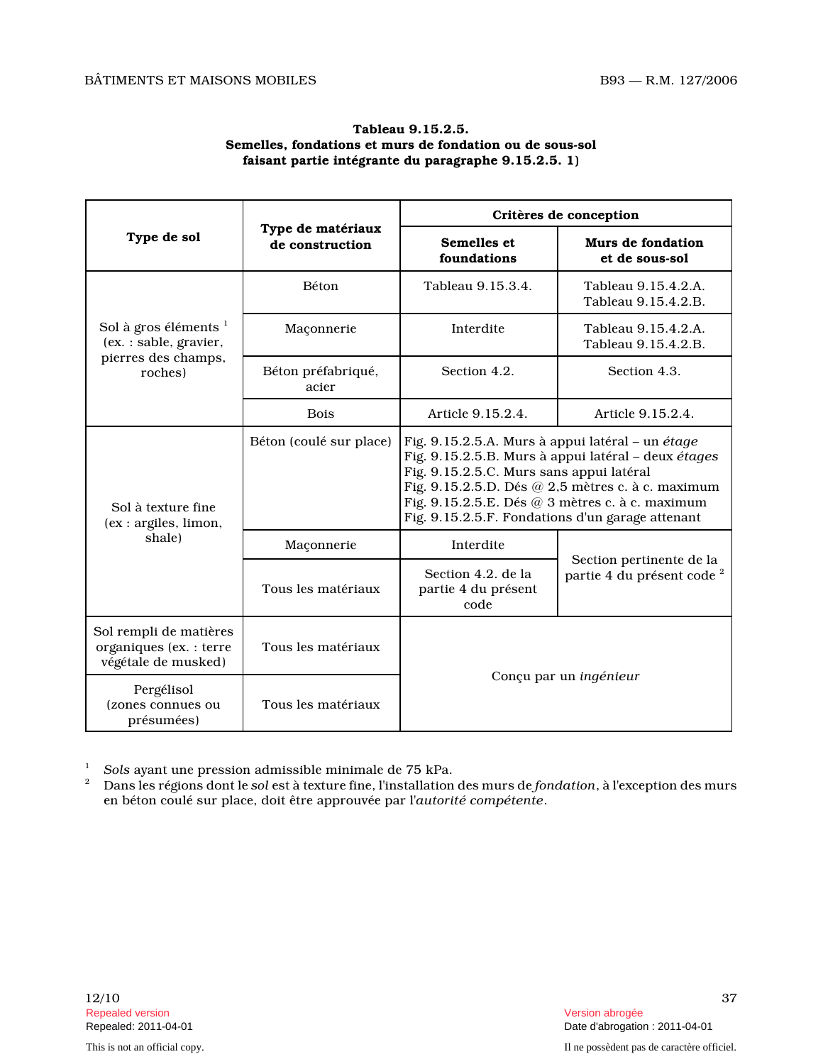**Tableau 9.15.2.5.**
**Semelles, fondations et murs de fondation ou de sous-sol**
**faisant partie intégrante du paragraphe 9.15.2.5. 1)**

| **Type de sol** | **Type de matériaux de construction** | **Critères de conception** | |
|---|---|---|---|
| | | **Semelles et foundations** | **Murs de fondation et de sous-sol** |
| Sol à gros éléments [1] (ex. : sable, gravier, pierres des champs, roches) | Béton | Tableau 9.15.3.4. | Tableau 9.15.4.2.A. Tableau 9.15.4.2.B. |
| | Maçonnerie | Interdite | Tableau 9.15.4.2.A. Tableau 9.15.4.2.B. |
| | Béton préfabriqué, acier | Section 4.2. | Section 4.3. |
| | Bois | Article 9.15.2.4. | Article 9.15.2.4. |
| Sol à texture fine (ex : argiles, limon, shale) | Béton (coulé sur place) | Fig. 9.15.2.5.A. Murs à appui latéral – un *étage*<br>Fig. 9.15.2.5.B. Murs à appui latéral – deux *étages*<br>Fig. 9.15.2.5.C. Murs sans appui latéral<br>Fig. 9.15.2.5.D. Dés @ 2,5 mètres c. à c. maximum<br>Fig. 9.15.2.5.E. Dés @ 3 mètres c. à c. maximum<br>Fig. 9.15.2.5.F. Fondations d'un garage attenant | |
| | Maçonnerie | Interdite | Section pertinente de la partie 4 du présent code [2] |
| | Tous les matériaux | Section 4.2. de la partie 4 du présent code | |
| Sol rempli de matières organiques (ex. : terre végétale de musked) | Tous les matériaux | Conçu par un *ingénieur* | |
| Pergélisol (zones connues ou présumées) | Tous les matériaux | | |

[1] *Sols* ayant une pression admissible minimale de 75 kPa.

[2] Dans les régions dont le *sol* est à texture fine, l'installation des murs de *fondation*, à l'exception des murs en béton coulé sur place, doit être approuvée par l'*autorité compétente*.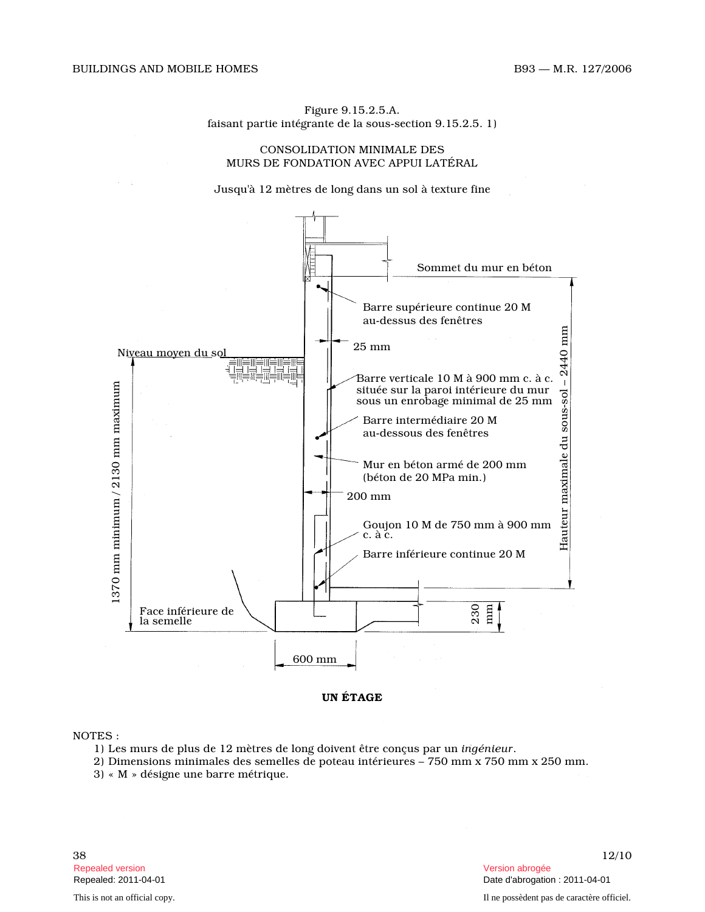Figure 9.15.2.5.A.
faisant partie intégrante de la sous-section 9.15.2.5. 1)

CONSOLIDATION MINIMALE DES
MURS DE FONDATION AVEC APPUI LATÉRAL

Jusqu'à 12 mètres de long dans un sol à texture fine

Sommet du mur en béton

Barre supérieure continue 20 M
au-dessus des fenêtres

25 mm

Niveau moyen du sol

Barre verticale 10 M à 900 mm c. à c.
située sur la paroi intérieure du mur
sous un enrobage minimal de 25 mm

Barre intermédiaire 20 M
au-dessous des fenêtres

Mur en béton armé de 200 mm
(béton de 20 MPa min.)

200 mm

Goujon 10 M de 750 mm à 900 mm
c. à c.

Barre inférieure continue 20 M

1370 mm minimum / 2130 mm maximum

Hauteur maximale du sous-sol – 2440 mm

Face inférieure de
la semelle

230
mm

600 mm

**UN ÉTAGE**

NOTES :

1) Les murs de plus de 12 mètres de long doivent être conçus par un *ingénieur*.
2) Dimensions minimales des semelles de poteau intérieures – 750 mm x 750 mm x 250 mm.
3) « M » désigne une barre métrique.

Repealed version
Repealed: 2011-04-01

Version abrogée
Date d'abrogation : 2011-04-01

This is not an official copy.

Il ne possèdent pas de caractère officiel.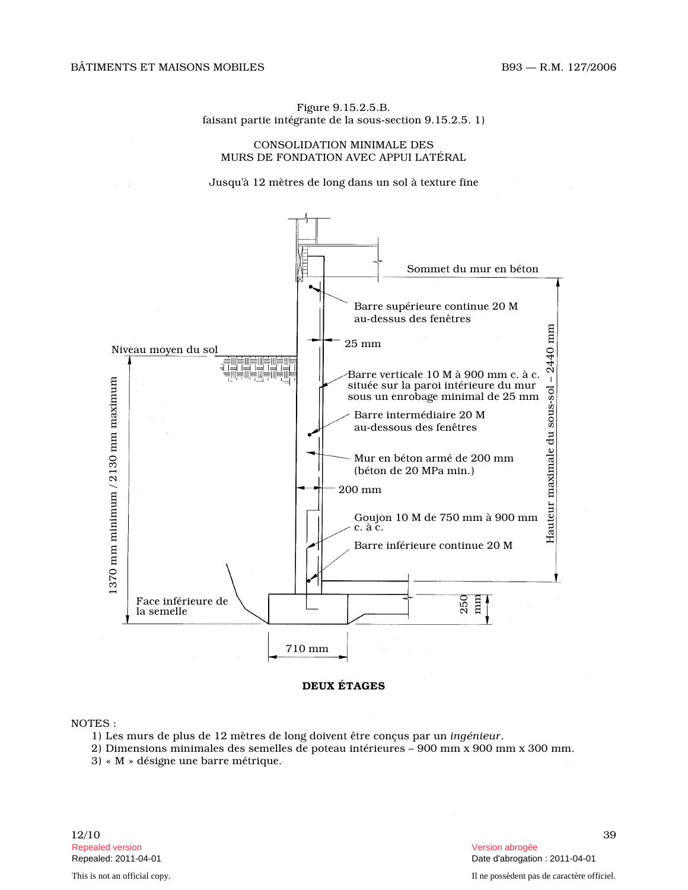Figure 9.15.2.5.B.
faisant partie intégrante de la sous-section 9.15.2.5. 1)

CONSOLIDATION MINIMALE DES
MURS DE FONDATION AVEC APPUI LATÉRAL

Jusqu'à 12 mètres de long dans un sol à texture fine

Sommet du mur en béton

Barre supérieure continue 20 M
au-dessus des fenêtres

25 mm

Niveau moyen du sol

Barre verticale 10 M à 900 mm c. à c.
située sur la paroi intérieure du mur
sous un enrobage minimal de 25 mm

Barre intermédiaire 20 M
au-dessous des fenêtres

Mur en béton armé de 200 mm
(béton de 20 MPa min.)

200 mm

Goujon 10 M de 750 mm à 900 mm
c. à c.

Barre inférieure continue 20 M

1370 mm minimum / 2130 mm maximum

Hauteur maximale du sous-sol – 2440 mm

Face inférieure de
la semelle

250 mm

710 mm

**DEUX ÉTAGES**

NOTES :

1) Les murs de plus de 12 mètres de long doivent être conçus par un *ingénieur*.
2) Dimensions minimales des semelles de poteau intérieures – 900 mm x 900 mm x 300 mm.
3) « M » désigne une barre métrique.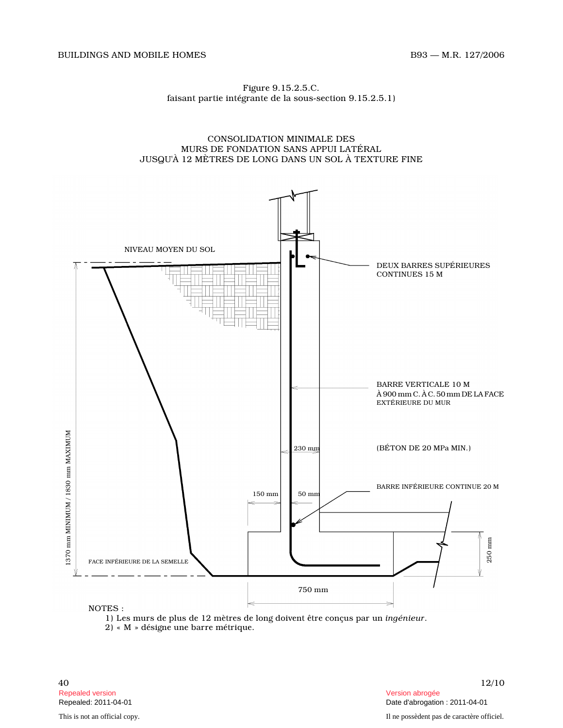Figure 9.15.2.5.C.
faisant partie intégrante de la sous-section 9.15.2.5.1)

CONSOLIDATION MINIMALE DES
MURS DE FONDATION SANS APPUI LATÉRAL
JUSQU'À 12 MÈTRES DE LONG DANS UN SOL À TEXTURE FINE

NIVEAU MOYEN DU SOL

DEUX BARRES SUPÉRIEURES
CONTINUES 15 M

BARRE VERTICALE 10 M
À 900 mm C. À C. 50 mm DE LA FACE
EXTÉRIEURE DU MUR

230 mm

(BÉTON DE 20 MPa MIN.)

BARRE INFÉRIEURE CONTINUE 20 M

150 mm

50 mm

1370 mm MINIMUM / 1830 mm MAXIMUM

FACE INFÉRIEURE DE LA SEMELLE

250 mm

750 mm

NOTES :

1) Les murs de plus de 12 mètres de long doivent être conçus par un *ingénieur*.
2) « M » désigne une barre métrique.

Repealed version
Repealed: 2011-04-01

Version abrogée
Date d'abrogation : 2011-04-01

This is not an official copy.

Il ne possèdent pas de caractère officiel.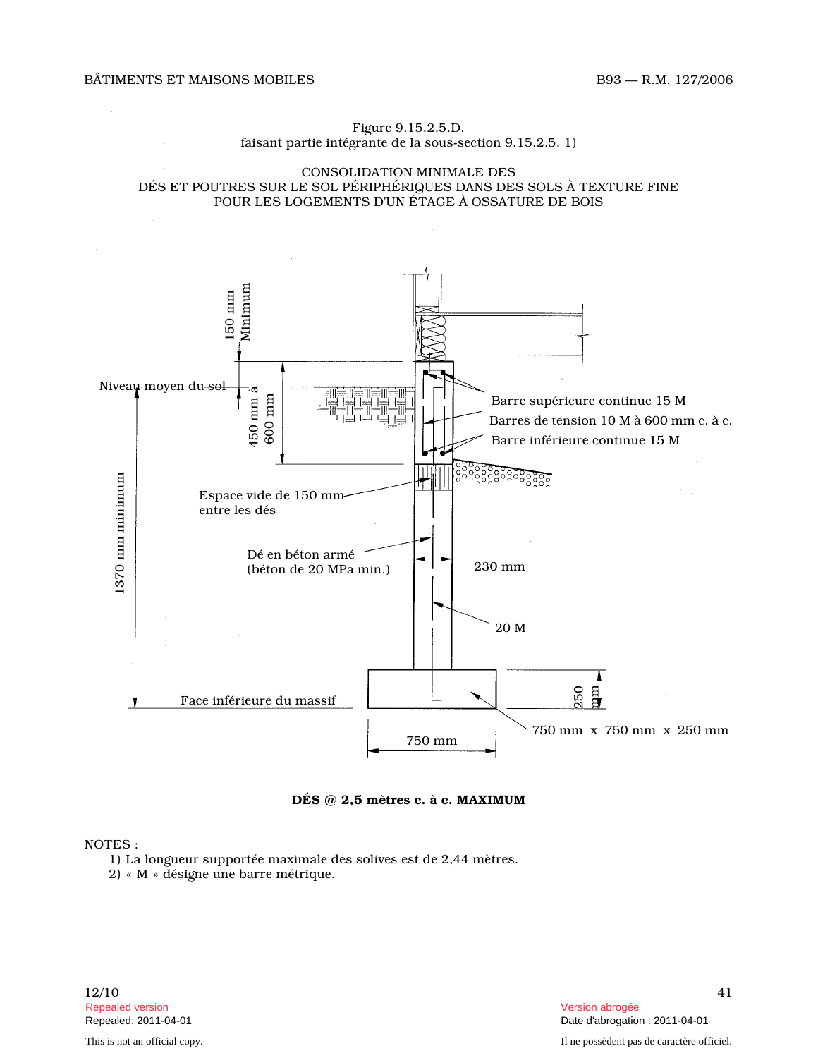Figure 9.15.2.5.D.
faisant partie intégrante de la sous-section 9.15.2.5. 1)

CONSOLIDATION MINIMALE DES
DÉS ET POUTRES SUR LE SOL PÉRIPHÉRIQUES DANS DES SOLS À TEXTURE FINE
POUR LES LOGEMENTS D'UN ÉTAGE À OSSATURE DE BOIS

150 mm Minimum

Niveau moyen du sol

450 mm à 600 mm

Barre supérieure continue 15 M

Barres de tension 10 M à 600 mm c. à c.

Barre inférieure continue 15 M

Espace vide de 150 mm entre les dés

1370 mm minimum

Dé en béton armé (béton de 20 MPa min.)

230 mm

20 M

Face inférieure du massif

250 mm

750 mm

750 mm x 750 mm x 250 mm

**DÉS @ 2,5 mètres c. à c. MAXIMUM**

NOTES :

1) La longueur supportée maximale des solives est de 2,44 mètres.
2) « M » désigne une barre métrique.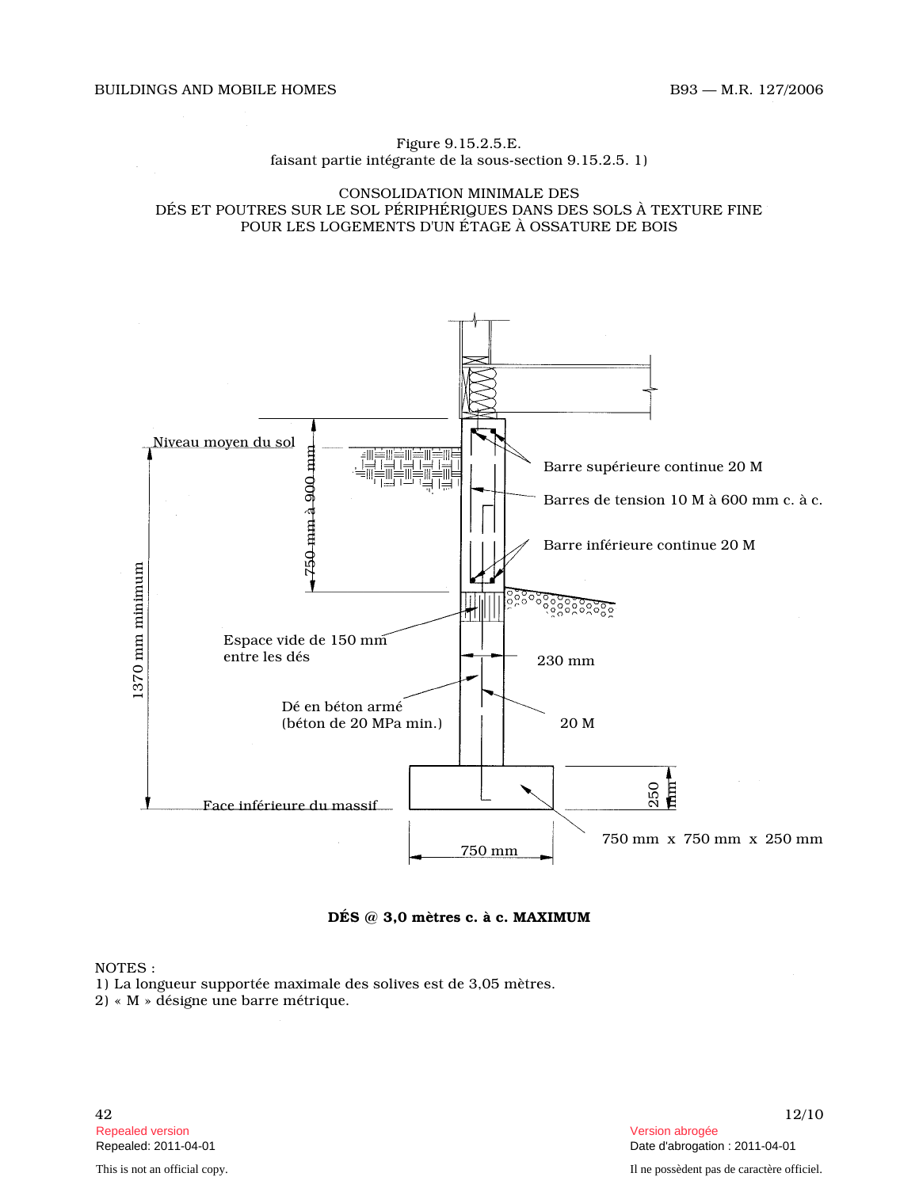Figure 9.15.2.5.E.
faisant partie intégrante de la sous-section 9.15.2.5. 1)

CONSOLIDATION MINIMALE DES
DÉS ET POUTRES SUR LE SOL PÉRIPHÉRIQUES DANS DES SOLS À TEXTURE FINE
POUR LES LOGEMENTS D'UN ÉTAGE À OSSATURE DE BOIS

Niveau moyen du sol

750 mm à 900 mm

1370 mm minimum

Barre supérieure continue 20 M

Barres de tension 10 M à 600 mm c. à c.

Barre inférieure continue 20 M

Espace vide de 150 mm
entre les dés

230 mm

Dé en béton armé
(béton de 20 MPa min.)

20 M

250 mm

Face inférieure du massif

750 mm x 750 mm x 250 mm

750 mm

**DÉS @ 3,0 mètres c. à c. MAXIMUM**

NOTES :
1) La longueur supportée maximale des solives est de 3,05 mètres.
2) « M » désigne une barre métrique.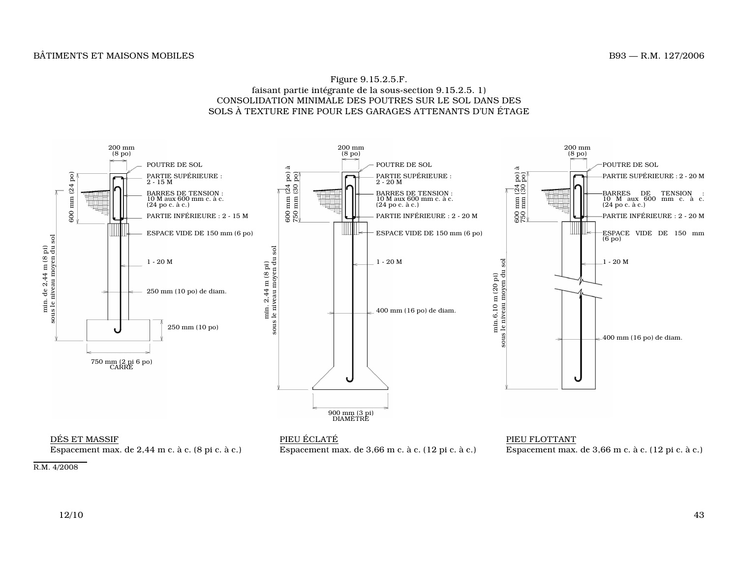Figure 9.15.2.5.F.
faisant partie intégrante de la sous-section 9.15.2.5. 1)
CONSOLIDATION MINIMALE DES POUTRES SUR LE SOL DANS DES SOLS À TEXTURE FINE POUR LES GARAGES ATTENANTS D'UN ÉTAGE

200 mm (8 po)
POUTRE DE SOL
PARTIE SUPÉRIEURE : 2 - 15 M
BARRES DE TENSION : 10 M aux 600 mm c. à c. (24 po c. à c.)
PARTIE INFÉRIEURE : 2 - 15 M
ESPACE VIDE DE 150 mm (6 po)
1 - 20 M
250 mm (10 po) de diam.
250 mm (10 po)
750 mm (2 pi 6 po) CARRÉ
600 mm (24 po)
min. de 2,44 m (8 pi) sous le niveau moyen du sol

DÉS ET MASSIF
Espacement max. de 2,44 m c. à c. (8 pi c. à c.)

200 mm (8 po)
POUTRE DE SOL
PARTIE SUPÉRIEURE : 2 - 20 M
BARRES DE TENSION : 10 M aux 600 mm c. à c. (24 po c. à c.)
PARTIE INFÉRIEURE : 2 - 20 M
ESPACE VIDE DE 150 mm (6 po)
1 - 20 M
400 mm (16 po) de diam.
900 mm (3 pi) DIAMÈTRE
600 mm (24 po) à 750 mm (30 po)
min. 2,44 m (8 pi) sous le niveau moyen du sol

PIEU ÉCLATÉ
Espacement max. de 3,66 m c. à c. (12 pi c. à c.)

200 mm (8 po)
POUTRE DE SOL
PARTIE SUPÉRIEURE : 2 - 20 M
BARRES DE TENSION : 10 M aux 600 mm c. à c. (24 po c. à c.)
PARTIE INFÉRIEURE : 2 - 20 M
ESPACE VIDE DE 150 mm (6 po)
1 - 20 M
400 mm (16 po) de diam.
600 mm (24 po) à 750 mm (30 po)
min 6,10 m (20 pi) sous le niveau moyen du sol

PIEU FLOTTANT
Espacement max. de 3,66 m c. à c. (12 pi c. à c.)

R.M. 4/2008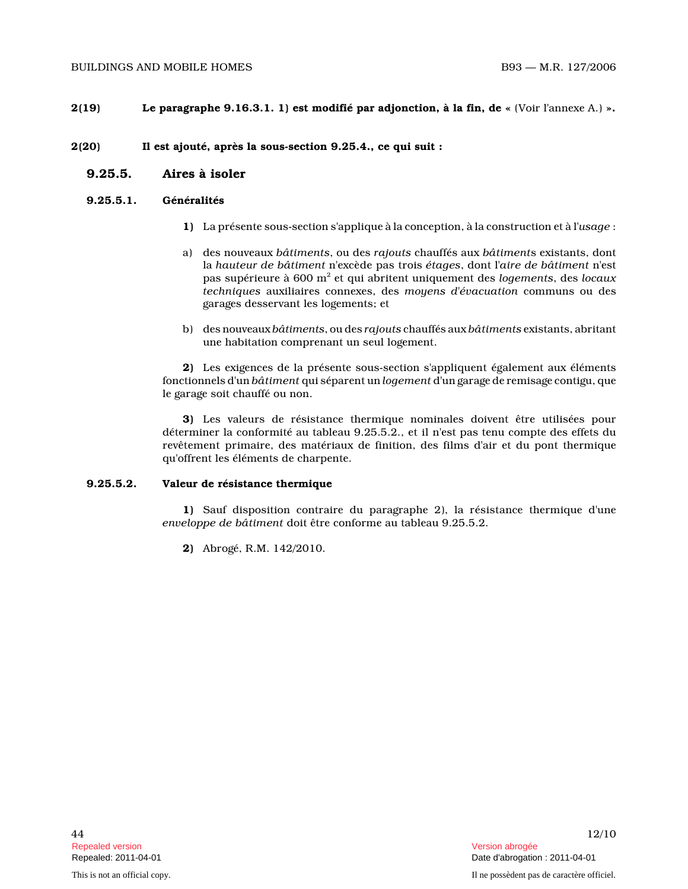**2(19)** **Le paragraphe 9.16.3.1. 1) est modifié par adjonction, à la fin, de** « (Voir l'annexe A.) »**.**

**2(20)** **Il est ajouté, après la sous-section 9.25.4., ce qui suit :**

### 9.25.5. Aires à isoler

#### 9.25.5.1. Généralités

**1)** La présente sous-section s'applique à la conception, à la construction et à l'*usage* :

a) des nouveaux *bâtiments*, ou des *rajouts* chauffés aux *bâtiments* existants, dont la *hauteur de bâtiment* n'excède pas trois *étages*, dont l'*aire de bâtiment* n'est pas supérieure à 600 $m^2$ et qui abritent uniquement des *logements*, des *locaux techniques* auxiliaires connexes, des *moyens d'évacuation* communs ou des garages desservant les logements; et

b) des nouveaux *bâtiments*, ou des *rajouts* chauffés aux *bâtiments* existants, abritant une habitation comprenant un seul logement.

**2)** Les exigences de la présente sous-section s'appliquent également aux éléments fonctionnels d'un *bâtiment* qui séparent un *logement* d'un garage de remisage contigu, que le garage soit chauffé ou non.

**3)** Les valeurs de résistance thermique nominales doivent être utilisées pour déterminer la conformité au tableau 9.25.5.2., et il n'est pas tenu compte des effets du revêtement primaire, des matériaux de finition, des films d'air et du pont thermique qu'offrent les éléments de charpente.

#### 9.25.5.2. Valeur de résistance thermique

**1)** Sauf disposition contraire du paragraphe 2), la résistance thermique d'une *enveloppe de bâtiment* doit être conforme au tableau 9.25.5.2.

**2)** Abrogé, R.M. 142/2010.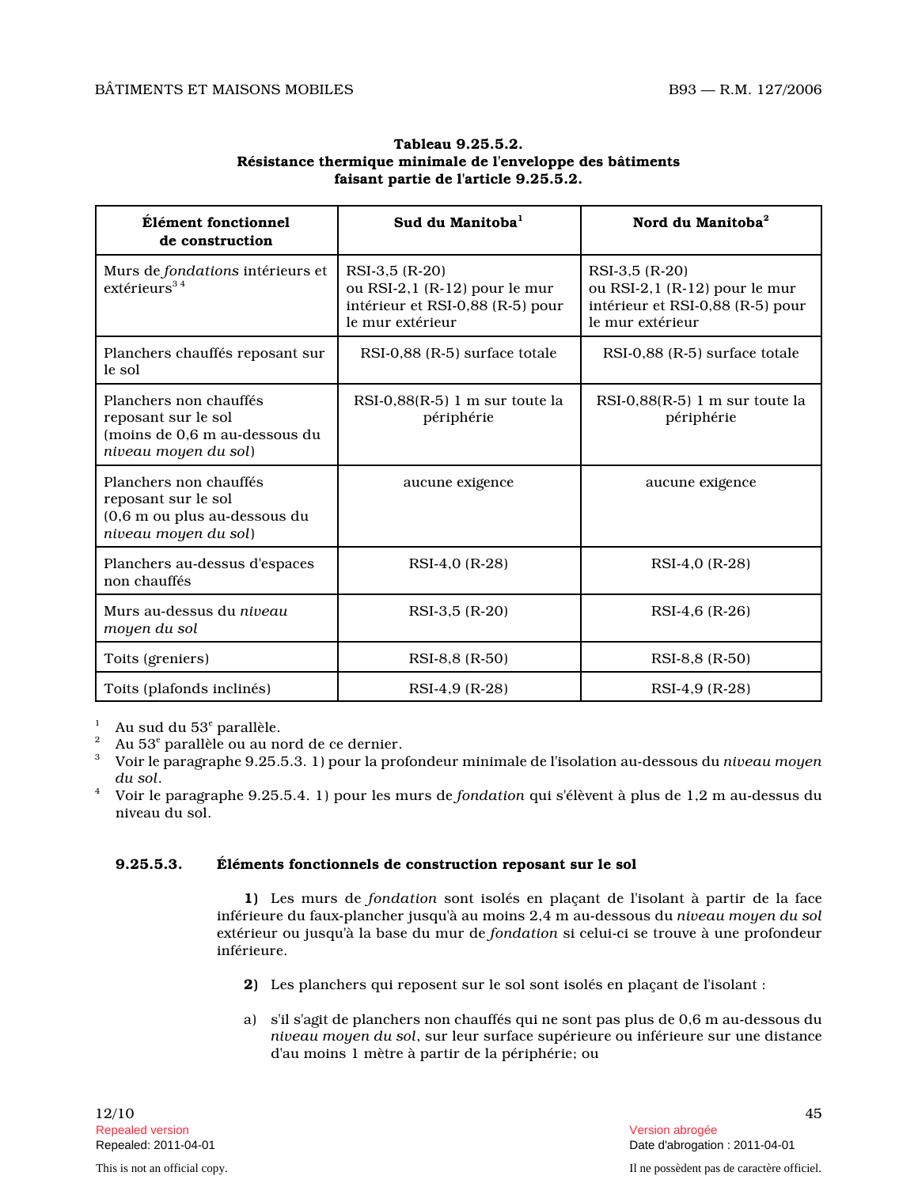**Tableau 9.25.5.2.**
**Résistance thermique minimale de l'enveloppe des bâtiments faisant partie de l'article 9.25.5.2.**

| Élément fonctionnel de construction | Sud du Manitoba[1] | Nord du Manitoba[2] |
|---|---|---|
| Murs de *fondations* intérieurs et extérieurs[3 4] | RSI-3,5 (R-20) ou RSI-2,1 (R-12) pour le mur intérieur et RSI-0,88 (R-5) pour le mur extérieur | RSI-3,5 (R-20) ou RSI-2,1 (R-12) pour le mur intérieur et RSI-0,88 (R-5) pour le mur extérieur |
| Planchers chauffés reposant sur le sol | RSI-0,88 (R-5) surface totale | RSI-0,88 (R-5) surface totale |
| Planchers non chauffés reposant sur le sol (moins de 0,6 m au-dessous du *niveau moyen du sol*) | RSI-0,88(R-5) 1 m sur toute la périphérie | RSI-0,88(R-5) 1 m sur toute la périphérie |
| Planchers non chauffés reposant sur le sol (0,6 m ou plus au-dessous du *niveau moyen du sol*) | aucune exigence | aucune exigence |
| Planchers au-dessus d'espaces non chauffés | RSI-4,0 (R-28) | RSI-4,0 (R-28) |
| Murs au-dessus du *niveau moyen du sol* | RSI-3,5 (R-20) | RSI-4,6 (R-26) |
| Toits (greniers) | RSI-8,8 (R-50) | RSI-8,8 (R-50) |
| Toits (plafonds inclinés) | RSI-4,9 (R-28) | RSI-4,9 (R-28) |

[1] Au sud du 53e parallèle.
[2] Au 53e parallèle ou au nord de ce dernier.
[3] Voir le paragraphe 9.25.5.3. 1) pour la profondeur minimale de l'isolation au-dessous du *niveau moyen du sol*.
[4] Voir le paragraphe 9.25.5.4. 1) pour les murs de *fondation* qui s'élèvent à plus de 1,2 m au-dessus du niveau du sol.

**9.25.5.3. Éléments fonctionnels de construction reposant sur le sol**

**1)** Les murs de *fondation* sont isolés en plaçant de l'isolant à partir de la face inférieure du faux-plancher jusqu'à au moins 2,4 m au-dessous du *niveau moyen du sol* extérieur ou jusqu'à la base du mur de *fondation* si celui-ci se trouve à une profondeur inférieure.

**2)** Les planchers qui reposent sur le sol sont isolés en plaçant de l'isolant :

a) s'il s'agit de planchers non chauffés qui ne sont pas plus de 0,6 m au-dessous du *niveau moyen du sol*, sur leur surface supérieure ou inférieure sur une distance d'au moins 1 mètre à partir de la périphérie; ou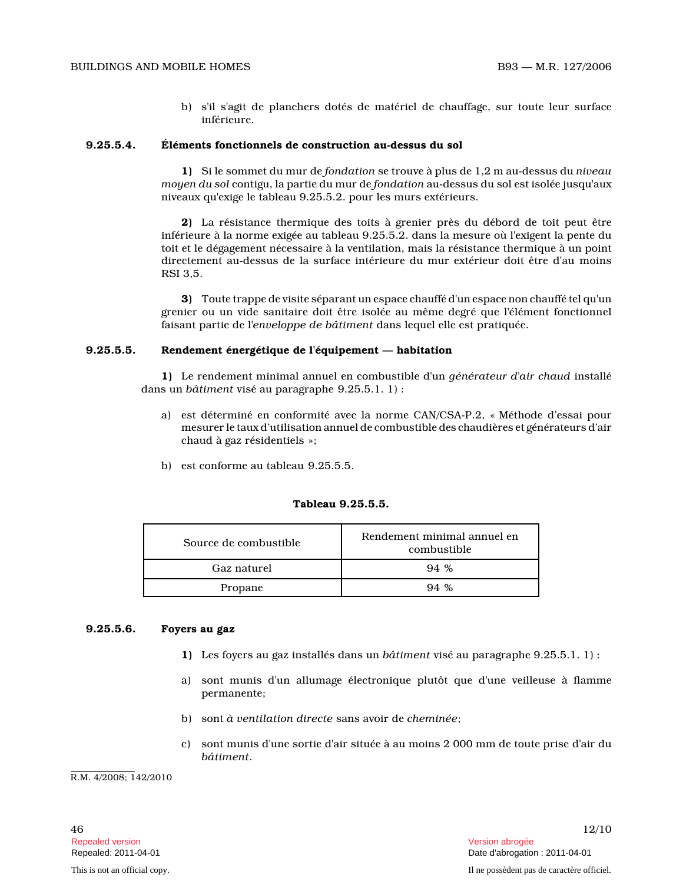b) s'il s'agit de planchers dotés de matériel de chauffage, sur toute leur surface inférieure.

**9.25.5.4. Éléments fonctionnels de construction au-dessus du sol**

**1)** Si le sommet du mur de *fondation* se trouve à plus de 1,2 m au-dessus du *niveau moyen du sol* contigu, la partie du mur de *fondation* au-dessus du sol est isolée jusqu'aux niveaux qu'exige le tableau 9.25.5.2. pour les murs extérieurs.

**2)** La résistance thermique des toits à grenier près du débord de toit peut être inférieure à la norme exigée au tableau 9.25.5.2. dans la mesure où l'exigent la pente du toit et le dégagement nécessaire à la ventilation, mais la résistance thermique à un point directement au-dessus de la surface intérieure du mur extérieur doit être d'au moins RSI 3,5.

**3)** Toute trappe de visite séparant un espace chauffé d'un espace non chauffé tel qu'un grenier ou un vide sanitaire doit être isolée au même degré que l'élément fonctionnel faisant partie de l'*enveloppe de bâtiment* dans lequel elle est pratiquée.

**9.25.5.5. Rendement énergétique de l'équipement — habitation**

**1)** Le rendement minimal annuel en combustible d'un *générateur d'air chaud* installé dans un *bâtiment* visé au paragraphe 9.25.5.1. 1) :

a) est déterminé en conformité avec la norme CAN/CSA-P.2, « Méthode d'essai pour mesurer le taux d'utilisation annuel de combustible des chaudières et générateurs d'air chaud à gaz résidentiels »;

b) est conforme au tableau 9.25.5.5.

**Tableau 9.25.5.5.**

| Source de combustible | Rendement minimal annuel en combustible |
|---|---|
| Gaz naturel | 94 % |
| Propane | 94 % |

**9.25.5.6. Foyers au gaz**

**1)** Les foyers au gaz installés dans un *bâtiment* visé au paragraphe 9.25.5.1. 1) :

a) sont munis d'un allumage électronique plutôt que d'une veilleuse à flamme permanente;

b) sont *à ventilation directe* sans avoir de *cheminée*;

c) sont munis d'une sortie d'air située à au moins 2 000 mm de toute prise d'air du *bâtiment*.

R.M. 4/2008; 142/2010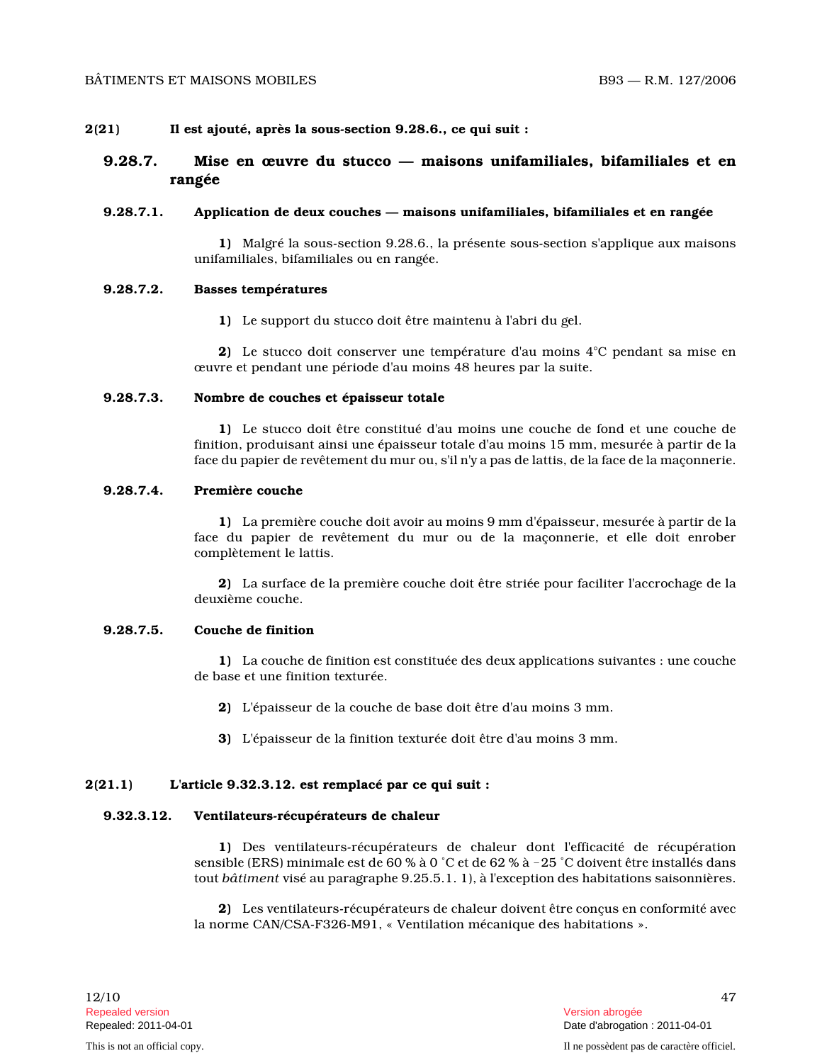**2(21)** **Il est ajouté, après la sous-section 9.28.6., ce qui suit :**

## 9.28.7. Mise en œuvre du stucco — maisons unifamiliales, bifamiliales et en rangée

### 9.28.7.1. Application de deux couches — maisons unifamiliales, bifamiliales et en rangée

**1)** Malgré la sous-section 9.28.6., la présente sous-section s'applique aux maisons unifamiliales, bifamiliales ou en rangée.

### 9.28.7.2. Basses températures

**1)** Le support du stucco doit être maintenu à l'abri du gel.

**2)** Le stucco doit conserver une température d'au moins 4°C pendant sa mise en œuvre et pendant une période d'au moins 48 heures par la suite.

### 9.28.7.3. Nombre de couches et épaisseur totale

**1)** Le stucco doit être constitué d'au moins une couche de fond et une couche de finition, produisant ainsi une épaisseur totale d'au moins 15 mm, mesurée à partir de la face du papier de revêtement du mur ou, s'il n'y a pas de lattis, de la face de la maçonnerie.

### 9.28.7.4. Première couche

**1)** La première couche doit avoir au moins 9 mm d'épaisseur, mesurée à partir de la face du papier de revêtement du mur ou de la maçonnerie, et elle doit enrober complètement le lattis.

**2)** La surface de la première couche doit être striée pour faciliter l'accrochage de la deuxième couche.

### 9.28.7.5. Couche de finition

**1)** La couche de finition est constituée des deux applications suivantes : une couche de base et une finition texturée.

**2)** L'épaisseur de la couche de base doit être d'au moins 3 mm.

**3)** L'épaisseur de la finition texturée doit être d'au moins 3 mm.

**2(21.1)** **L'article 9.32.3.12. est remplacé par ce qui suit :**

### 9.32.3.12. Ventilateurs-récupérateurs de chaleur

**1)** Des ventilateurs-récupérateurs de chaleur dont l'efficacité de récupération sensible (ERS) minimale est de 60 % à 0 °C et de 62 % à −25 °C doivent être installés dans tout *bâtiment* visé au paragraphe 9.25.5.1. 1), à l'exception des habitations saisonnières.

**2)** Les ventilateurs-récupérateurs de chaleur doivent être conçus en conformité avec la norme CAN/CSA-F326-M91, « Ventilation mécanique des habitations ».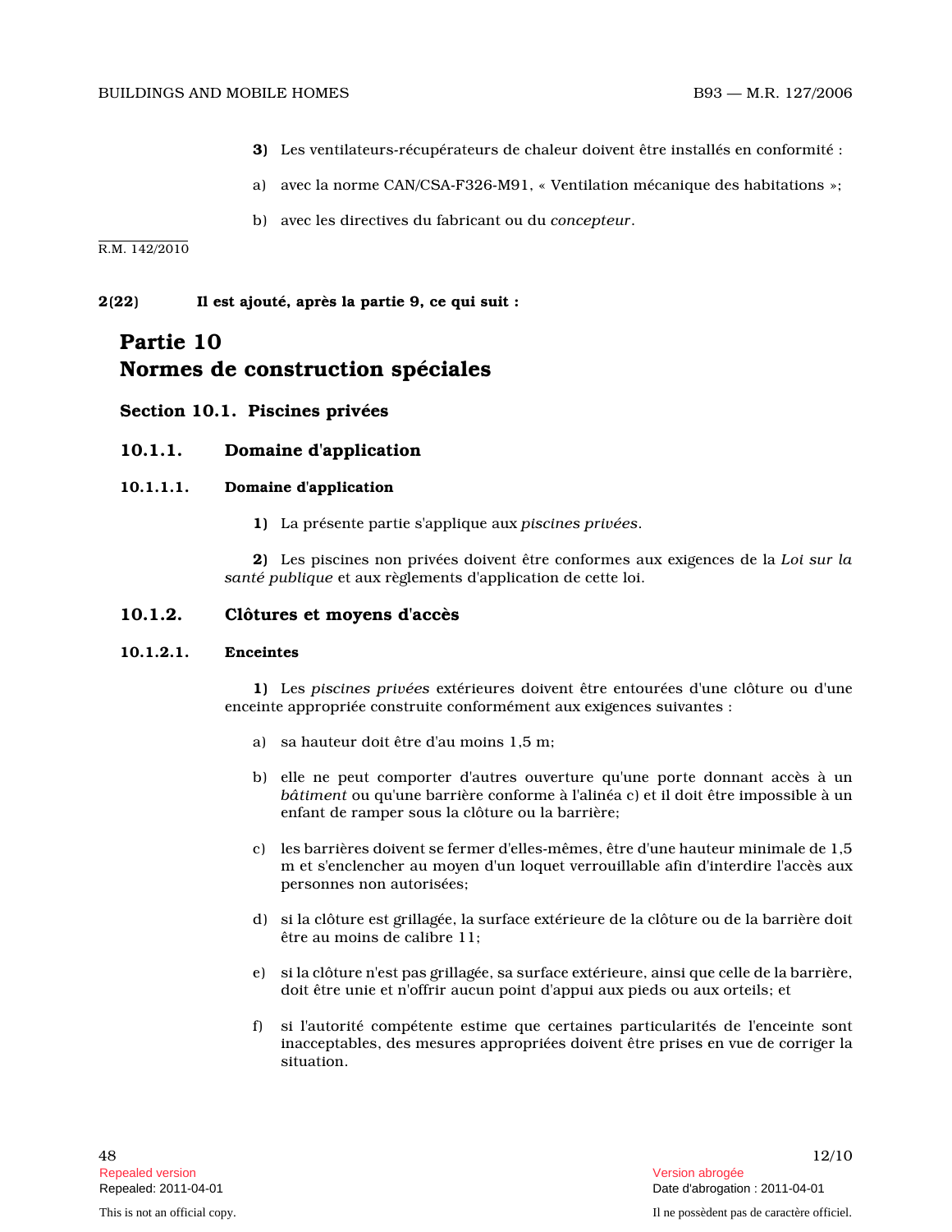**3)** Les ventilateurs-récupérateurs de chaleur doivent être installés en conformité :

a) avec la norme CAN/CSA-F326-M91, « Ventilation mécanique des habitations »;

b) avec les directives du fabricant ou du *concepteur*.

R.M. 142/2010

**2(22) Il est ajouté, après la partie 9, ce qui suit :**

# Partie 10
# Normes de construction spéciales

## Section 10.1. Piscines privées

### 10.1.1. Domaine d'application

#### 10.1.1.1. Domaine d'application

**1)** La présente partie s'applique aux *piscines privées*.

**2)** Les piscines non privées doivent être conformes aux exigences de la *Loi sur la santé publique* et aux règlements d'application de cette loi.

### 10.1.2. Clôtures et moyens d'accès

#### 10.1.2.1. Enceintes

**1)** Les *piscines privées* extérieures doivent être entourées d'une clôture ou d'une enceinte appropriée construite conformément aux exigences suivantes :

a) sa hauteur doit être d'au moins 1,5 m;

b) elle ne peut comporter d'autres ouverture qu'une porte donnant accès à un *bâtiment* ou qu'une barrière conforme à l'alinéa c) et il doit être impossible à un enfant de ramper sous la clôture ou la barrière;

c) les barrières doivent se fermer d'elles-mêmes, être d'une hauteur minimale de 1,5 m et s'enclencher au moyen d'un loquet verrouillable afin d'interdire l'accès aux personnes non autorisées;

d) si la clôture est grillagée, la surface extérieure de la clôture ou de la barrière doit être au moins de calibre 11;

e) si la clôture n'est pas grillagée, sa surface extérieure, ainsi que celle de la barrière, doit être unie et n'offrir aucun point d'appui aux pieds ou aux orteils; et

f) si l'autorité compétente estime que certaines particularités de l'enceinte sont inacceptables, des mesures appropriées doivent être prises en vue de corriger la situation.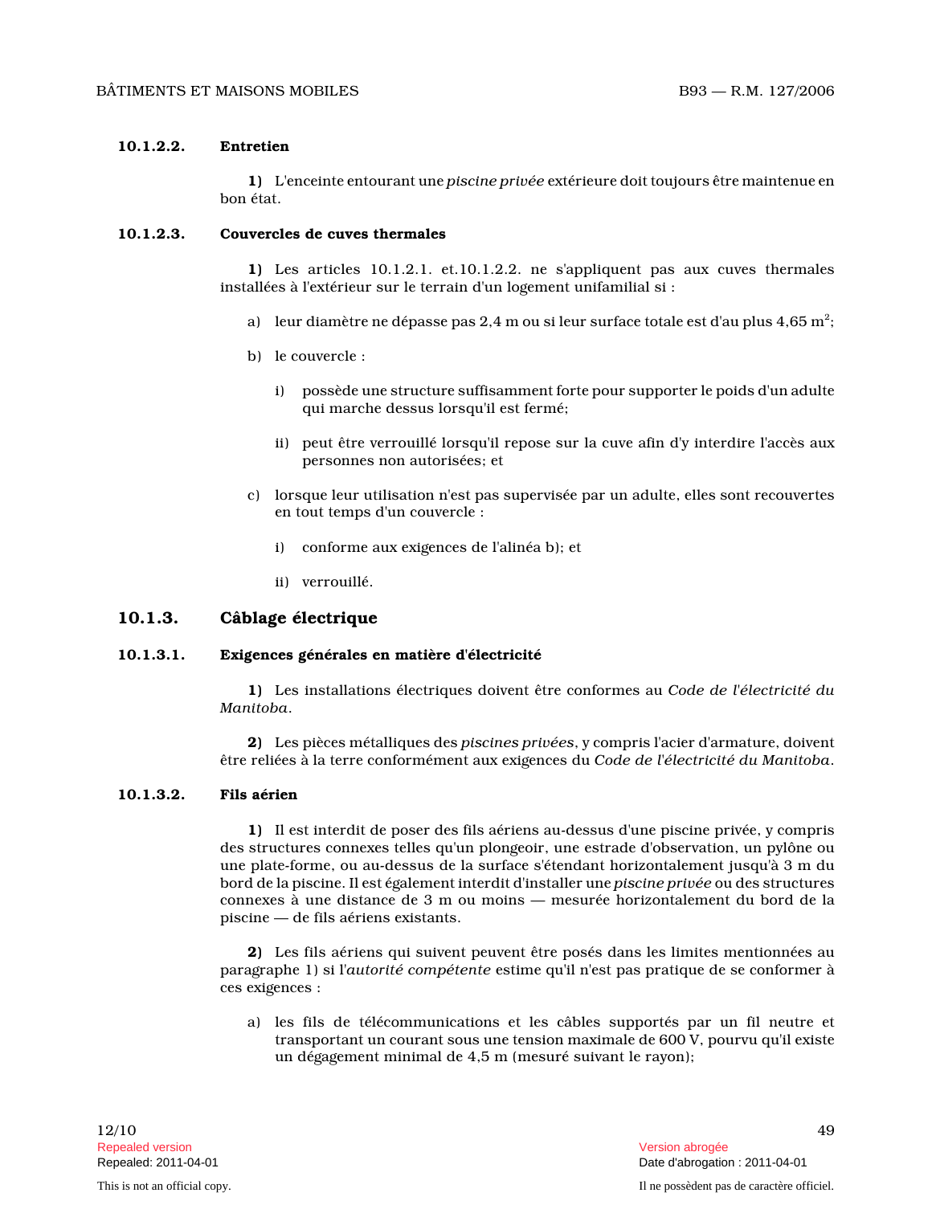**10.1.2.2. Entretien**

**1)** L'enceinte entourant une *piscine privée* extérieure doit toujours être maintenue en bon état.

**10.1.2.3. Couvercles de cuves thermales**

**1)** Les articles 10.1.2.1. et.10.1.2.2. ne s'appliquent pas aux cuves thermales installées à l'extérieur sur le terrain d'un logement unifamilial si :

a) leur diamètre ne dépasse pas 2,4 m ou si leur surface totale est d'au plus 4,65 $m^2$;

b) le couvercle :

i) possède une structure suffisamment forte pour supporter le poids d'un adulte qui marche dessus lorsqu'il est fermé;

ii) peut être verrouillé lorsqu'il repose sur la cuve afin d'y interdire l'accès aux personnes non autorisées; et

c) lorsque leur utilisation n'est pas supervisée par un adulte, elles sont recouvertes en tout temps d'un couvercle :

i) conforme aux exigences de l'alinéa b); et

ii) verrouillé.

## 10.1.3. Câblage électrique

**10.1.3.1. Exigences générales en matière d'électricité**

**1)** Les installations électriques doivent être conformes au *Code de l'électricité du Manitoba*.

**2)** Les pièces métalliques des *piscines privées*, y compris l'acier d'armature, doivent être reliées à la terre conformément aux exigences du *Code de l'électricité du Manitoba*.

**10.1.3.2. Fils aérien**

**1)** Il est interdit de poser des fils aériens au-dessus d'une piscine privée, y compris des structures connexes telles qu'un plongeoir, une estrade d'observation, un pylône ou une plate-forme, ou au-dessus de la surface s'étendant horizontalement jusqu'à 3 m du bord de la piscine. Il est également interdit d'installer une *piscine privée* ou des structures connexes à une distance de 3 m ou moins — mesurée horizontalement du bord de la piscine — de fils aériens existants.

**2)** Les fils aériens qui suivent peuvent être posés dans les limites mentionnées au paragraphe 1) si l'*autorité compétente* estime qu'il n'est pas pratique de se conformer à ces exigences :

a) les fils de télécommunications et les câbles supportés par un fil neutre et transportant un courant sous une tension maximale de 600 V, pourvu qu'il existe un dégagement minimal de 4,5 m (mesuré suivant le rayon);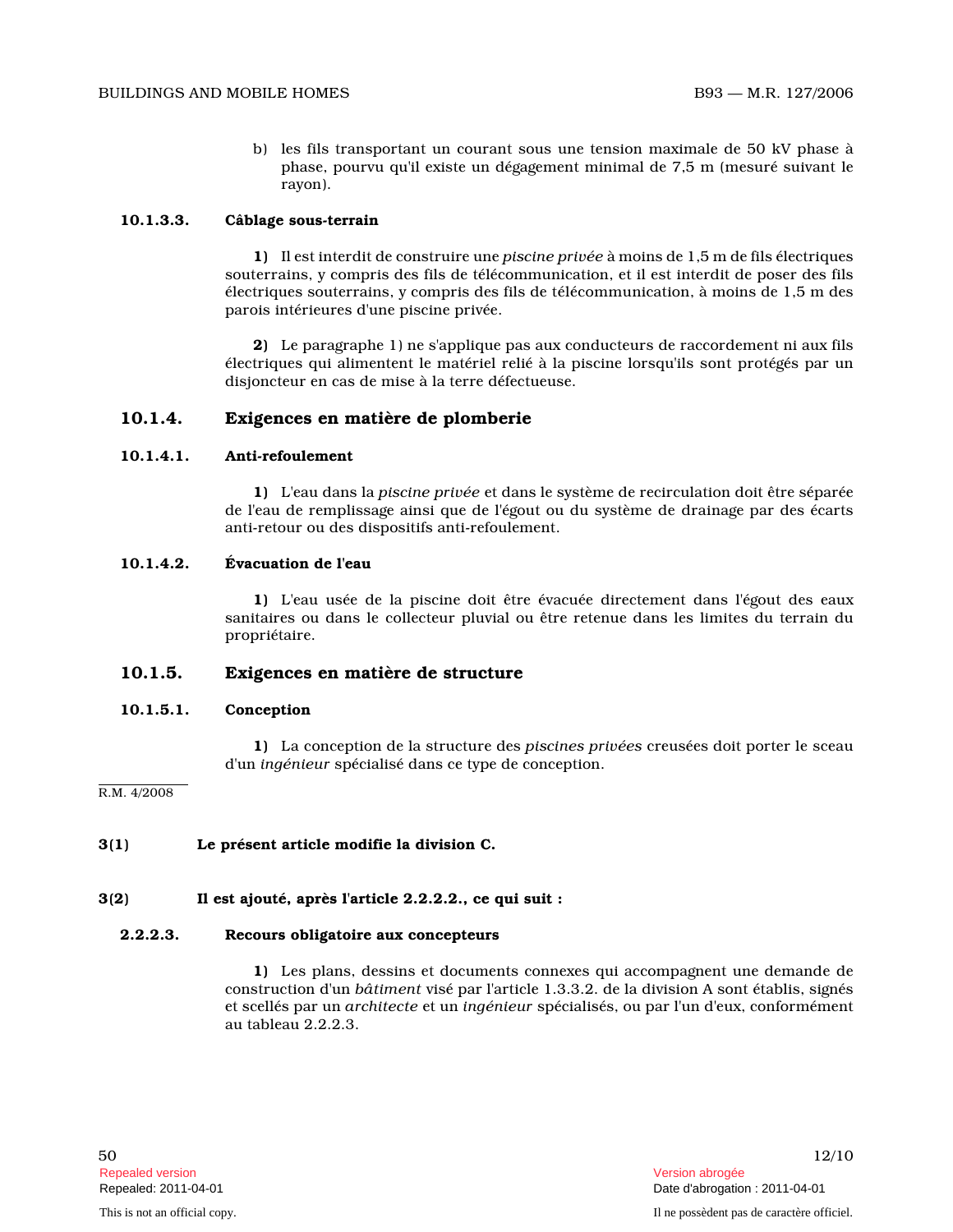b) les fils transportant un courant sous une tension maximale de 50 kV phase à phase, pourvu qu'il existe un dégagement minimal de 7,5 m (mesuré suivant le rayon).

**10.1.3.3. Câblage sous-terrain**

**1)** Il est interdit de construire une *piscine privée* à moins de 1,5 m de fils électriques souterrains, y compris des fils de télécommunication, et il est interdit de poser des fils électriques souterrains, y compris des fils de télécommunication, à moins de 1,5 m des parois intérieures d'une piscine privée.

**2)** Le paragraphe 1) ne s'applique pas aux conducteurs de raccordement ni aux fils électriques qui alimentent le matériel relié à la piscine lorsqu'ils sont protégés par un disjoncteur en cas de mise à la terre défectueuse.

## 10.1.4. Exigences en matière de plomberie

**10.1.4.1. Anti-refoulement**

**1)** L'eau dans la *piscine privée* et dans le système de recirculation doit être séparée de l'eau de remplissage ainsi que de l'égout ou du système de drainage par des écarts anti-retour ou des dispositifs anti-refoulement.

**10.1.4.2. Évacuation de l'eau**

**1)** L'eau usée de la piscine doit être évacuée directement dans l'égout des eaux sanitaires ou dans le collecteur pluvial ou être retenue dans les limites du terrain du propriétaire.

## 10.1.5. Exigences en matière de structure

**10.1.5.1. Conception**

**1)** La conception de la structure des *piscines privées* creusées doit porter le sceau d'un *ingénieur* spécialisé dans ce type de conception.

R.M. 4/2008

**3(1) Le présent article modifie la division C.**

**3(2) Il est ajouté, après l'article 2.2.2.2., ce qui suit :**

**2.2.2.3. Recours obligatoire aux concepteurs**

**1)** Les plans, dessins et documents connexes qui accompagnent une demande de construction d'un *bâtiment* visé par l'article 1.3.3.2. de la division A sont établis, signés et scellés par un *architecte* et un *ingénieur* spécialisés, ou par l'un d'eux, conformément au tableau 2.2.2.3.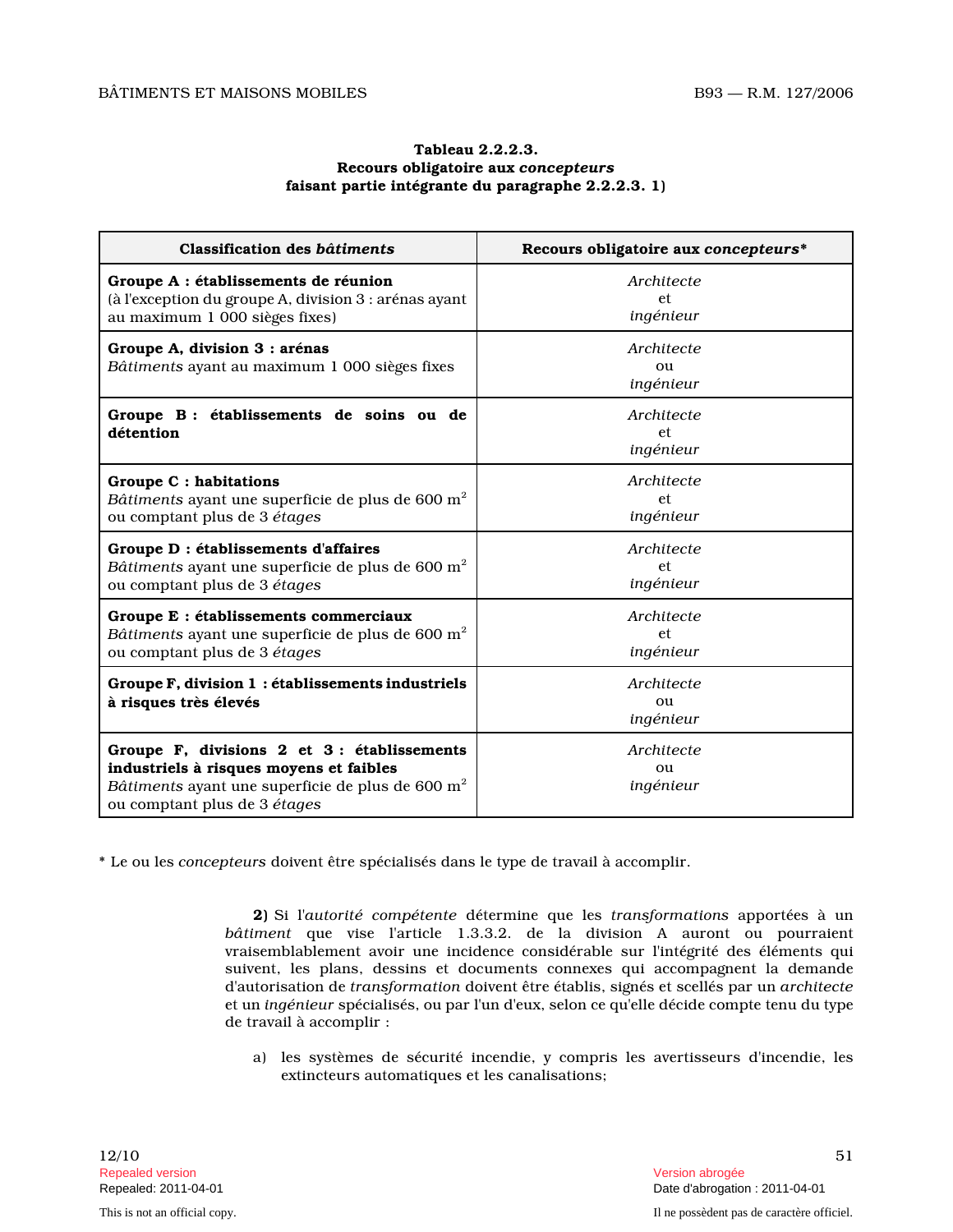**Tableau 2.2.2.3.**
**Recours obligatoire aux *concepteurs***
**faisant partie intégrante du paragraphe 2.2.2.3. 1)**

| Classification des *bâtiments* | Recours obligatoire aux *concepteurs** |
|---|---|
| **Groupe A : établissements de réunion** (à l'exception du groupe A, division 3 : arénas ayant au maximum 1 000 sièges fixes) | *Architecte* et *ingénieur* |
| **Groupe A, division 3 : arénas** *Bâtiments* ayant au maximum 1 000 sièges fixes | *Architecte* ou *ingénieur* |
| **Groupe B : établissements de soins ou de détention** | *Architecte* et *ingénieur* |
| **Groupe C : habitations** *Bâtiments* ayant une superficie de plus de 600 m² ou comptant plus de 3 *étages* | *Architecte* et *ingénieur* |
| **Groupe D : établissements d'affaires** *Bâtiments* ayant une superficie de plus de 600 m² ou comptant plus de 3 *étages* | *Architecte* et *ingénieur* |
| **Groupe E : établissements commerciaux** *Bâtiments* ayant une superficie de plus de 600 m² ou comptant plus de 3 *étages* | *Architecte* et *ingénieur* |
| **Groupe F, division 1 : établissements industriels à risques très élevés** | *Architecte* ou *ingénieur* |
| **Groupe F, divisions 2 et 3 : établissements industriels à risques moyens et faibles** *Bâtiments* ayant une superficie de plus de 600 m² ou comptant plus de 3 *étages* | *Architecte* ou *ingénieur* |

* Le ou les *concepteurs* doivent être spécialisés dans le type de travail à accomplir.

**2)** Si l'*autorité compétente* détermine que les *transformations* apportées à un *bâtiment* que vise l'article 1.3.3.2. de la division A auront ou pourraient vraisemblablement avoir une incidence considérable sur l'intégrité des éléments qui suivent, les plans, dessins et documents connexes qui accompagnent la demande d'autorisation de *transformation* doivent être établis, signés et scellés par un *architecte* et un *ingénieur* spécialisés, ou par l'un d'eux, selon ce qu'elle décide compte tenu du type de travail à accomplir :

a) les systèmes de sécurité incendie, y compris les avertisseurs d'incendie, les extincteurs automatiques et les canalisations;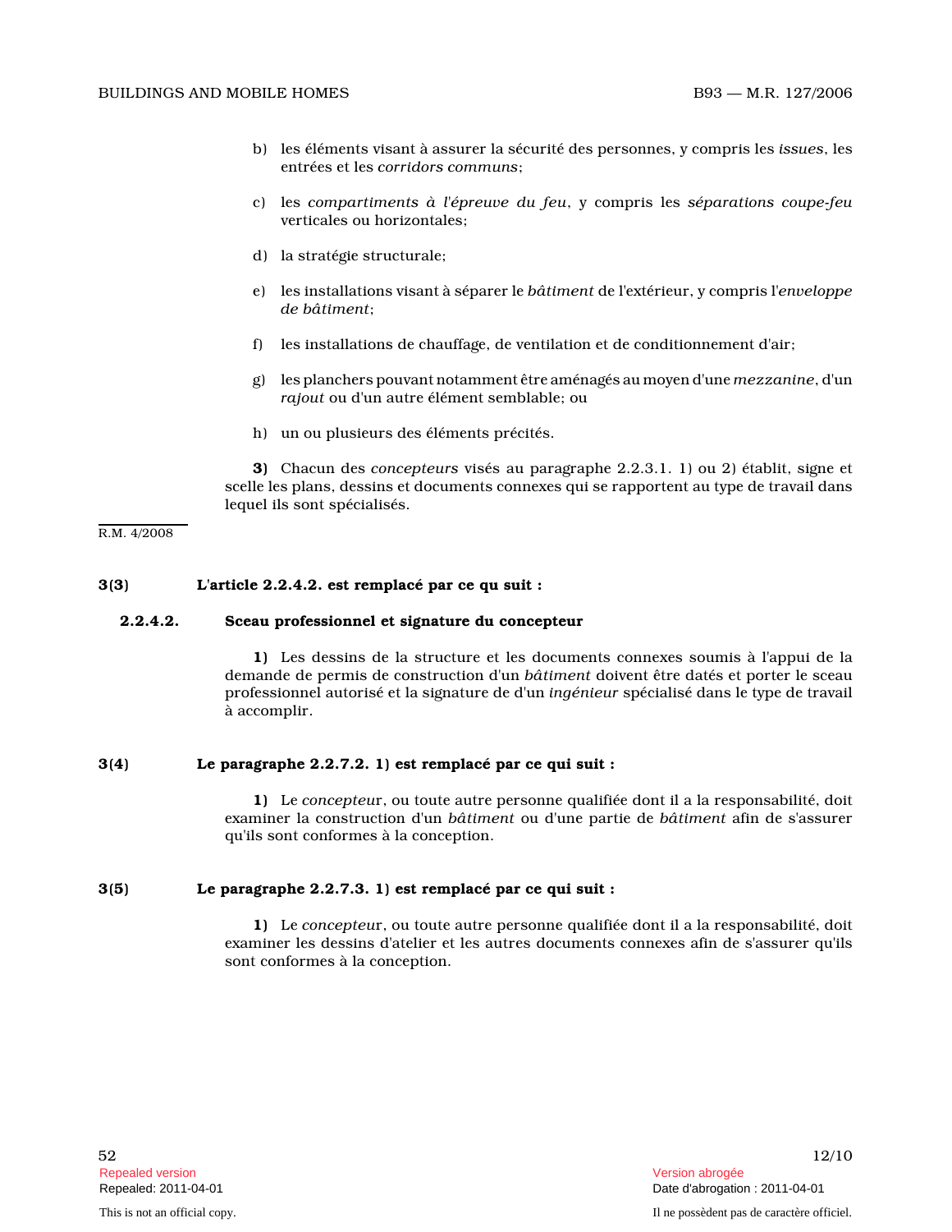b) les éléments visant à assurer la sécurité des personnes, y compris les *issues*, les entrées et les *corridors communs*;

c) les *compartiments à l'épreuve du feu*, y compris les *séparations coupe-feu* verticales ou horizontales;

d) la stratégie structurale;

e) les installations visant à séparer le *bâtiment* de l'extérieur, y compris l'*enveloppe de bâtiment*;

f) les installations de chauffage, de ventilation et de conditionnement d'air;

g) les planchers pouvant notamment être aménagés au moyen d'une *mezzanine*, d'un *rajout* ou d'un autre élément semblable; ou

h) un ou plusieurs des éléments précités.

**3)** Chacun des *concepteurs* visés au paragraphe 2.2.3.1. 1) ou 2) établit, signe et scelle les plans, dessins et documents connexes qui se rapportent au type de travail dans lequel ils sont spécialisés.

R.M. 4/2008

**3(3) L'article 2.2.4.2. est remplacé par ce qu suit :**

**2.2.4.2. Sceau professionnel et signature du concepteur**

**1)** Les dessins de la structure et les documents connexes soumis à l'appui de la demande de permis de construction d'un *bâtiment* doivent être datés et porter le sceau professionnel autorisé et la signature de d'un *ingénieur* spécialisé dans le type de travail à accomplir.

**3(4) Le paragraphe 2.2.7.2. 1) est remplacé par ce qui suit :**

**1)** Le *concepteur*, ou toute autre personne qualifiée dont il a la responsabilité, doit examiner la construction d'un *bâtiment* ou d'une partie de *bâtiment* afin de s'assurer qu'ils sont conformes à la conception.

**3(5) Le paragraphe 2.2.7.3. 1) est remplacé par ce qui suit :**

**1)** Le *concepteur*, ou toute autre personne qualifiée dont il a la responsabilité, doit examiner les dessins d'atelier et les autres documents connexes afin de s'assurer qu'ils sont conformes à la conception.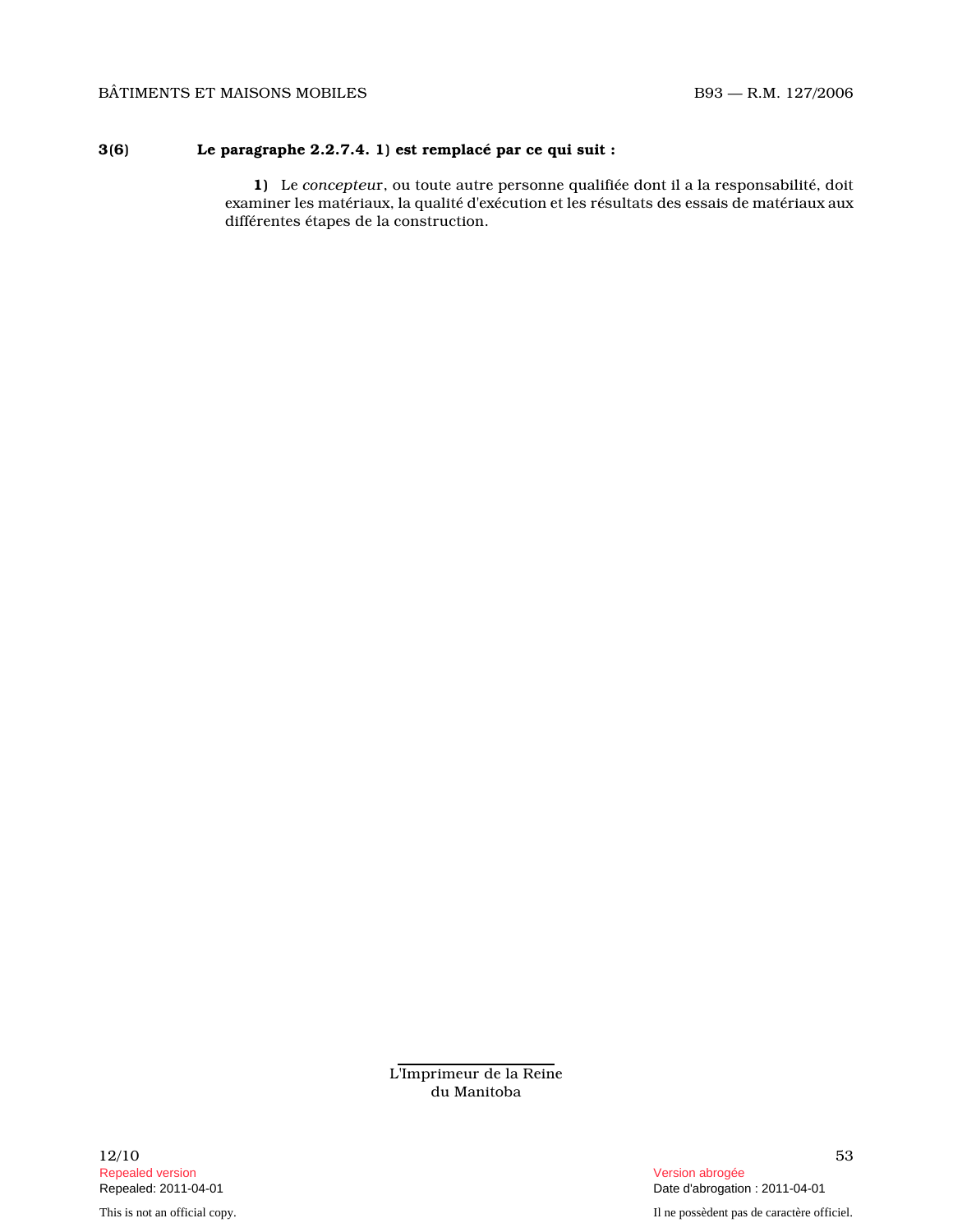**3(6)** **Le paragraphe 2.2.7.4. 1) est remplacé par ce qui suit :**

**1)** Le *concepteu*r, ou toute autre personne qualifiée dont il a la responsabilité, doit examiner les matériaux, la qualité d'exécution et les résultats des essais de matériaux aux différentes étapes de la construction.

L'Imprimeur de la Reine
du Manitoba